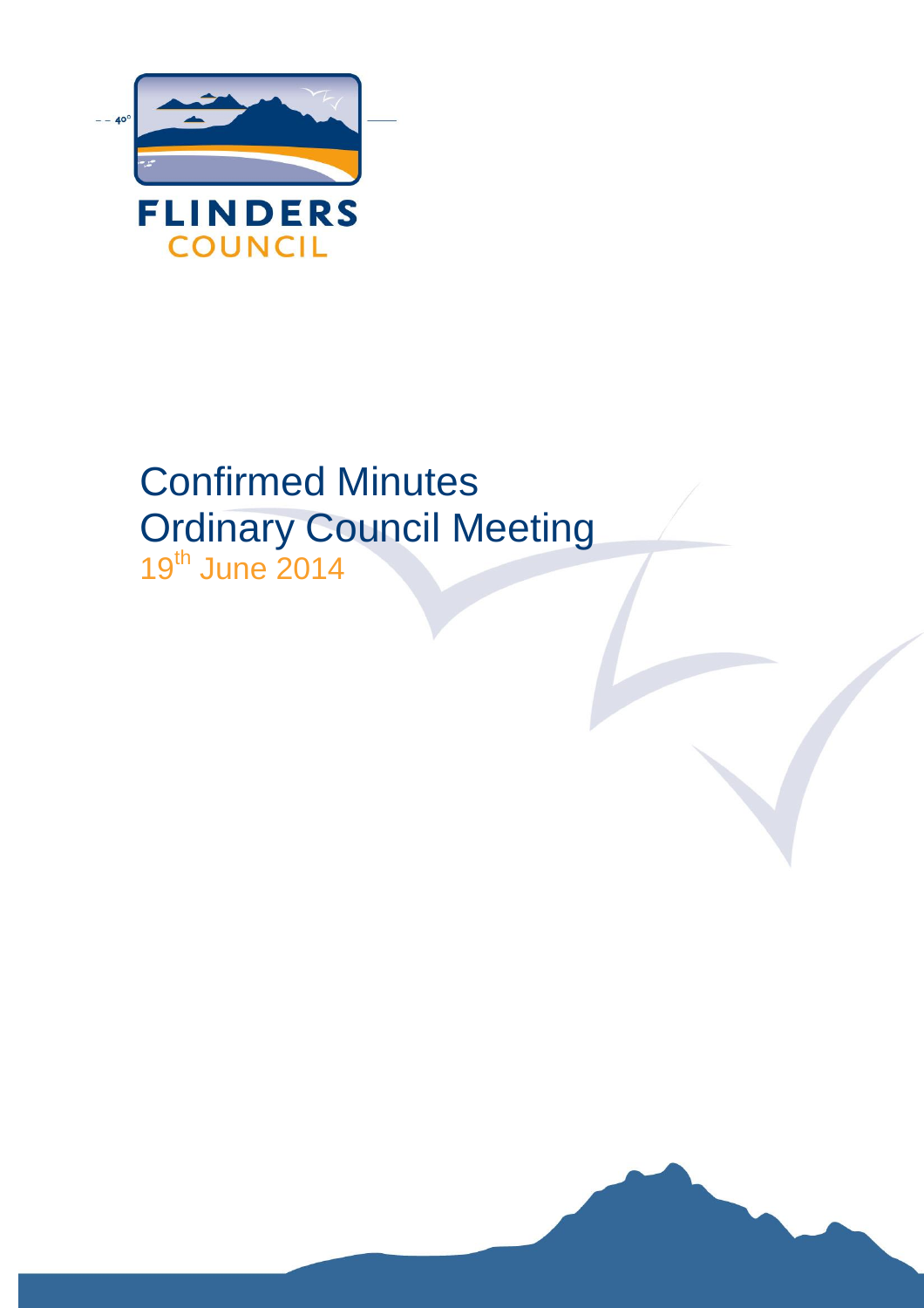FLINDERS
COUNCIL

# Confirmed Minutes
# Ordinary Council Meeting
19th June 2014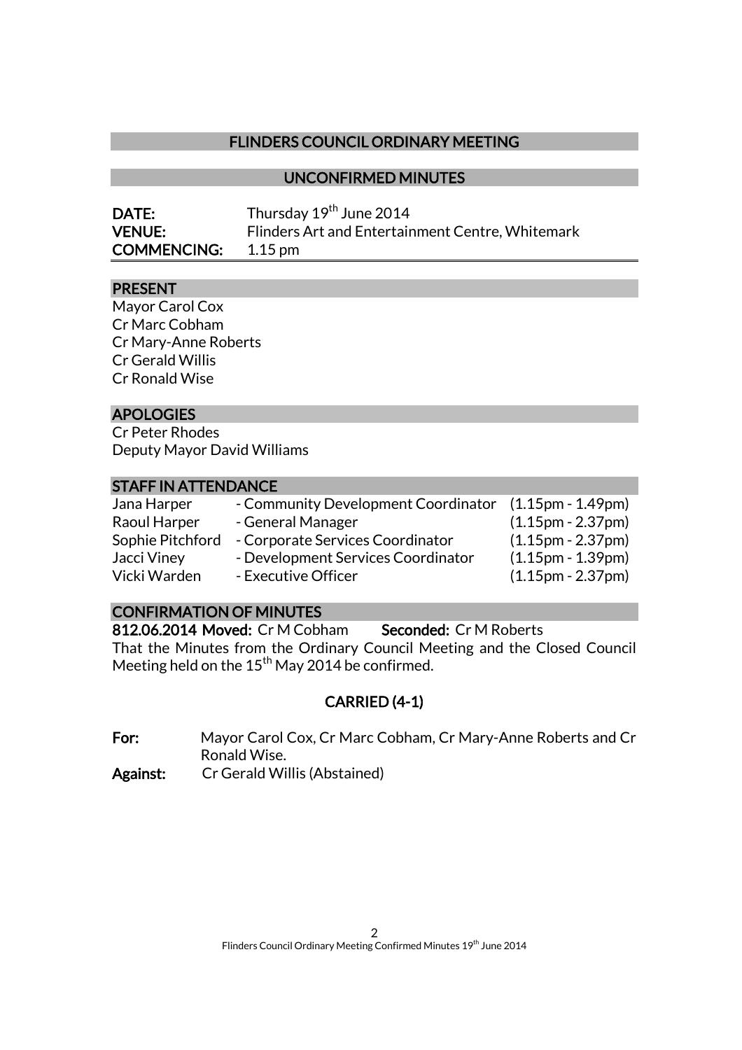# FLINDERS COUNCIL ORDINARY MEETING

## UNCONFIRMED MINUTES

**DATE:** Thursday 19th June 2014
**VENUE:** Flinders Art and Entertainment Centre, Whitemark
**COMMENCING:** 1.15 pm

### PRESENT

Mayor Carol Cox
Cr Marc Cobham
Cr Mary-Anne Roberts
Cr Gerald Willis
Cr Ronald Wise

### APOLOGIES

Cr Peter Rhodes
Deputy Mayor David Williams

### STAFF IN ATTENDANCE

| | | |
|---|---|---|
| Jana Harper | - Community Development Coordinator | (1.15pm - 1.49pm) |
| Raoul Harper | - General Manager | (1.15pm - 2.37pm) |
| Sophie Pitchford | - Corporate Services Coordinator | (1.15pm - 2.37pm) |
| Jacci Viney | - Development Services Coordinator | (1.15pm - 1.39pm) |
| Vicki Warden | - Executive Officer | (1.15pm - 2.37pm) |

### CONFIRMATION OF MINUTES

**812.06.2014 Moved:** Cr M Cobham **Seconded:** Cr M Roberts

That the Minutes from the Ordinary Council Meeting and the Closed Council Meeting held on the 15th May 2014 be confirmed.

**CARRIED (4-1)**

**For:** Mayor Carol Cox, Cr Marc Cobham, Cr Mary-Anne Roberts and Cr Ronald Wise.

**Against:** Cr Gerald Willis (Abstained)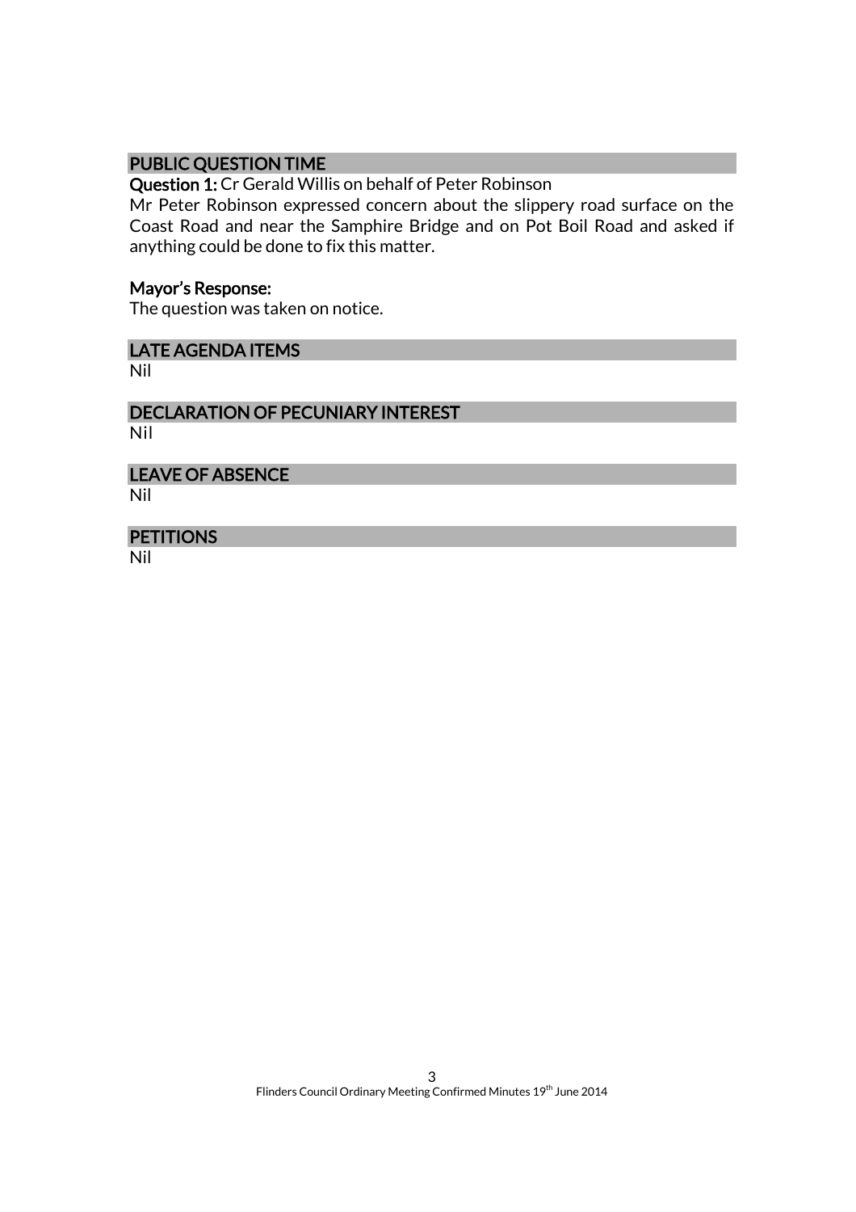## PUBLIC QUESTION TIME

**Question 1:** Cr Gerald Willis on behalf of Peter Robinson

Mr Peter Robinson expressed concern about the slippery road surface on the Coast Road and near the Samphire Bridge and on Pot Boil Road and asked if anything could be done to fix this matter.

**Mayor's Response:**

The question was taken on notice.

## LATE AGENDA ITEMS

Nil

## DECLARATION OF PECUNIARY INTEREST

Nil

## LEAVE OF ABSENCE

Nil

## PETITIONS

Nil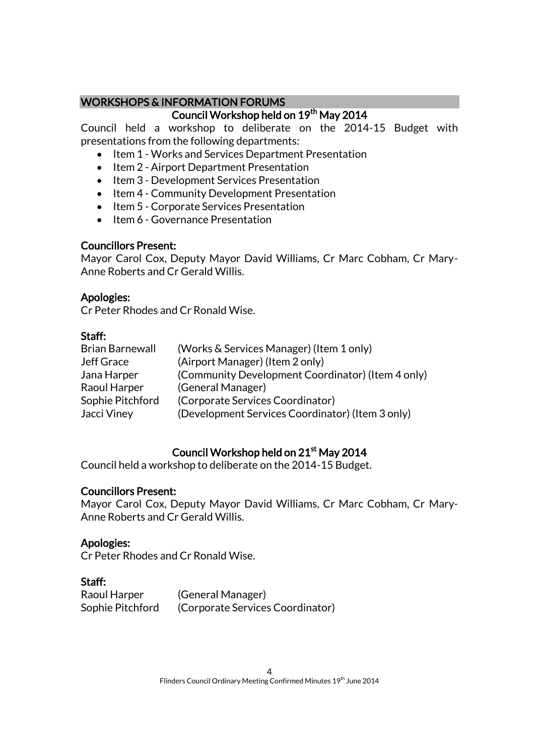## WORKSHOPS & INFORMATION FORUMS

### Council Workshop held on 19th May 2014

Council held a workshop to deliberate on the 2014-15 Budget with presentations from the following departments:

- Item 1 - Works and Services Department Presentation
- Item 2 - Airport Department Presentation
- Item 3 - Development Services Presentation
- Item 4 - Community Development Presentation
- Item 5 - Corporate Services Presentation
- Item 6 - Governance Presentation

**Councillors Present:**

Mayor Carol Cox, Deputy Mayor David Williams, Cr Marc Cobham, Cr Mary-Anne Roberts and Cr Gerald Willis.

**Apologies:**

Cr Peter Rhodes and Cr Ronald Wise.

**Staff:**

| | |
|---|---|
| Brian Barnewall | (Works & Services Manager) (Item 1 only) |
| Jeff Grace | (Airport Manager) (Item 2 only) |
| Jana Harper | (Community Development Coordinator) (Item 4 only) |
| Raoul Harper | (General Manager) |
| Sophie Pitchford | (Corporate Services Coordinator) |
| Jacci Viney | (Development Services Coordinator) (Item 3 only) |

### Council Workshop held on 21st May 2014

Council held a workshop to deliberate on the 2014-15 Budget.

**Councillors Present:**

Mayor Carol Cox, Deputy Mayor David Williams, Cr Marc Cobham, Cr Mary-Anne Roberts and Cr Gerald Willis.

**Apologies:**

Cr Peter Rhodes and Cr Ronald Wise.

**Staff:**

| | |
|---|---|
| Raoul Harper | (General Manager) |
| Sophie Pitchford | (Corporate Services Coordinator) |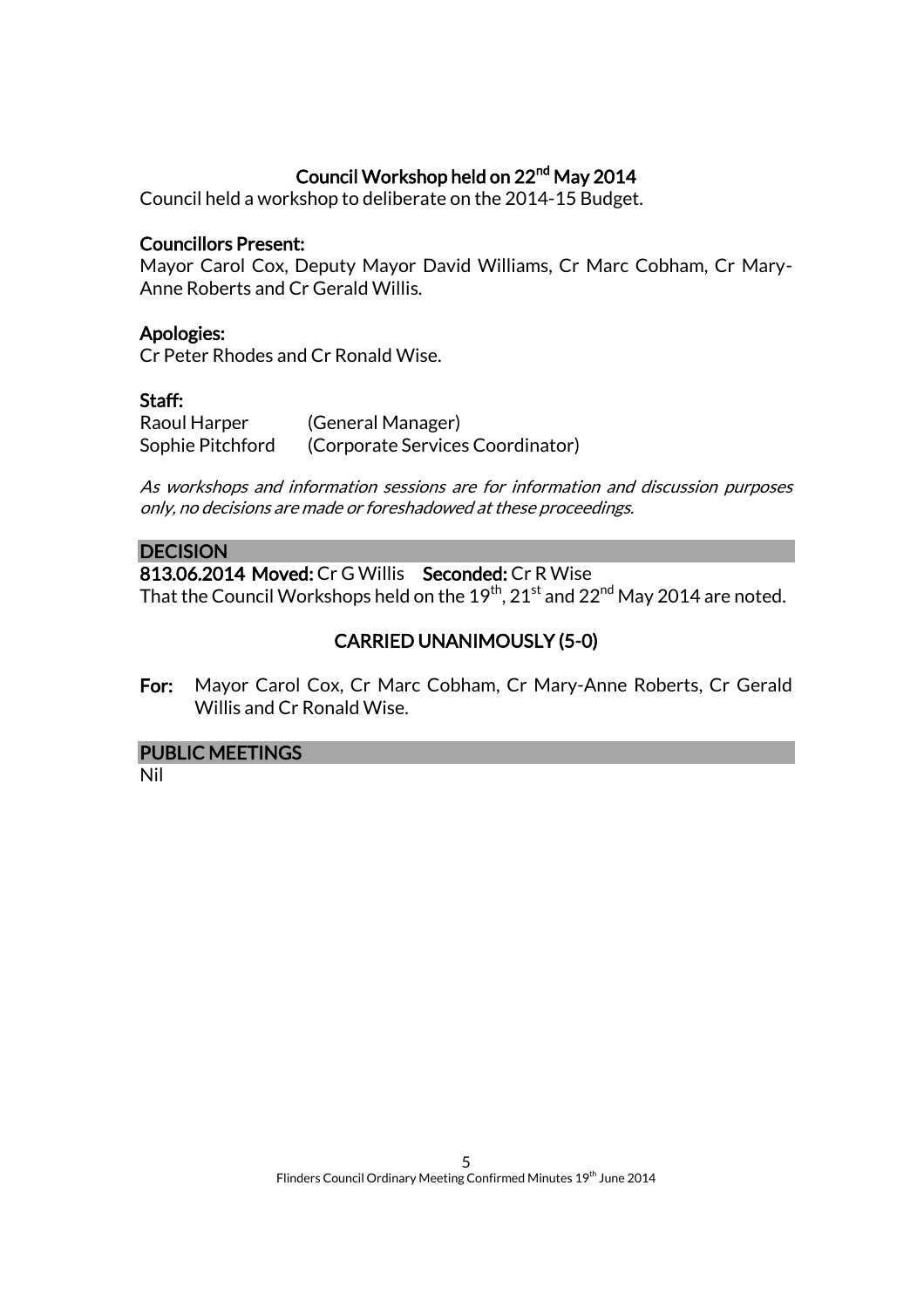## Council Workshop held on 22nd May 2014

Council held a workshop to deliberate on the 2014-15 Budget.

**Councillors Present:**
Mayor Carol Cox, Deputy Mayor David Williams, Cr Marc Cobham, Cr Mary-Anne Roberts and Cr Gerald Willis.

**Apologies:**
Cr Peter Rhodes and Cr Ronald Wise.

**Staff:**

| | |
|---|---|
| Raoul Harper | (General Manager) |
| Sophie Pitchford | (Corporate Services Coordinator) |

*As workshops and information sessions are for information and discussion purposes only, no decisions are made or foreshadowed at these proceedings.*

### DECISION

**813.06.2014 Moved:** Cr G Willis **Seconded:** Cr R Wise
That the Council Workshops held on the 19th, 21st and 22nd May 2014 are noted.

**CARRIED UNANIMOUSLY (5-0)**

**For:** Mayor Carol Cox, Cr Marc Cobham, Cr Mary-Anne Roberts, Cr Gerald Willis and Cr Ronald Wise.

### PUBLIC MEETINGS

Nil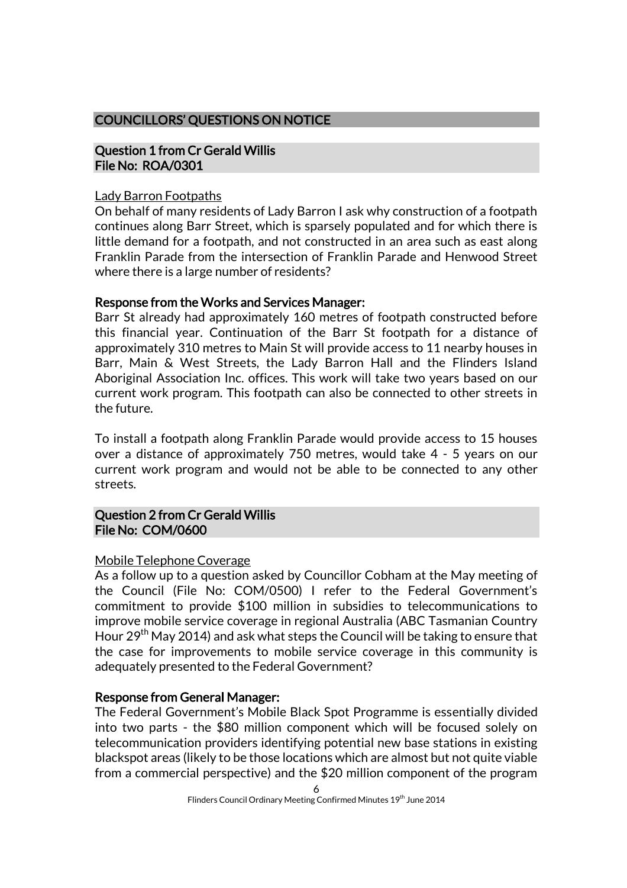## COUNCILLORS' QUESTIONS ON NOTICE

### Question 1 from Cr Gerald Willis
**File No: ROA/0301**

Lady Barron Footpaths

On behalf of many residents of Lady Barron I ask why construction of a footpath continues along Barr Street, which is sparsely populated and for which there is little demand for a footpath, and not constructed in an area such as east along Franklin Parade from the intersection of Franklin Parade and Henwood Street where there is a large number of residents?

**Response from the Works and Services Manager:**

Barr St already had approximately 160 metres of footpath constructed before this financial year. Continuation of the Barr St footpath for a distance of approximately 310 metres to Main St will provide access to 11 nearby houses in Barr, Main & West Streets, the Lady Barron Hall and the Flinders Island Aboriginal Association Inc. offices. This work will take two years based on our current work program. This footpath can also be connected to other streets in the future.

To install a footpath along Franklin Parade would provide access to 15 houses over a distance of approximately 750 metres, would take 4 - 5 years on our current work program and would not be able to be connected to any other streets.

### Question 2 from Cr Gerald Willis
**File No: COM/0600**

Mobile Telephone Coverage

As a follow up to a question asked by Councillor Cobham at the May meeting of the Council (File No: COM/0500) I refer to the Federal Government's commitment to provide \$100 million in subsidies to telecommunications to improve mobile service coverage in regional Australia (ABC Tasmanian Country Hour 29th May 2014) and ask what steps the Council will be taking to ensure that the case for improvements to mobile service coverage in this community is adequately presented to the Federal Government?

**Response from General Manager:**

The Federal Government's Mobile Black Spot Programme is essentially divided into two parts - the \$80 million component which will be focused solely on telecommunication providers identifying potential new base stations in existing blackspot areas (likely to be those locations which are almost but not quite viable from a commercial perspective) and the \$20 million component of the program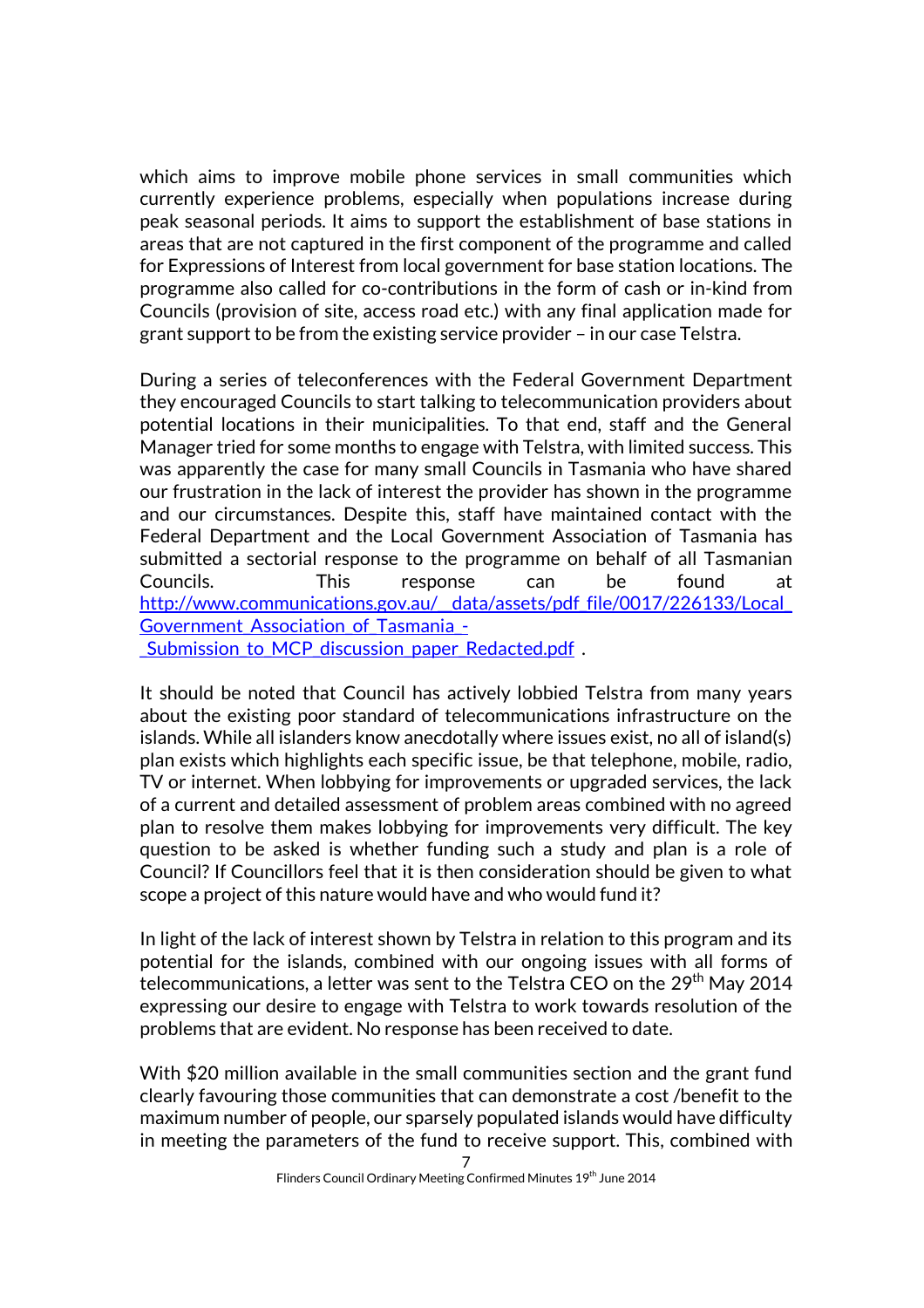which aims to improve mobile phone services in small communities which currently experience problems, especially when populations increase during peak seasonal periods. It aims to support the establishment of base stations in areas that are not captured in the first component of the programme and called for Expressions of Interest from local government for base station locations. The programme also called for co-contributions in the form of cash or in-kind from Councils (provision of site, access road etc.) with any final application made for grant support to be from the existing service provider – in our case Telstra.

During a series of teleconferences with the Federal Government Department they encouraged Councils to start talking to telecommunication providers about potential locations in their municipalities. To that end, staff and the General Manager tried for some months to engage with Telstra, with limited success. This was apparently the case for many small Councils in Tasmania who have shared our frustration in the lack of interest the provider has shown in the programme and our circumstances. Despite this, staff have maintained contact with the Federal Department and the Local Government Association of Tasmania has submitted a sectorial response to the programme on behalf of all Tasmanian Councils. This response can be found at http://www.communications.gov.au/__data/assets/pdf_file/0017/226133/Local_Government_Association_of_Tasmania_-_Submission_to_MCP_discussion_paper_Redacted.pdf .

It should be noted that Council has actively lobbied Telstra from many years about the existing poor standard of telecommunications infrastructure on the islands. While all islanders know anecdotally where issues exist, no all of island(s) plan exists which highlights each specific issue, be that telephone, mobile, radio, TV or internet. When lobbying for improvements or upgraded services, the lack of a current and detailed assessment of problem areas combined with no agreed plan to resolve them makes lobbying for improvements very difficult. The key question to be asked is whether funding such a study and plan is a role of Council? If Councillors feel that it is then consideration should be given to what scope a project of this nature would have and who would fund it?

In light of the lack of interest shown by Telstra in relation to this program and its potential for the islands, combined with our ongoing issues with all forms of telecommunications, a letter was sent to the Telstra CEO on the 29th May 2014 expressing our desire to engage with Telstra to work towards resolution of the problems that are evident. No response has been received to date.

With $20 million available in the small communities section and the grant fund clearly favouring those communities that can demonstrate a cost /benefit to the maximum number of people, our sparsely populated islands would have difficulty in meeting the parameters of the fund to receive support. This, combined with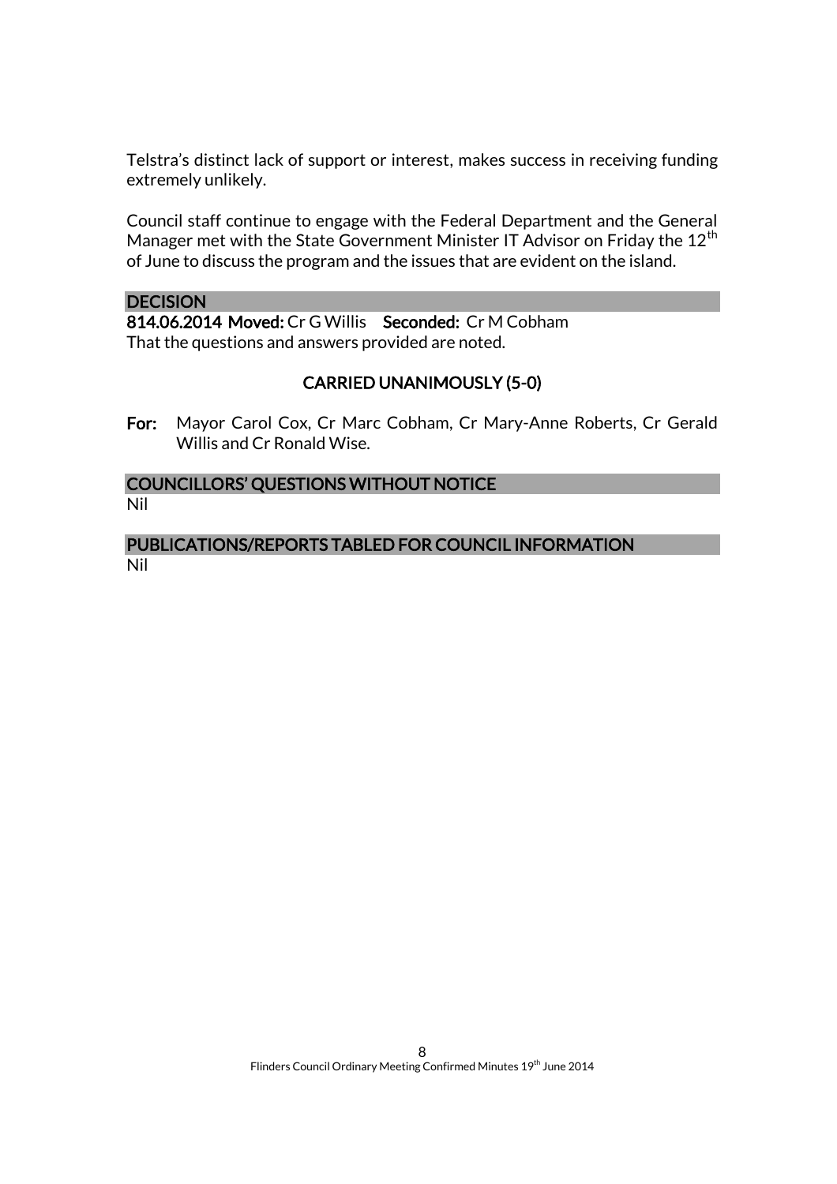Telstra's distinct lack of support or interest, makes success in receiving funding extremely unlikely.

Council staff continue to engage with the Federal Department and the General Manager met with the State Government Minister IT Advisor on Friday the 12th of June to discuss the program and the issues that are evident on the island.

## DECISION

**814.06.2014 Moved:** Cr G Willis **Seconded:** Cr M Cobham
That the questions and answers provided are noted.

**CARRIED UNANIMOUSLY (5-0)**

**For:** Mayor Carol Cox, Cr Marc Cobham, Cr Mary-Anne Roberts, Cr Gerald Willis and Cr Ronald Wise.

## COUNCILLORS' QUESTIONS WITHOUT NOTICE

Nil

## PUBLICATIONS/REPORTS TABLED FOR COUNCIL INFORMATION

Nil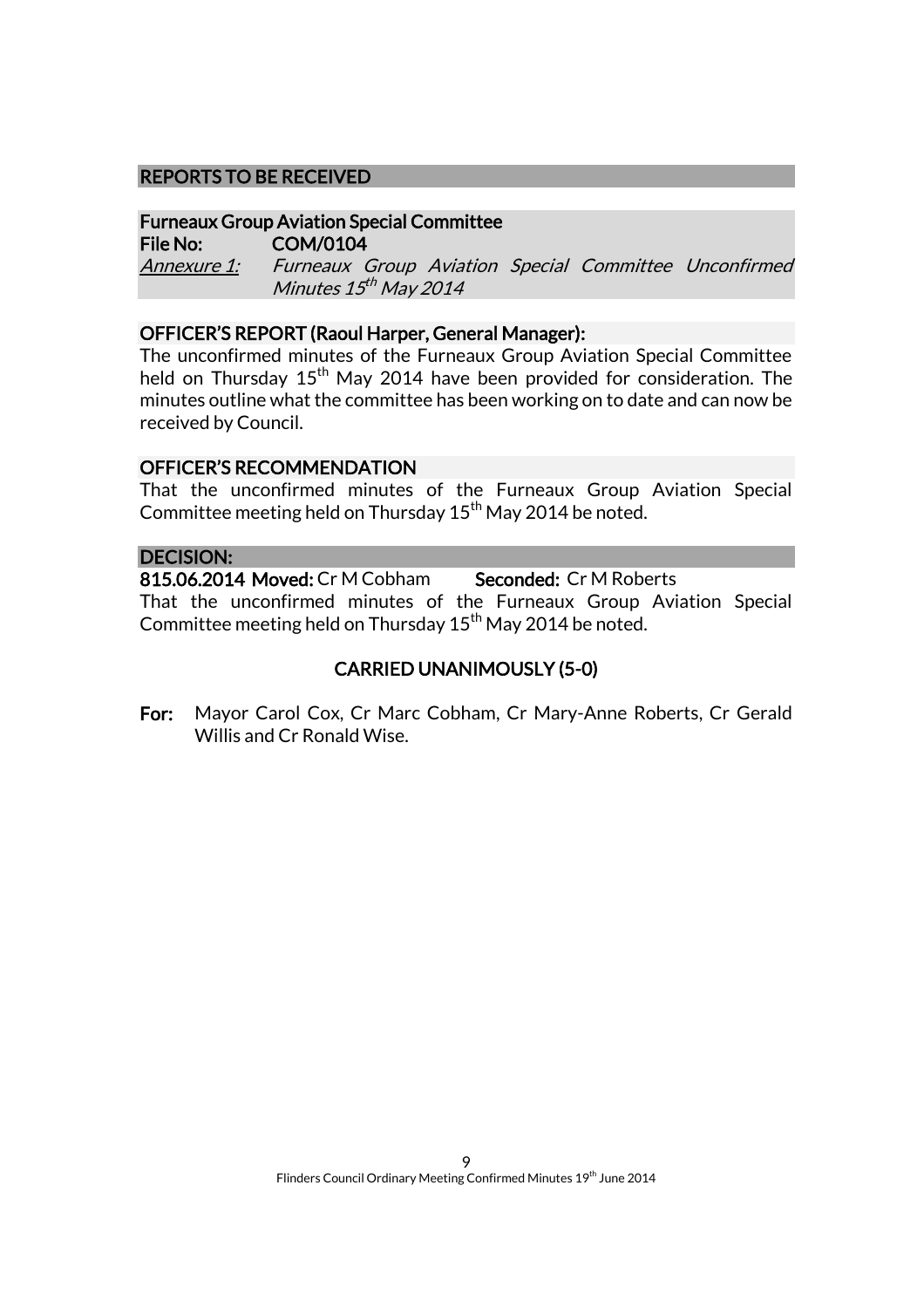## REPORTS TO BE RECEIVED

### Furneaux Group Aviation Special Committee

**File No:** **COM/0104**

*Annexure 1:* *Furneaux Group Aviation Special Committee Unconfirmed Minutes 15th May 2014*

### OFFICER'S REPORT (Raoul Harper, General Manager):

The unconfirmed minutes of the Furneaux Group Aviation Special Committee held on Thursday 15th May 2014 have been provided for consideration. The minutes outline what the committee has been working on to date and can now be received by Council.

### OFFICER'S RECOMMENDATION

That the unconfirmed minutes of the Furneaux Group Aviation Special Committee meeting held on Thursday 15th May 2014 be noted.

### DECISION:

**815.06.2014 Moved:** Cr M Cobham **Seconded:** Cr M Roberts

That the unconfirmed minutes of the Furneaux Group Aviation Special Committee meeting held on Thursday 15th May 2014 be noted.

**CARRIED UNANIMOUSLY (5-0)**

**For:** Mayor Carol Cox, Cr Marc Cobham, Cr Mary-Anne Roberts, Cr Gerald Willis and Cr Ronald Wise.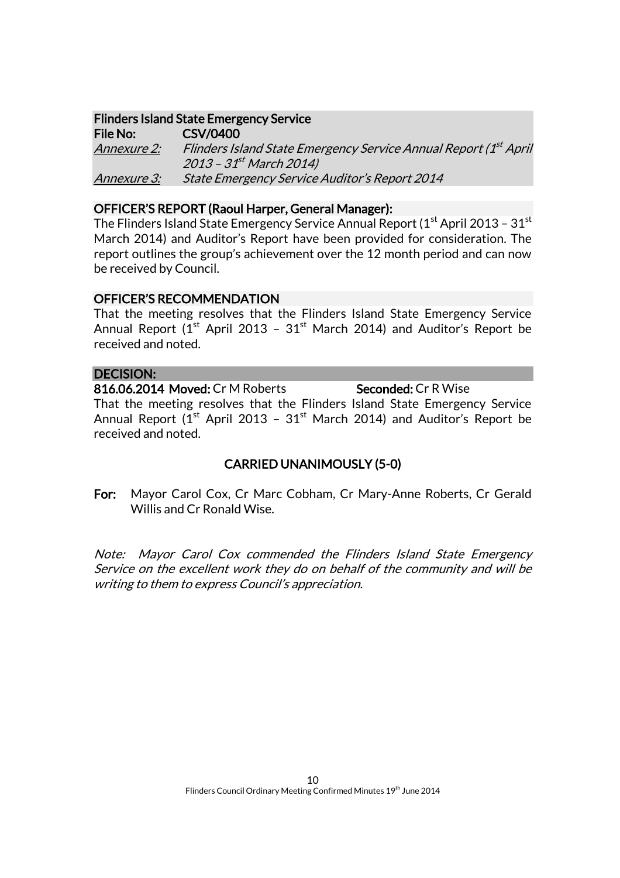**Flinders Island State Emergency Service**

**File No:** CSV/0400

*Annexure 2:* *Flinders Island State Emergency Service Annual Report (1st April 2013 – 31st March 2014)*

*Annexure 3:* *State Emergency Service Auditor's Report 2014*

**OFFICER'S REPORT (Raoul Harper, General Manager):**

The Flinders Island State Emergency Service Annual Report (1st April 2013 – 31st March 2014) and Auditor's Report have been provided for consideration. The report outlines the group's achievement over the 12 month period and can now be received by Council.

**OFFICER'S RECOMMENDATION**

That the meeting resolves that the Flinders Island State Emergency Service Annual Report (1st April 2013 – 31st March 2014) and Auditor's Report be received and noted.

**DECISION:**

**816.06.2014 Moved:** Cr M Roberts **Seconded:** Cr R Wise

That the meeting resolves that the Flinders Island State Emergency Service Annual Report (1st April 2013 – 31st March 2014) and Auditor's Report be received and noted.

**CARRIED UNANIMOUSLY (5-0)**

**For:** Mayor Carol Cox, Cr Marc Cobham, Cr Mary-Anne Roberts, Cr Gerald Willis and Cr Ronald Wise.

*Note: Mayor Carol Cox commended the Flinders Island State Emergency Service on the excellent work they do on behalf of the community and will be writing to them to express Council's appreciation.*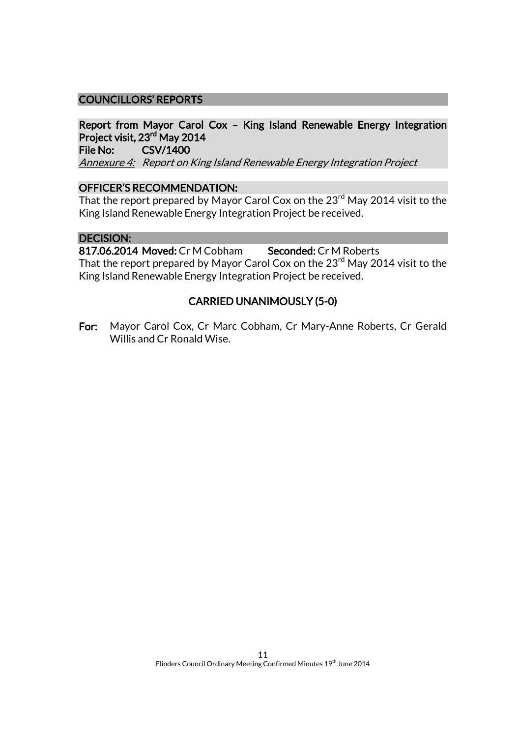## COUNCILLORS' REPORTS

### Report from Mayor Carol Cox – King Island Renewable Energy Integration Project visit, 23rd May 2014

**File No:** CSV/1400

*Annexure 4: Report on King Island Renewable Energy Integration Project*

### OFFICER'S RECOMMENDATION:

That the report prepared by Mayor Carol Cox on the 23rd May 2014 visit to the King Island Renewable Energy Integration Project be received.

### DECISION:

**817.06.2014 Moved:** Cr M Cobham **Seconded:** Cr M Roberts

That the report prepared by Mayor Carol Cox on the 23rd May 2014 visit to the King Island Renewable Energy Integration Project be received.

**CARRIED UNANIMOUSLY (5-0)**

**For:** Mayor Carol Cox, Cr Marc Cobham, Cr Mary-Anne Roberts, Cr Gerald Willis and Cr Ronald Wise.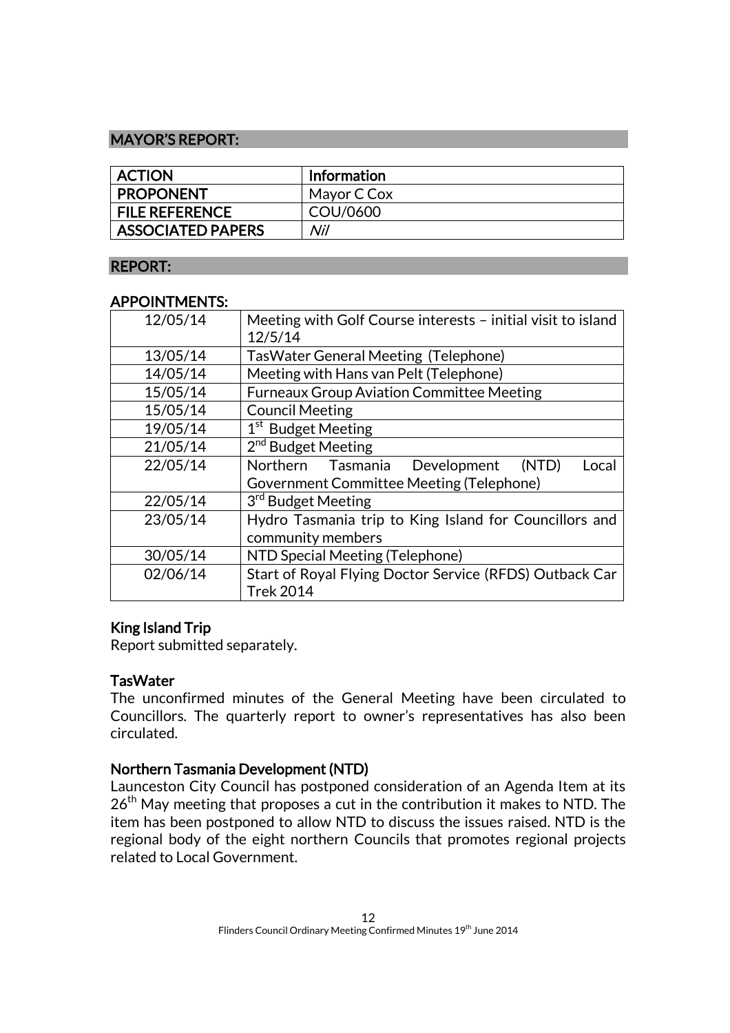## MAYOR'S REPORT:

| ACTION | Information |
|---|---|
| PROPONENT | Mayor C Cox |
| FILE REFERENCE | COU/0600 |
| ASSOCIATED PAPERS | *Nil* |

## REPORT:

### APPOINTMENTS:

| | |
|---|---|
| 12/05/14 | Meeting with Golf Course interests – initial visit to island 12/5/14 |
| 13/05/14 | TasWater General Meeting (Telephone) |
| 14/05/14 | Meeting with Hans van Pelt (Telephone) |
| 15/05/14 | Furneaux Group Aviation Committee Meeting |
| 15/05/14 | Council Meeting |
| 19/05/14 | 1st Budget Meeting |
| 21/05/14 | 2nd Budget Meeting |
| 22/05/14 | Northern Tasmania Development (NTD) Local Government Committee Meeting (Telephone) |
| 22/05/14 | 3rd Budget Meeting |
| 23/05/14 | Hydro Tasmania trip to King Island for Councillors and community members |
| 30/05/14 | NTD Special Meeting (Telephone) |
| 02/06/14 | Start of Royal Flying Doctor Service (RFDS) Outback Car Trek 2014 |

### King Island Trip

Report submitted separately.

### TasWater

The unconfirmed minutes of the General Meeting have been circulated to Councillors. The quarterly report to owner's representatives has also been circulated.

### Northern Tasmania Development (NTD)

Launceston City Council has postponed consideration of an Agenda Item at its 26th May meeting that proposes a cut in the contribution it makes to NTD. The item has been postponed to allow NTD to discuss the issues raised. NTD is the regional body of the eight northern Councils that promotes regional projects related to Local Government.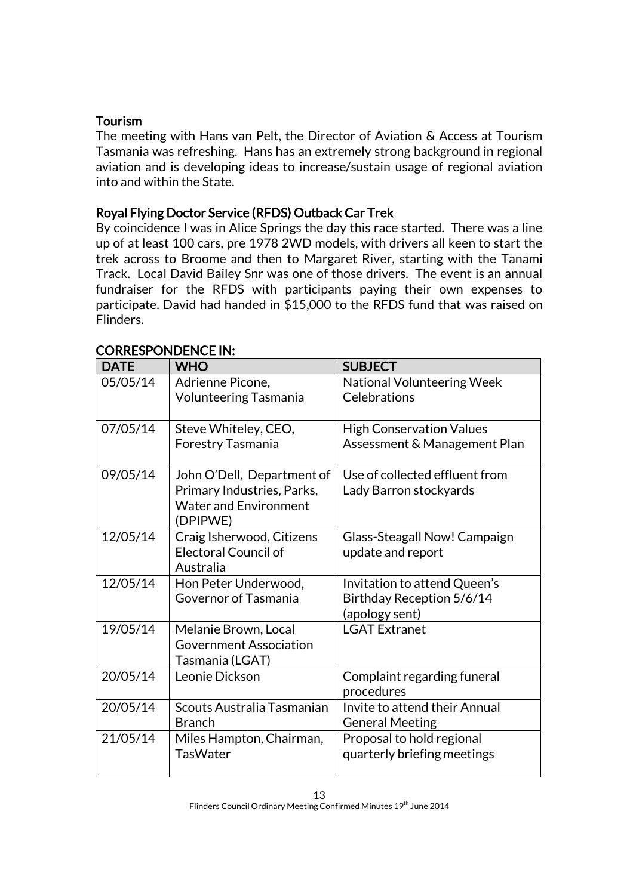### Tourism

The meeting with Hans van Pelt, the Director of Aviation & Access at Tourism Tasmania was refreshing. Hans has an extremely strong background in regional aviation and is developing ideas to increase/sustain usage of regional aviation into and within the State.

### Royal Flying Doctor Service (RFDS) Outback Car Trek

By coincidence I was in Alice Springs the day this race started. There was a line up of at least 100 cars, pre 1978 2WD models, with drivers all keen to start the trek across to Broome and then to Margaret River, starting with the Tanami Track. Local David Bailey Snr was one of those drivers. The event is an annual fundraiser for the RFDS with participants paying their own expenses to participate. David had handed in $15,000 to the RFDS fund that was raised on Flinders.

### CORRESPONDENCE IN:

| DATE | WHO | SUBJECT |
|---|---|---|
| 05/05/14 | Adrienne Picone, Volunteering Tasmania | National Volunteering Week Celebrations |
| 07/05/14 | Steve Whiteley, CEO, Forestry Tasmania | High Conservation Values Assessment & Management Plan |
| 09/05/14 | John O'Dell, Department of Primary Industries, Parks, Water and Environment (DPIPWE) | Use of collected effluent from Lady Barron stockyards |
| 12/05/14 | Craig Isherwood, Citizens Electoral Council of Australia | Glass-Steagall Now! Campaign update and report |
| 12/05/14 | Hon Peter Underwood, Governor of Tasmania | Invitation to attend Queen's Birthday Reception 5/6/14 (apology sent) |
| 19/05/14 | Melanie Brown, Local Government Association Tasmania (LGAT) | LGAT Extranet |
| 20/05/14 | Leonie Dickson | Complaint regarding funeral procedures |
| 20/05/14 | Scouts Australia Tasmanian Branch | Invite to attend their Annual General Meeting |
| 21/05/14 | Miles Hampton, Chairman, TasWater | Proposal to hold regional quarterly briefing meetings |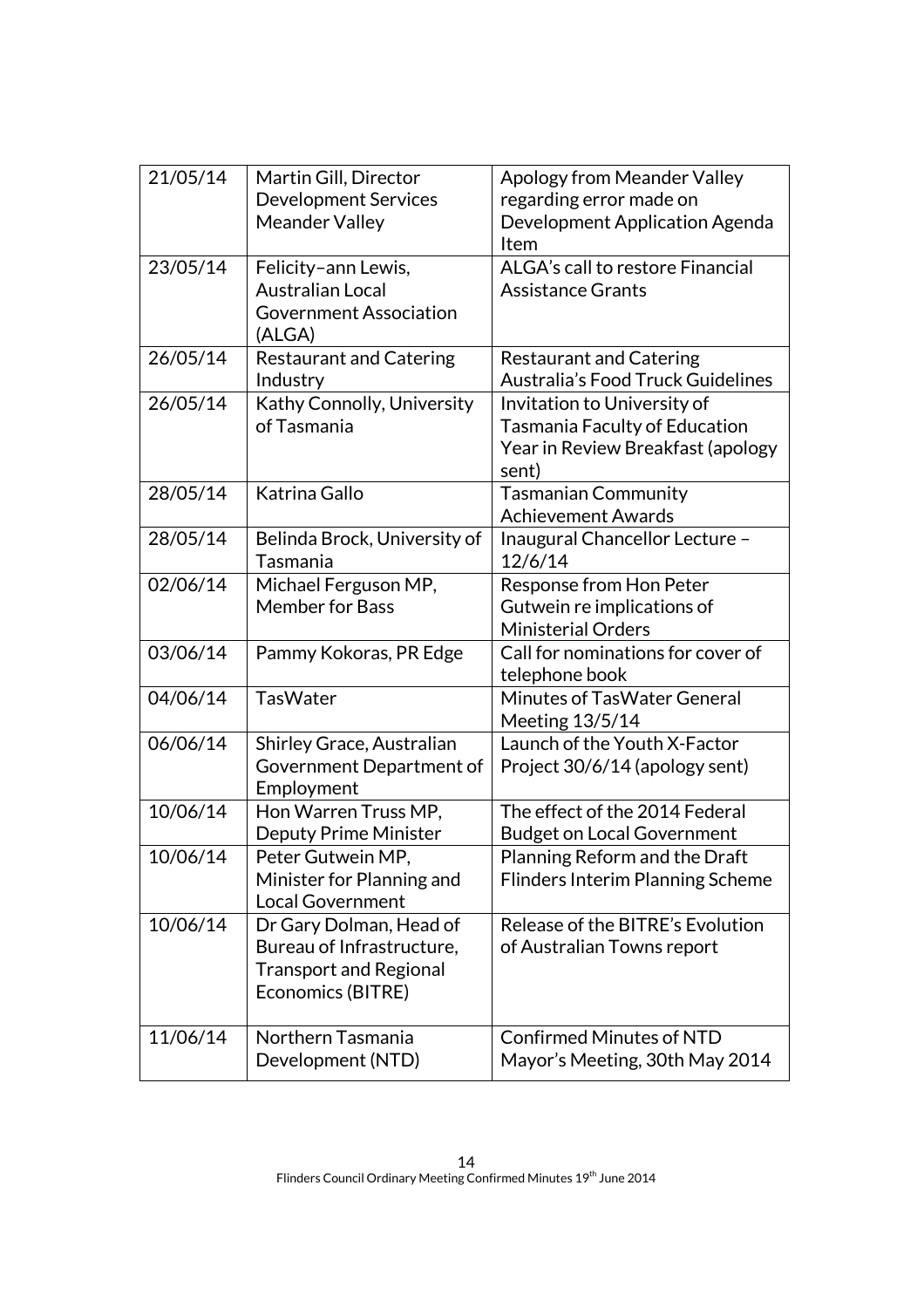| 21/05/14 | Martin Gill, Director Development Services Meander Valley | Apology from Meander Valley regarding error made on Development Application Agenda Item |
|---|---|---|
| 23/05/14 | Felicity–ann Lewis, Australian Local Government Association (ALGA) | ALGA's call to restore Financial Assistance Grants |
| 26/05/14 | Restaurant and Catering Industry | Restaurant and Catering Australia's Food Truck Guidelines |
| 26/05/14 | Kathy Connolly, University of Tasmania | Invitation to University of Tasmania Faculty of Education Year in Review Breakfast (apology sent) |
| 28/05/14 | Katrina Gallo | Tasmanian Community Achievement Awards |
| 28/05/14 | Belinda Brock, University of Tasmania | Inaugural Chancellor Lecture – 12/6/14 |
| 02/06/14 | Michael Ferguson MP, Member for Bass | Response from Hon Peter Gutwein re implications of Ministerial Orders |
| 03/06/14 | Pammy Kokoras, PR Edge | Call for nominations for cover of telephone book |
| 04/06/14 | TasWater | Minutes of TasWater General Meeting 13/5/14 |
| 06/06/14 | Shirley Grace, Australian Government Department of Employment | Launch of the Youth X-Factor Project 30/6/14 (apology sent) |
| 10/06/14 | Hon Warren Truss MP, Deputy Prime Minister | The effect of the 2014 Federal Budget on Local Government |
| 10/06/14 | Peter Gutwein MP, Minister for Planning and Local Government | Planning Reform and the Draft Flinders Interim Planning Scheme |
| 10/06/14 | Dr Gary Dolman, Head of Bureau of Infrastructure, Transport and Regional Economics (BITRE) | Release of the BITRE's Evolution of Australian Towns report |
| 11/06/14 | Northern Tasmania Development (NTD) | Confirmed Minutes of NTD Mayor's Meeting, 30th May 2014 |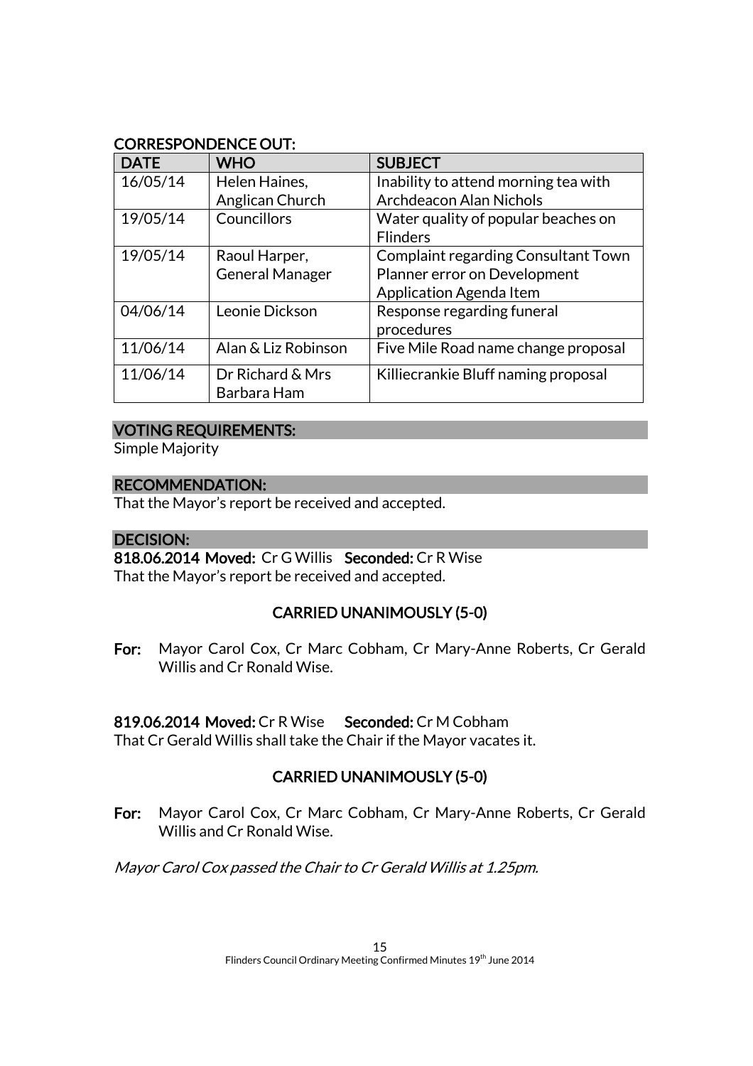## CORRESPONDENCE OUT:

| DATE | WHO | SUBJECT |
|---|---|---|
| 16/05/14 | Helen Haines, Anglican Church | Inability to attend morning tea with Archdeacon Alan Nichols |
| 19/05/14 | Councillors | Water quality of popular beaches on Flinders |
| 19/05/14 | Raoul Harper, General Manager | Complaint regarding Consultant Town Planner error on Development Application Agenda Item |
| 04/06/14 | Leonie Dickson | Response regarding funeral procedures |
| 11/06/14 | Alan & Liz Robinson | Five Mile Road name change proposal |
| 11/06/14 | Dr Richard & Mrs Barbara Ham | Killiecrankie Bluff naming proposal |

## VOTING REQUIREMENTS:

Simple Majority

## RECOMMENDATION:

That the Mayor's report be received and accepted.

## DECISION:

**818.06.2014 Moved:** Cr G Willis **Seconded:** Cr R Wise

That the Mayor's report be received and accepted.

**CARRIED UNANIMOUSLY (5-0)**

**For:** Mayor Carol Cox, Cr Marc Cobham, Cr Mary-Anne Roberts, Cr Gerald Willis and Cr Ronald Wise.

**819.06.2014 Moved:** Cr R Wise **Seconded:** Cr M Cobham

That Cr Gerald Willis shall take the Chair if the Mayor vacates it.

**CARRIED UNANIMOUSLY (5-0)**

**For:** Mayor Carol Cox, Cr Marc Cobham, Cr Mary-Anne Roberts, Cr Gerald Willis and Cr Ronald Wise.

*Mayor Carol Cox passed the Chair to Cr Gerald Willis at 1.25pm.*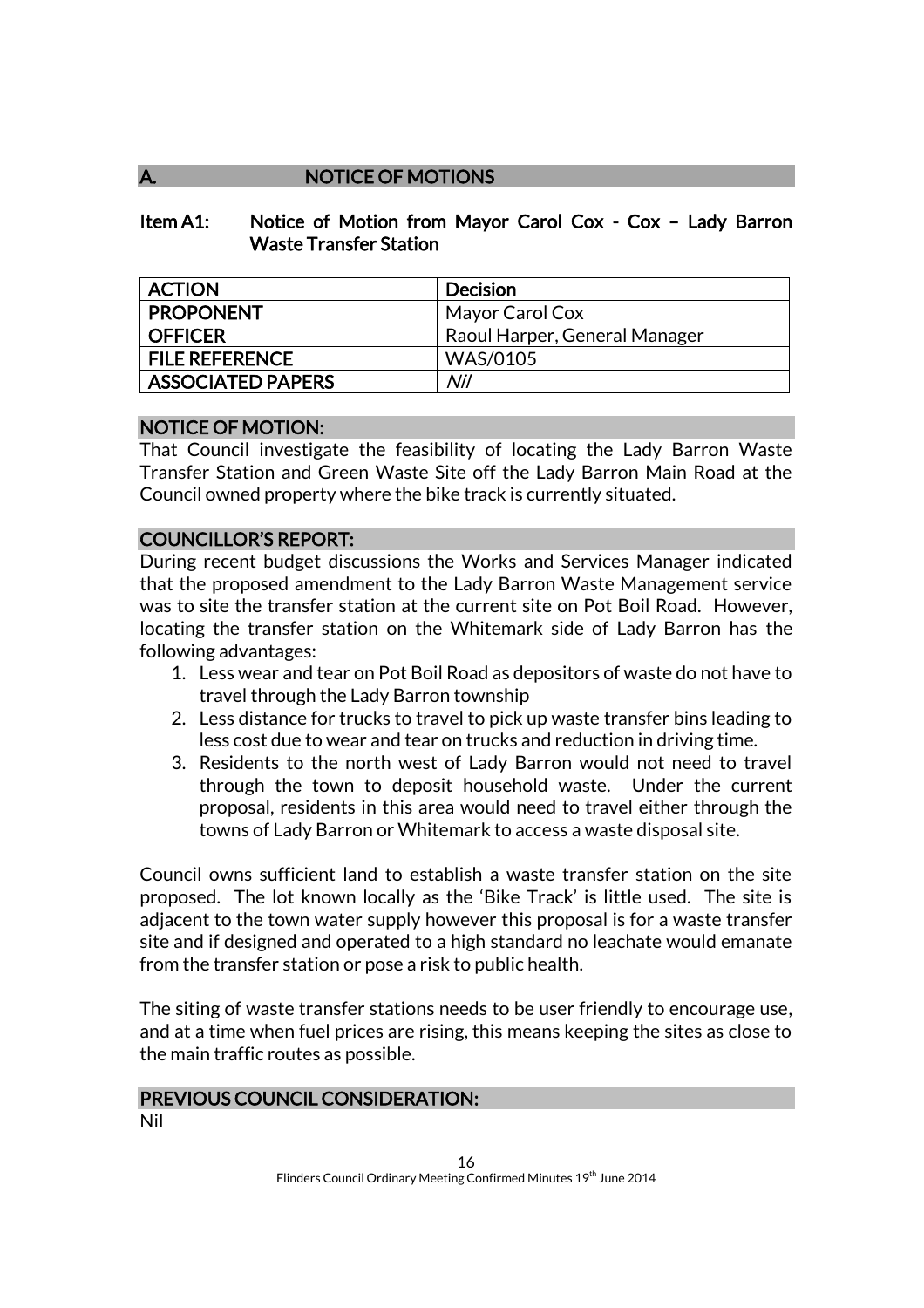## A. NOTICE OF MOTIONS

### Item A1: Notice of Motion from Mayor Carol Cox - Cox – Lady Barron Waste Transfer Station

| ACTION | Decision |
|---|---|
| PROPONENT | Mayor Carol Cox |
| OFFICER | Raoul Harper, General Manager |
| FILE REFERENCE | WAS/0105 |
| ASSOCIATED PAPERS | *Nil* |

#### NOTICE OF MOTION:

That Council investigate the feasibility of locating the Lady Barron Waste Transfer Station and Green Waste Site off the Lady Barron Main Road at the Council owned property where the bike track is currently situated.

#### COUNCILLOR'S REPORT:

During recent budget discussions the Works and Services Manager indicated that the proposed amendment to the Lady Barron Waste Management service was to site the transfer station at the current site on Pot Boil Road. However, locating the transfer station on the Whitemark side of Lady Barron has the following advantages:

1. Less wear and tear on Pot Boil Road as depositors of waste do not have to travel through the Lady Barron township
2. Less distance for trucks to travel to pick up waste transfer bins leading to less cost due to wear and tear on trucks and reduction in driving time.
3. Residents to the north west of Lady Barron would not need to travel through the town to deposit household waste. Under the current proposal, residents in this area would need to travel either through the towns of Lady Barron or Whitemark to access a waste disposal site.

Council owns sufficient land to establish a waste transfer station on the site proposed. The lot known locally as the 'Bike Track' is little used. The site is adjacent to the town water supply however this proposal is for a waste transfer site and if designed and operated to a high standard no leachate would emanate from the transfer station or pose a risk to public health.

The siting of waste transfer stations needs to be user friendly to encourage use, and at a time when fuel prices are rising, this means keeping the sites as close to the main traffic routes as possible.

#### PREVIOUS COUNCIL CONSIDERATION:

Nil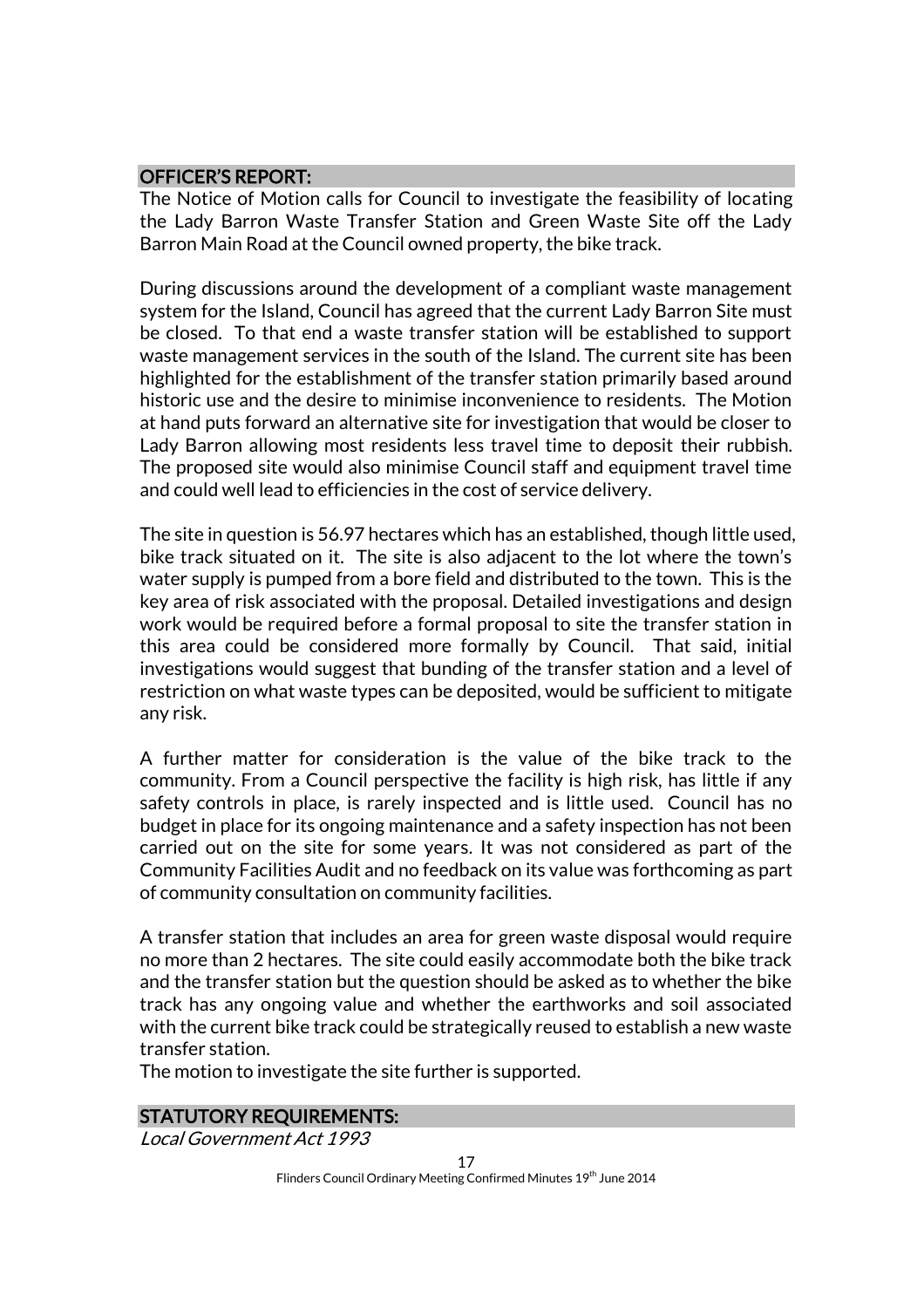## OFFICER'S REPORT:

The Notice of Motion calls for Council to investigate the feasibility of locating the Lady Barron Waste Transfer Station and Green Waste Site off the Lady Barron Main Road at the Council owned property, the bike track.

During discussions around the development of a compliant waste management system for the Island, Council has agreed that the current Lady Barron Site must be closed. To that end a waste transfer station will be established to support waste management services in the south of the Island. The current site has been highlighted for the establishment of the transfer station primarily based around historic use and the desire to minimise inconvenience to residents. The Motion at hand puts forward an alternative site for investigation that would be closer to Lady Barron allowing most residents less travel time to deposit their rubbish. The proposed site would also minimise Council staff and equipment travel time and could well lead to efficiencies in the cost of service delivery.

The site in question is 56.97 hectares which has an established, though little used, bike track situated on it. The site is also adjacent to the lot where the town's water supply is pumped from a bore field and distributed to the town. This is the key area of risk associated with the proposal. Detailed investigations and design work would be required before a formal proposal to site the transfer station in this area could be considered more formally by Council. That said, initial investigations would suggest that bunding of the transfer station and a level of restriction on what waste types can be deposited, would be sufficient to mitigate any risk.

A further matter for consideration is the value of the bike track to the community. From a Council perspective the facility is high risk, has little if any safety controls in place, is rarely inspected and is little used. Council has no budget in place for its ongoing maintenance and a safety inspection has not been carried out on the site for some years. It was not considered as part of the Community Facilities Audit and no feedback on its value was forthcoming as part of community consultation on community facilities.

A transfer station that includes an area for green waste disposal would require no more than 2 hectares. The site could easily accommodate both the bike track and the transfer station but the question should be asked as to whether the bike track has any ongoing value and whether the earthworks and soil associated with the current bike track could be strategically reused to establish a new waste transfer station.

The motion to investigate the site further is supported.

## STATUTORY REQUIREMENTS:

*Local Government Act 1993*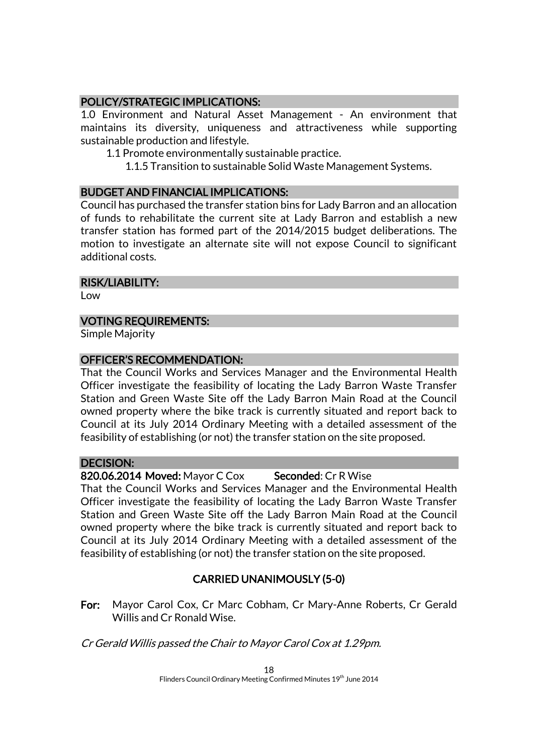## POLICY/STRATEGIC IMPLICATIONS:

1.0 Environment and Natural Asset Management - An environment that maintains its diversity, uniqueness and attractiveness while supporting sustainable production and lifestyle.

- 1.1 Promote environmentally sustainable practice.
  - 1.1.5 Transition to sustainable Solid Waste Management Systems.

## BUDGET AND FINANCIAL IMPLICATIONS:

Council has purchased the transfer station bins for Lady Barron and an allocation of funds to rehabilitate the current site at Lady Barron and establish a new transfer station has formed part of the 2014/2015 budget deliberations. The motion to investigate an alternate site will not expose Council to significant additional costs.

## RISK/LIABILITY:

Low

## VOTING REQUIREMENTS:

Simple Majority

## OFFICER'S RECOMMENDATION:

That the Council Works and Services Manager and the Environmental Health Officer investigate the feasibility of locating the Lady Barron Waste Transfer Station and Green Waste Site off the Lady Barron Main Road at the Council owned property where the bike track is currently situated and report back to Council at its July 2014 Ordinary Meeting with a detailed assessment of the feasibility of establishing (or not) the transfer station on the site proposed.

## DECISION:

**820.06.2014 Moved:** Mayor C Cox **Seconded**: Cr R Wise

That the Council Works and Services Manager and the Environmental Health Officer investigate the feasibility of locating the Lady Barron Waste Transfer Station and Green Waste Site off the Lady Barron Main Road at the Council owned property where the bike track is currently situated and report back to Council at its July 2014 Ordinary Meeting with a detailed assessment of the feasibility of establishing (or not) the transfer station on the site proposed.

**CARRIED UNANIMOUSLY (5-0)**

**For:** Mayor Carol Cox, Cr Marc Cobham, Cr Mary-Anne Roberts, Cr Gerald Willis and Cr Ronald Wise.

*Cr Gerald Willis passed the Chair to Mayor Carol Cox at 1.29pm.*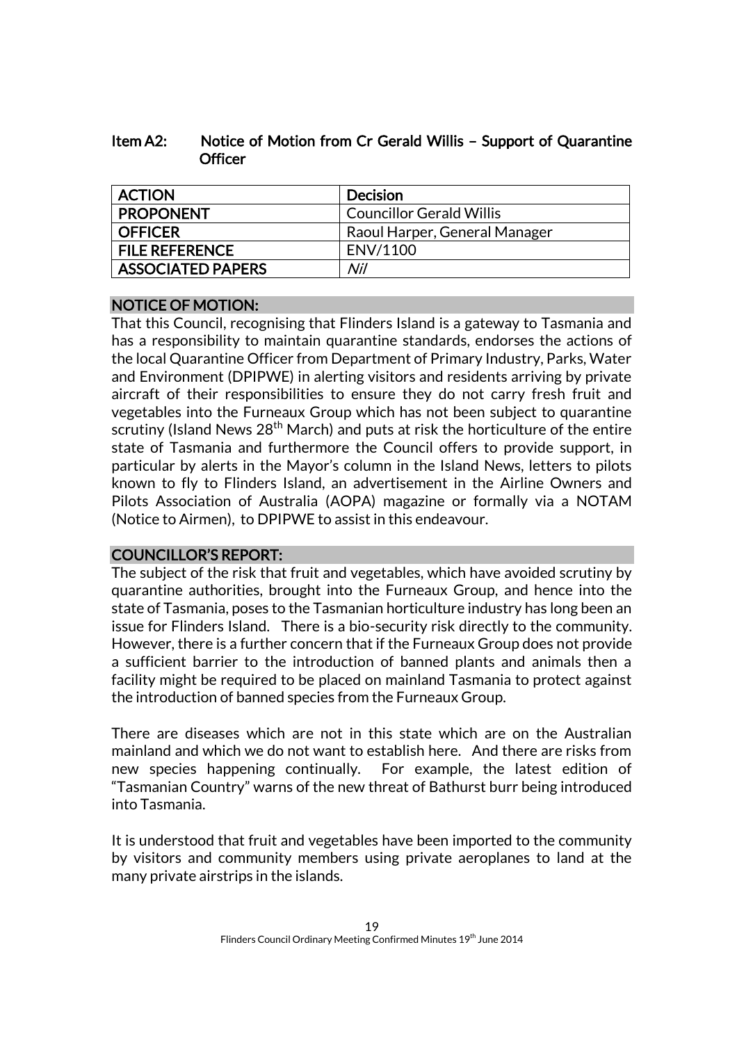## Item A2: Notice of Motion from Cr Gerald Willis – Support of Quarantine Officer

| ACTION | Decision |
|---|---|
| PROPONENT | Councillor Gerald Willis |
| OFFICER | Raoul Harper, General Manager |
| FILE REFERENCE | ENV/1100 |
| ASSOCIATED PAPERS | *Nil* |

### NOTICE OF MOTION:

That this Council, recognising that Flinders Island is a gateway to Tasmania and has a responsibility to maintain quarantine standards, endorses the actions of the local Quarantine Officer from Department of Primary Industry, Parks, Water and Environment (DPIPWE) in alerting visitors and residents arriving by private aircraft of their responsibilities to ensure they do not carry fresh fruit and vegetables into the Furneaux Group which has not been subject to quarantine scrutiny (Island News 28th March) and puts at risk the horticulture of the entire state of Tasmania and furthermore the Council offers to provide support, in particular by alerts in the Mayor's column in the Island News, letters to pilots known to fly to Flinders Island, an advertisement in the Airline Owners and Pilots Association of Australia (AOPA) magazine or formally via a NOTAM (Notice to Airmen), to DPIPWE to assist in this endeavour.

### COUNCILLOR'S REPORT:

The subject of the risk that fruit and vegetables, which have avoided scrutiny by quarantine authorities, brought into the Furneaux Group, and hence into the state of Tasmania, poses to the Tasmanian horticulture industry has long been an issue for Flinders Island. There is a bio-security risk directly to the community. However, there is a further concern that if the Furneaux Group does not provide a sufficient barrier to the introduction of banned plants and animals then a facility might be required to be placed on mainland Tasmania to protect against the introduction of banned species from the Furneaux Group.

There are diseases which are not in this state which are on the Australian mainland and which we do not want to establish here. And there are risks from new species happening continually. For example, the latest edition of "Tasmanian Country" warns of the new threat of Bathurst burr being introduced into Tasmania.

It is understood that fruit and vegetables have been imported to the community by visitors and community members using private aeroplanes to land at the many private airstrips in the islands.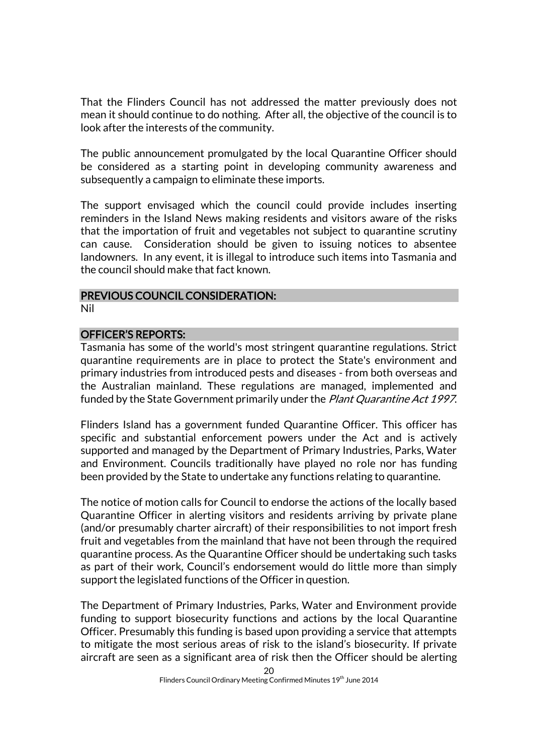That the Flinders Council has not addressed the matter previously does not mean it should continue to do nothing. After all, the objective of the council is to look after the interests of the community.

The public announcement promulgated by the local Quarantine Officer should be considered as a starting point in developing community awareness and subsequently a campaign to eliminate these imports.

The support envisaged which the council could provide includes inserting reminders in the Island News making residents and visitors aware of the risks that the importation of fruit and vegetables not subject to quarantine scrutiny can cause. Consideration should be given to issuing notices to absentee landowners. In any event, it is illegal to introduce such items into Tasmania and the council should make that fact known.

## PREVIOUS COUNCIL CONSIDERATION:

Nil

## OFFICER'S REPORTS:

Tasmania has some of the world's most stringent quarantine regulations. Strict quarantine requirements are in place to protect the State's environment and primary industries from introduced pests and diseases - from both overseas and the Australian mainland. These regulations are managed, implemented and funded by the State Government primarily under the *Plant Quarantine Act 1997*.

Flinders Island has a government funded Quarantine Officer. This officer has specific and substantial enforcement powers under the Act and is actively supported and managed by the Department of Primary Industries, Parks, Water and Environment. Councils traditionally have played no role nor has funding been provided by the State to undertake any functions relating to quarantine.

The notice of motion calls for Council to endorse the actions of the locally based Quarantine Officer in alerting visitors and residents arriving by private plane (and/or presumably charter aircraft) of their responsibilities to not import fresh fruit and vegetables from the mainland that have not been through the required quarantine process. As the Quarantine Officer should be undertaking such tasks as part of their work, Council's endorsement would do little more than simply support the legislated functions of the Officer in question.

The Department of Primary Industries, Parks, Water and Environment provide funding to support biosecurity functions and actions by the local Quarantine Officer. Presumably this funding is based upon providing a service that attempts to mitigate the most serious areas of risk to the island's biosecurity. If private aircraft are seen as a significant area of risk then the Officer should be alerting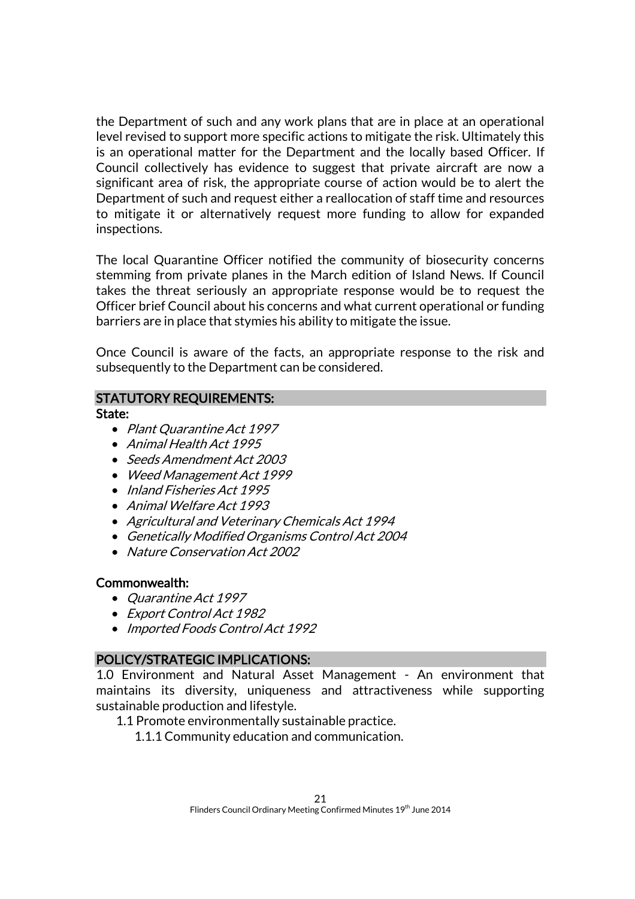the Department of such and any work plans that are in place at an operational level revised to support more specific actions to mitigate the risk. Ultimately this is an operational matter for the Department and the locally based Officer. If Council collectively has evidence to suggest that private aircraft are now a significant area of risk, the appropriate course of action would be to alert the Department of such and request either a reallocation of staff time and resources to mitigate it or alternatively request more funding to allow for expanded inspections.

The local Quarantine Officer notified the community of biosecurity concerns stemming from private planes in the March edition of Island News. If Council takes the threat seriously an appropriate response would be to request the Officer brief Council about his concerns and what current operational or funding barriers are in place that stymies his ability to mitigate the issue.

Once Council is aware of the facts, an appropriate response to the risk and subsequently to the Department can be considered.

## STATUTORY REQUIREMENTS:

**State:**

- *Plant Quarantine Act 1997*
- *Animal Health Act 1995*
- *Seeds Amendment Act 2003*
- *Weed Management Act 1999*
- *Inland Fisheries Act 1995*
- *Animal Welfare Act 1993*
- *Agricultural and Veterinary Chemicals Act 1994*
- *Genetically Modified Organisms Control Act 2004*
- *Nature Conservation Act 2002*

**Commonwealth:**

- *Quarantine Act 1997*
- *Export Control Act 1982*
- *Imported Foods Control Act 1992*

## POLICY/STRATEGIC IMPLICATIONS:

1.0 Environment and Natural Asset Management - An environment that maintains its diversity, uniqueness and attractiveness while supporting sustainable production and lifestyle.

- 1.1 Promote environmentally sustainable practice.
  - 1.1.1 Community education and communication.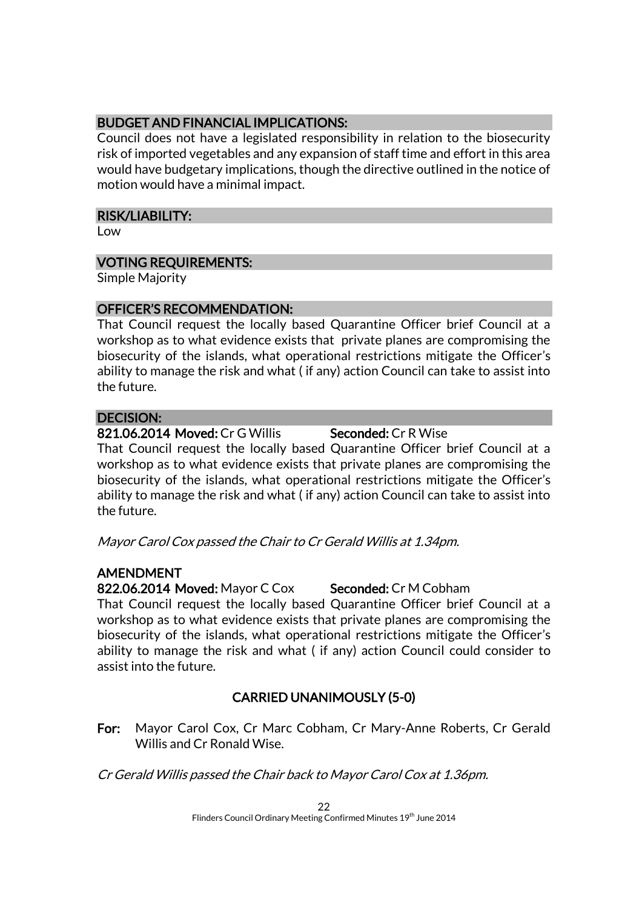## BUDGET AND FINANCIAL IMPLICATIONS:

Council does not have a legislated responsibility in relation to the biosecurity risk of imported vegetables and any expansion of staff time and effort in this area would have budgetary implications, though the directive outlined in the notice of motion would have a minimal impact.

## RISK/LIABILITY:

Low

## VOTING REQUIREMENTS:

Simple Majority

## OFFICER'S RECOMMENDATION:

That Council request the locally based Quarantine Officer brief Council at a workshop as to what evidence exists that private planes are compromising the biosecurity of the islands, what operational restrictions mitigate the Officer's ability to manage the risk and what ( if any) action Council can take to assist into the future.

## DECISION:

**821.06.2014 Moved:** Cr G Willis **Seconded:** Cr R Wise

That Council request the locally based Quarantine Officer brief Council at a workshop as to what evidence exists that private planes are compromising the biosecurity of the islands, what operational restrictions mitigate the Officer's ability to manage the risk and what ( if any) action Council can take to assist into the future.

*Mayor Carol Cox passed the Chair to Cr Gerald Willis at 1.34pm.*

**AMENDMENT**

**822.06.2014 Moved:** Mayor C Cox **Seconded:** Cr M Cobham

That Council request the locally based Quarantine Officer brief Council at a workshop as to what evidence exists that private planes are compromising the biosecurity of the islands, what operational restrictions mitigate the Officer's ability to manage the risk and what ( if any) action Council could consider to assist into the future.

**CARRIED UNANIMOUSLY (5-0)**

**For:** Mayor Carol Cox, Cr Marc Cobham, Cr Mary-Anne Roberts, Cr Gerald Willis and Cr Ronald Wise.

*Cr Gerald Willis passed the Chair back to Mayor Carol Cox at 1.36pm.*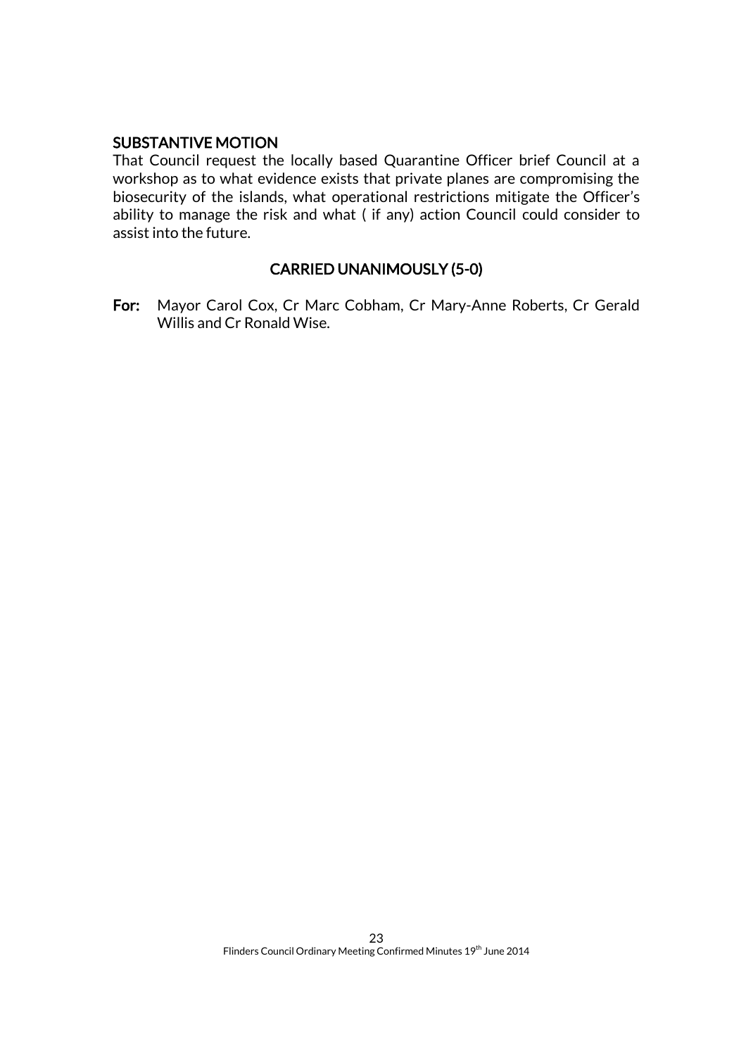**SUBSTANTIVE MOTION**

That Council request the locally based Quarantine Officer brief Council at a workshop as to what evidence exists that private planes are compromising the biosecurity of the islands, what operational restrictions mitigate the Officer's ability to manage the risk and what ( if any) action Council could consider to assist into the future.

**CARRIED UNANIMOUSLY (5-0)**

**For:** Mayor Carol Cox, Cr Marc Cobham, Cr Mary-Anne Roberts, Cr Gerald Willis and Cr Ronald Wise.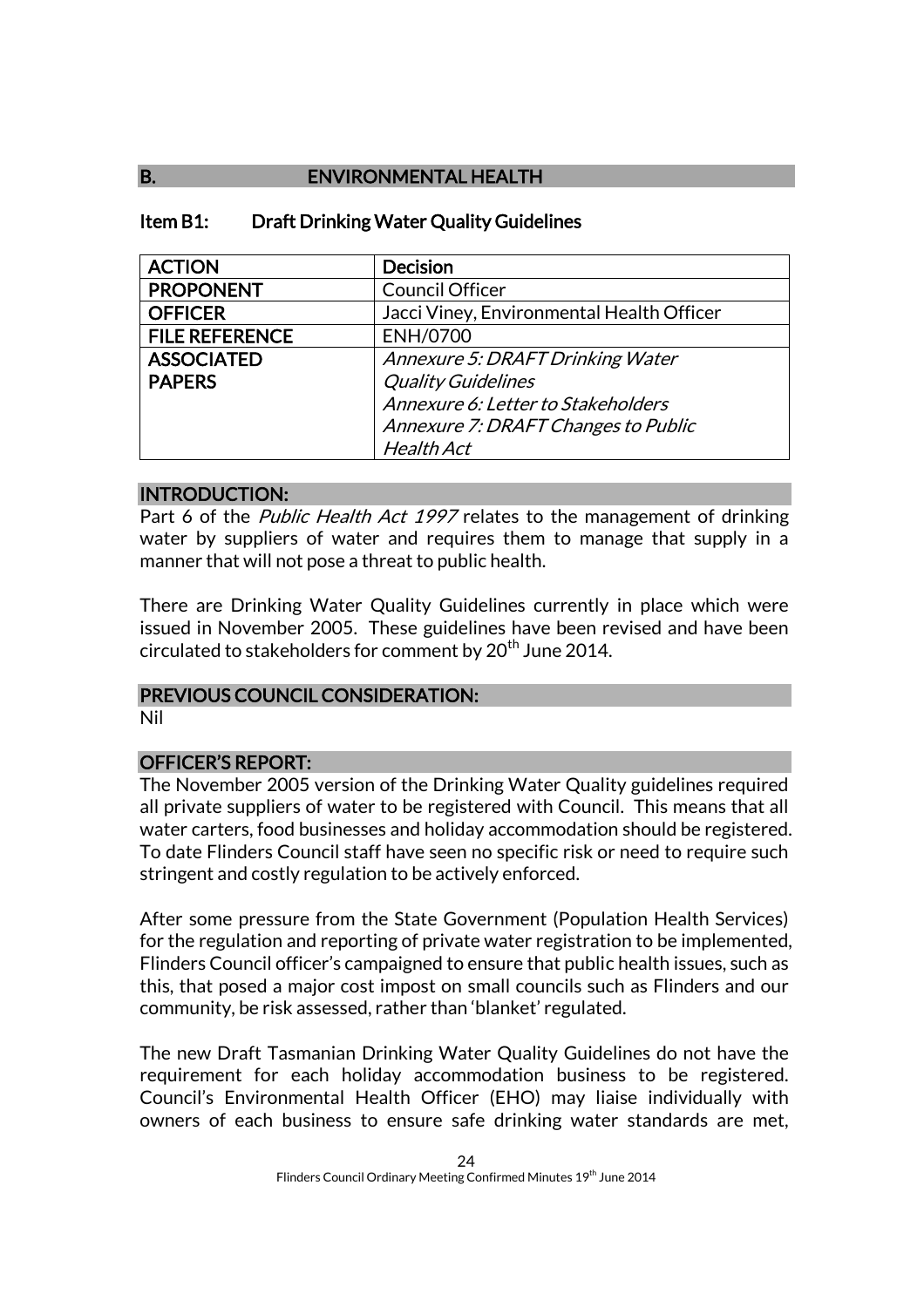## B. ENVIRONMENTAL HEALTH

### Item B1: Draft Drinking Water Quality Guidelines

| ACTION | Decision |
|---|---|
| PROPONENT | Council Officer |
| OFFICER | Jacci Viney, Environmental Health Officer |
| FILE REFERENCE | ENH/0700 |
| ASSOCIATED PAPERS | *Annexure 5: DRAFT Drinking Water Quality Guidelines*<br>*Annexure 6: Letter to Stakeholders*<br>*Annexure 7: DRAFT Changes to Public Health Act* |

#### INTRODUCTION:

Part 6 of the *Public Health Act 1997* relates to the management of drinking water by suppliers of water and requires them to manage that supply in a manner that will not pose a threat to public health.

There are Drinking Water Quality Guidelines currently in place which were issued in November 2005. These guidelines have been revised and have been circulated to stakeholders for comment by 20th June 2014.

#### PREVIOUS COUNCIL CONSIDERATION:

Nil

#### OFFICER'S REPORT:

The November 2005 version of the Drinking Water Quality guidelines required all private suppliers of water to be registered with Council. This means that all water carters, food businesses and holiday accommodation should be registered. To date Flinders Council staff have seen no specific risk or need to require such stringent and costly regulation to be actively enforced.

After some pressure from the State Government (Population Health Services) for the regulation and reporting of private water registration to be implemented, Flinders Council officer's campaigned to ensure that public health issues, such as this, that posed a major cost impost on small councils such as Flinders and our community, be risk assessed, rather than 'blanket' regulated.

The new Draft Tasmanian Drinking Water Quality Guidelines do not have the requirement for each holiday accommodation business to be registered. Council's Environmental Health Officer (EHO) may liaise individually with owners of each business to ensure safe drinking water standards are met,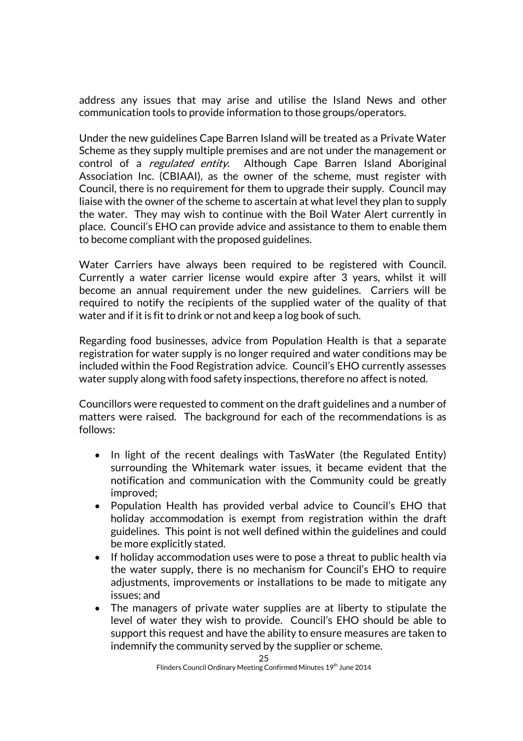address any issues that may arise and utilise the Island News and other communication tools to provide information to those groups/operators.

Under the new guidelines Cape Barren Island will be treated as a Private Water Scheme as they supply multiple premises and are not under the management or control of a *regulated entity.* Although Cape Barren Island Aboriginal Association Inc. (CBIAAI), as the owner of the scheme, must register with Council, there is no requirement for them to upgrade their supply. Council may liaise with the owner of the scheme to ascertain at what level they plan to supply the water. They may wish to continue with the Boil Water Alert currently in place. Council's EHO can provide advice and assistance to them to enable them to become compliant with the proposed guidelines.

Water Carriers have always been required to be registered with Council. Currently a water carrier license would expire after 3 years, whilst it will become an annual requirement under the new guidelines. Carriers will be required to notify the recipients of the supplied water of the quality of that water and if it is fit to drink or not and keep a log book of such.

Regarding food businesses, advice from Population Health is that a separate registration for water supply is no longer required and water conditions may be included within the Food Registration advice. Council's EHO currently assesses water supply along with food safety inspections, therefore no affect is noted.

Councillors were requested to comment on the draft guidelines and a number of matters were raised. The background for each of the recommendations is as follows:

- In light of the recent dealings with TasWater (the Regulated Entity) surrounding the Whitemark water issues, it became evident that the notification and communication with the Community could be greatly improved;
- Population Health has provided verbal advice to Council's EHO that holiday accommodation is exempt from registration within the draft guidelines. This point is not well defined within the guidelines and could be more explicitly stated.
- If holiday accommodation uses were to pose a threat to public health via the water supply, there is no mechanism for Council's EHO to require adjustments, improvements or installations to be made to mitigate any issues; and
- The managers of private water supplies are at liberty to stipulate the level of water they wish to provide. Council's EHO should be able to support this request and have the ability to ensure measures are taken to indemnify the community served by the supplier or scheme.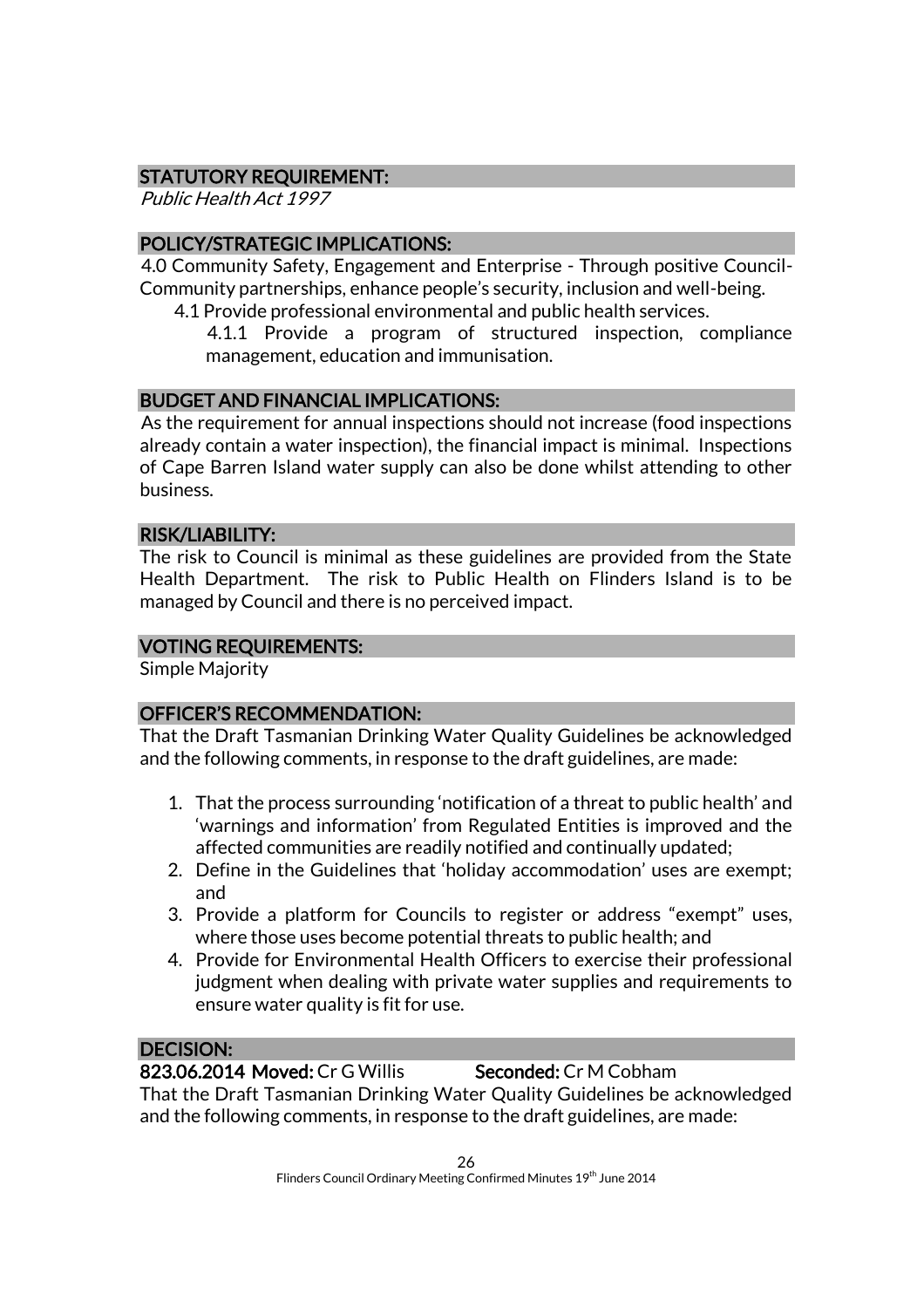## STATUTORY REQUIREMENT:

*Public Health Act 1997*

## POLICY/STRATEGIC IMPLICATIONS:

4.0 Community Safety, Engagement and Enterprise - Through positive Council-Community partnerships, enhance people's security, inclusion and well-being.

4.1 Provide professional environmental and public health services.

4.1.1 Provide a program of structured inspection, compliance management, education and immunisation.

## BUDGET AND FINANCIAL IMPLICATIONS:

As the requirement for annual inspections should not increase (food inspections already contain a water inspection), the financial impact is minimal. Inspections of Cape Barren Island water supply can also be done whilst attending to other business.

## RISK/LIABILITY:

The risk to Council is minimal as these guidelines are provided from the State Health Department. The risk to Public Health on Flinders Island is to be managed by Council and there is no perceived impact.

## VOTING REQUIREMENTS:

Simple Majority

## OFFICER'S RECOMMENDATION:

That the Draft Tasmanian Drinking Water Quality Guidelines be acknowledged and the following comments, in response to the draft guidelines, are made:

1. That the process surrounding 'notification of a threat to public health' and 'warnings and information' from Regulated Entities is improved and the affected communities are readily notified and continually updated;
2. Define in the Guidelines that 'holiday accommodation' uses are exempt; and
3. Provide a platform for Councils to register or address "exempt" uses, where those uses become potential threats to public health; and
4. Provide for Environmental Health Officers to exercise their professional judgment when dealing with private water supplies and requirements to ensure water quality is fit for use.

## DECISION:

**823.06.2014 Moved:** Cr G Willis **Seconded:** Cr M Cobham

That the Draft Tasmanian Drinking Water Quality Guidelines be acknowledged and the following comments, in response to the draft guidelines, are made: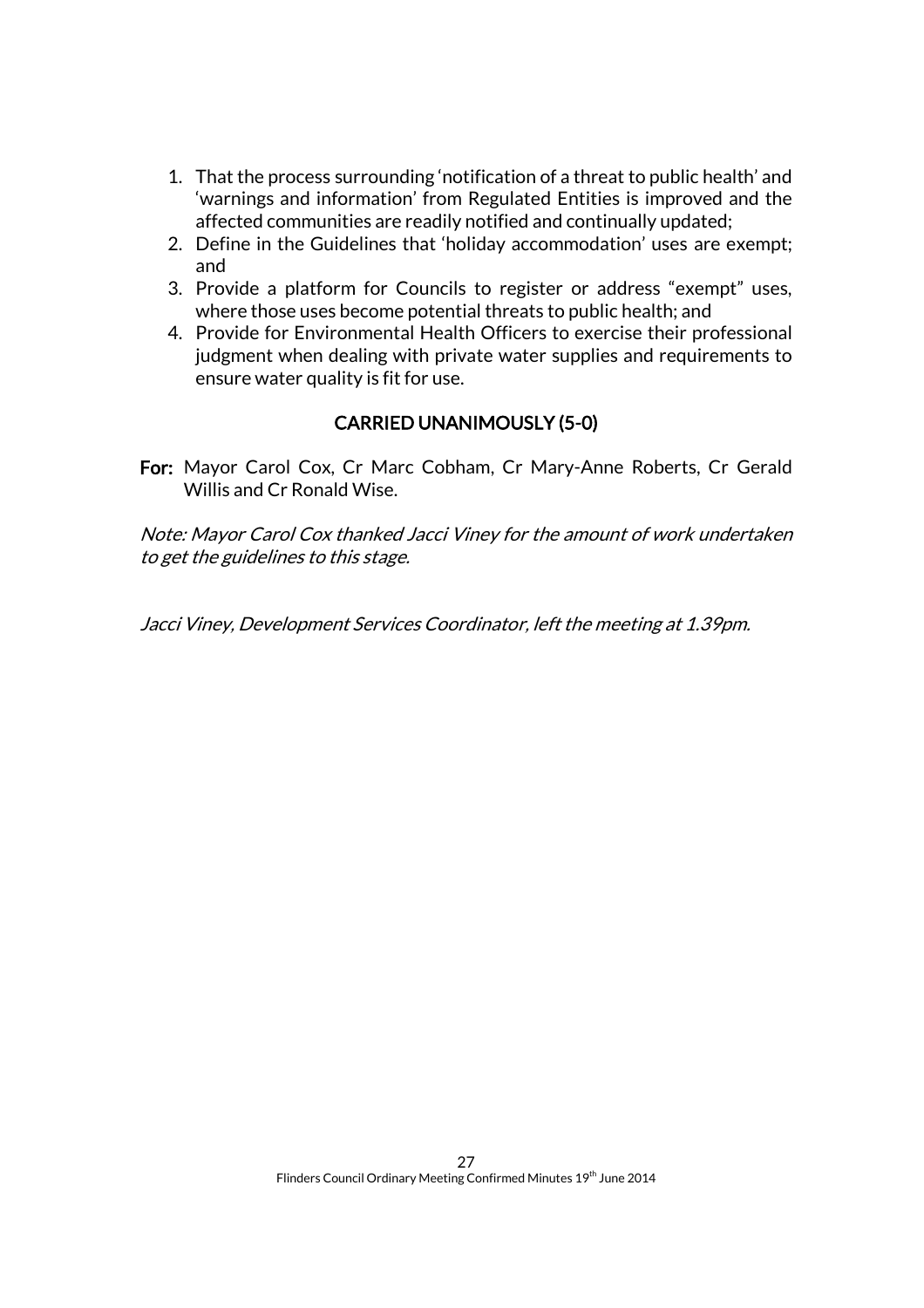1. That the process surrounding 'notification of a threat to public health' and 'warnings and information' from Regulated Entities is improved and the affected communities are readily notified and continually updated;
2. Define in the Guidelines that 'holiday accommodation' uses are exempt; and
3. Provide a platform for Councils to register or address "exempt" uses, where those uses become potential threats to public health; and
4. Provide for Environmental Health Officers to exercise their professional judgment when dealing with private water supplies and requirements to ensure water quality is fit for use.

**CARRIED UNANIMOUSLY (5-0)**

**For:** Mayor Carol Cox, Cr Marc Cobham, Cr Mary-Anne Roberts, Cr Gerald Willis and Cr Ronald Wise.

*Note: Mayor Carol Cox thanked Jacci Viney for the amount of work undertaken to get the guidelines to this stage.*

*Jacci Viney, Development Services Coordinator, left the meeting at 1.39pm.*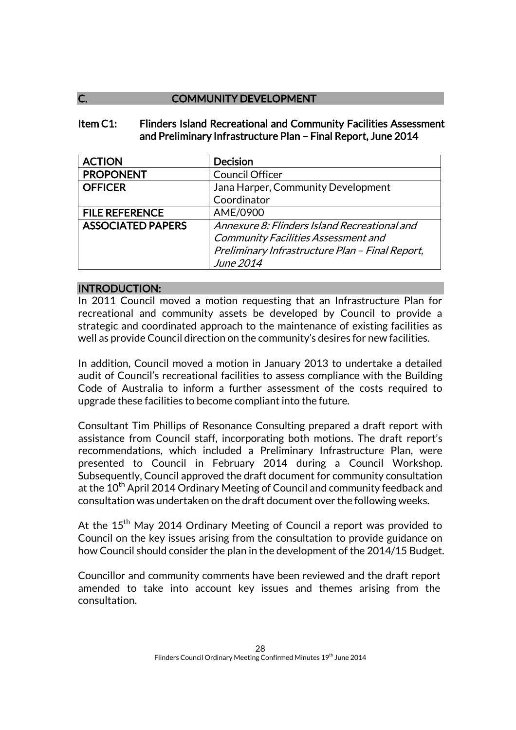## C. COMMUNITY DEVELOPMENT

### Item C1: Flinders Island Recreational and Community Facilities Assessment and Preliminary Infrastructure Plan – Final Report, June 2014

| **ACTION** | **Decision** |
|---|---|
| **PROPONENT** | Council Officer |
| **OFFICER** | Jana Harper, Community Development Coordinator |
| **FILE REFERENCE** | AME/0900 |
| **ASSOCIATED PAPERS** | *Annexure 8: Flinders Island Recreational and Community Facilities Assessment and Preliminary Infrastructure Plan – Final Report, June 2014* |

#### INTRODUCTION:

In 2011 Council moved a motion requesting that an Infrastructure Plan for recreational and community assets be developed by Council to provide a strategic and coordinated approach to the maintenance of existing facilities as well as provide Council direction on the community's desires for new facilities.

In addition, Council moved a motion in January 2013 to undertake a detailed audit of Council's recreational facilities to assess compliance with the Building Code of Australia to inform a further assessment of the costs required to upgrade these facilities to become compliant into the future.

Consultant Tim Phillips of Resonance Consulting prepared a draft report with assistance from Council staff, incorporating both motions. The draft report's recommendations, which included a Preliminary Infrastructure Plan, were presented to Council in February 2014 during a Council Workshop. Subsequently, Council approved the draft document for community consultation at the 10th April 2014 Ordinary Meeting of Council and community feedback and consultation was undertaken on the draft document over the following weeks.

At the 15th May 2014 Ordinary Meeting of Council a report was provided to Council on the key issues arising from the consultation to provide guidance on how Council should consider the plan in the development of the 2014/15 Budget.

Councillor and community comments have been reviewed and the draft report amended to take into account key issues and themes arising from the consultation.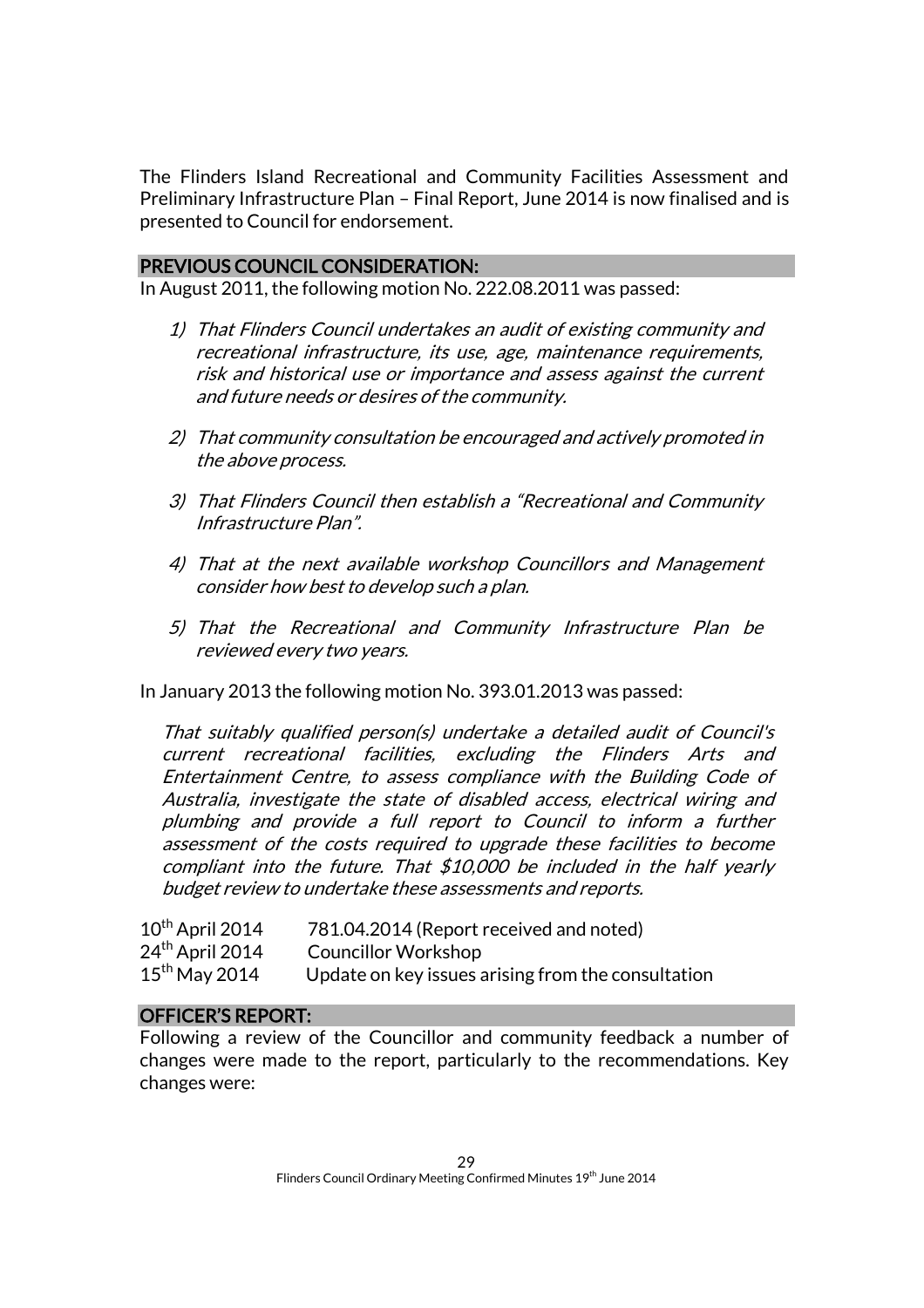The Flinders Island Recreational and Community Facilities Assessment and Preliminary Infrastructure Plan – Final Report, June 2014 is now finalised and is presented to Council for endorsement.

## PREVIOUS COUNCIL CONSIDERATION:

In August 2011, the following motion No. 222.08.2011 was passed:

1) *That Flinders Council undertakes an audit of existing community and recreational infrastructure, its use, age, maintenance requirements, risk and historical use or importance and assess against the current and future needs or desires of the community.*

2) *That community consultation be encouraged and actively promoted in the above process.*

3) *That Flinders Council then establish a "Recreational and Community Infrastructure Plan".*

4) *That at the next available workshop Councillors and Management consider how best to develop such a plan.*

5) *That the Recreational and Community Infrastructure Plan be reviewed every two years.*

In January 2013 the following motion No. 393.01.2013 was passed:

*That suitably qualified person(s) undertake a detailed audit of Council's current recreational facilities, excluding the Flinders Arts and Entertainment Centre, to assess compliance with the Building Code of Australia, investigate the state of disabled access, electrical wiring and plumbing and provide a full report to Council to inform a further assessment of the costs required to upgrade these facilities to become compliant into the future. That $10,000 be included in the half yearly budget review to undertake these assessments and reports.*

| | |
|---|---|
| 10th April 2014 | 781.04.2014 (Report received and noted) |
| 24th April 2014 | Councillor Workshop |
| 15th May 2014 | Update on key issues arising from the consultation |

## OFFICER'S REPORT:

Following a review of the Councillor and community feedback a number of changes were made to the report, particularly to the recommendations. Key changes were: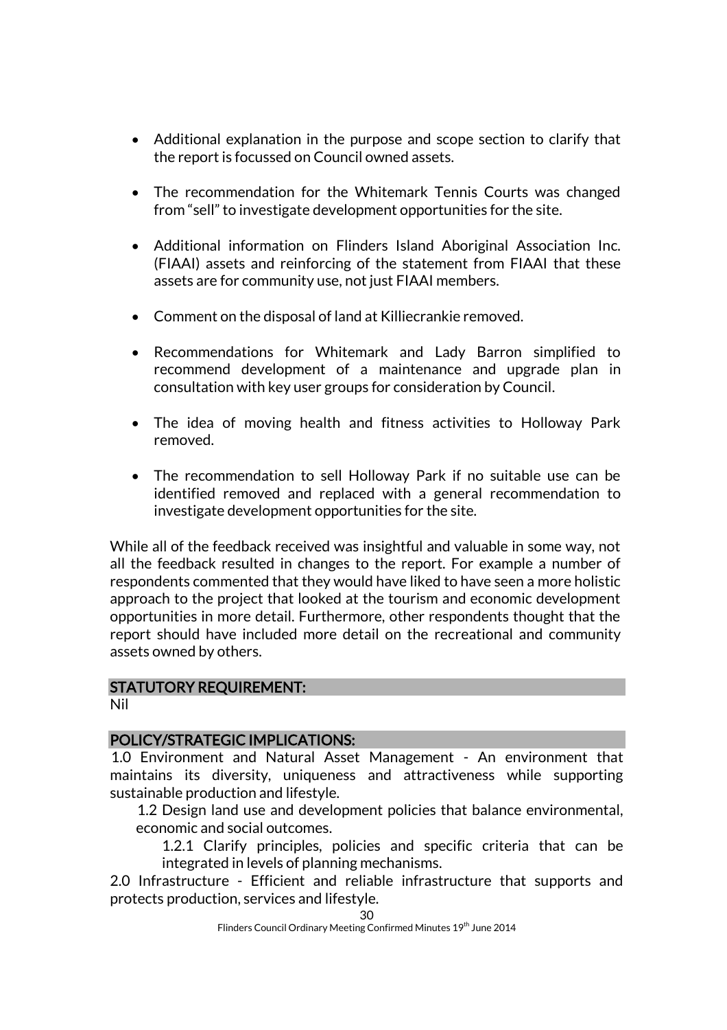- Additional explanation in the purpose and scope section to clarify that the report is focussed on Council owned assets.
- The recommendation for the Whitemark Tennis Courts was changed from "sell" to investigate development opportunities for the site.
- Additional information on Flinders Island Aboriginal Association Inc. (FIAAI) assets and reinforcing of the statement from FIAAI that these assets are for community use, not just FIAAI members.
- Comment on the disposal of land at Killiecrankie removed.
- Recommendations for Whitemark and Lady Barron simplified to recommend development of a maintenance and upgrade plan in consultation with key user groups for consideration by Council.
- The idea of moving health and fitness activities to Holloway Park removed.
- The recommendation to sell Holloway Park if no suitable use can be identified removed and replaced with a general recommendation to investigate development opportunities for the site.

While all of the feedback received was insightful and valuable in some way, not all the feedback resulted in changes to the report. For example a number of respondents commented that they would have liked to have seen a more holistic approach to the project that looked at the tourism and economic development opportunities in more detail. Furthermore, other respondents thought that the report should have included more detail on the recreational and community assets owned by others.

## STATUTORY REQUIREMENT:

Nil

## POLICY/STRATEGIC IMPLICATIONS:

1.0 Environment and Natural Asset Management - An environment that maintains its diversity, uniqueness and attractiveness while supporting sustainable production and lifestyle.

1.2 Design land use and development policies that balance environmental, economic and social outcomes.

1.2.1 Clarify principles, policies and specific criteria that can be integrated in levels of planning mechanisms.

2.0 Infrastructure - Efficient and reliable infrastructure that supports and protects production, services and lifestyle.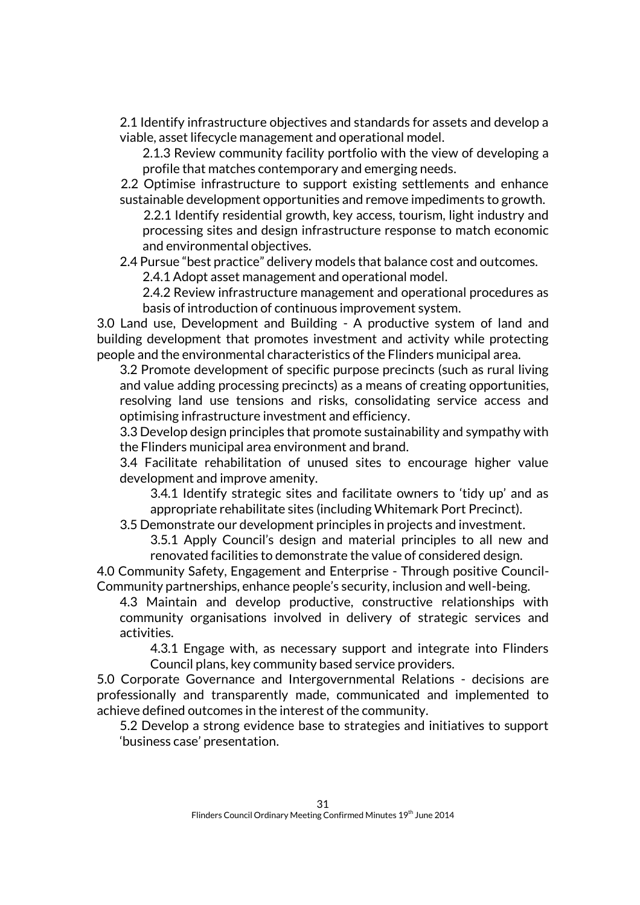2.1 Identify infrastructure objectives and standards for assets and develop a viable, asset lifecycle management and operational model.

2.1.3 Review community facility portfolio with the view of developing a profile that matches contemporary and emerging needs.

2.2 Optimise infrastructure to support existing settlements and enhance sustainable development opportunities and remove impediments to growth.

2.2.1 Identify residential growth, key access, tourism, light industry and processing sites and design infrastructure response to match economic and environmental objectives.

2.4 Pursue "best practice" delivery models that balance cost and outcomes.

2.4.1 Adopt asset management and operational model.

2.4.2 Review infrastructure management and operational procedures as basis of introduction of continuous improvement system.

3.0 Land use, Development and Building - A productive system of land and building development that promotes investment and activity while protecting people and the environmental characteristics of the Flinders municipal area.

3.2 Promote development of specific purpose precincts (such as rural living and value adding processing precincts) as a means of creating opportunities, resolving land use tensions and risks, consolidating service access and optimising infrastructure investment and efficiency.

3.3 Develop design principles that promote sustainability and sympathy with the Flinders municipal area environment and brand.

3.4 Facilitate rehabilitation of unused sites to encourage higher value development and improve amenity.

3.4.1 Identify strategic sites and facilitate owners to 'tidy up' and as appropriate rehabilitate sites (including Whitemark Port Precinct).

3.5 Demonstrate our development principles in projects and investment.

3.5.1 Apply Council's design and material principles to all new and renovated facilities to demonstrate the value of considered design.

4.0 Community Safety, Engagement and Enterprise - Through positive Council-Community partnerships, enhance people's security, inclusion and well-being.

4.3 Maintain and develop productive, constructive relationships with community organisations involved in delivery of strategic services and activities.

4.3.1 Engage with, as necessary support and integrate into Flinders Council plans, key community based service providers.

5.0 Corporate Governance and Intergovernmental Relations - decisions are professionally and transparently made, communicated and implemented to achieve defined outcomes in the interest of the community.

5.2 Develop a strong evidence base to strategies and initiatives to support 'business case' presentation.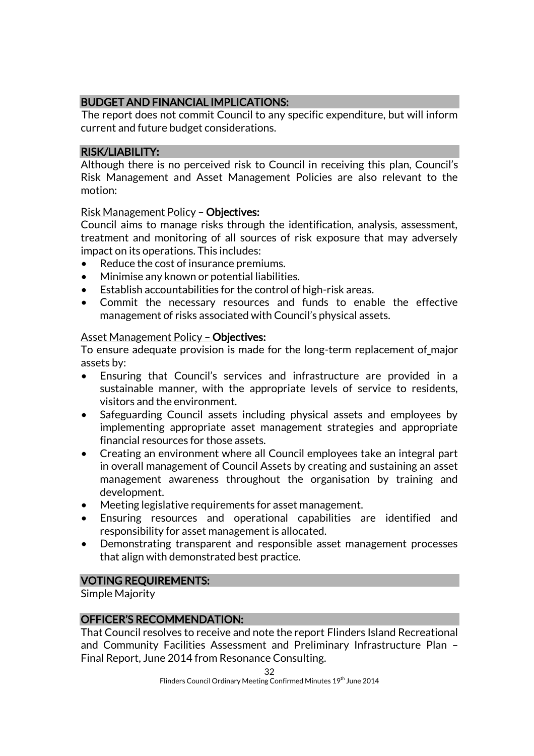## BUDGET AND FINANCIAL IMPLICATIONS:

The report does not commit Council to any specific expenditure, but will inform current and future budget considerations.

## RISK/LIABILITY:

Although there is no perceived risk to Council in receiving this plan, Council's Risk Management and Asset Management Policies are also relevant to the motion:

Risk Management Policy – **Objectives:**

Council aims to manage risks through the identification, analysis, assessment, treatment and monitoring of all sources of risk exposure that may adversely impact on its operations. This includes:

- Reduce the cost of insurance premiums.
- Minimise any known or potential liabilities.
- Establish accountabilities for the control of high-risk areas.
- Commit the necessary resources and funds to enable the effective management of risks associated with Council's physical assets.

Asset Management Policy – **Objectives:**

To ensure adequate provision is made for the long-term replacement of major assets by:

- Ensuring that Council's services and infrastructure are provided in a sustainable manner, with the appropriate levels of service to residents, visitors and the environment.
- Safeguarding Council assets including physical assets and employees by implementing appropriate asset management strategies and appropriate financial resources for those assets.
- Creating an environment where all Council employees take an integral part in overall management of Council Assets by creating and sustaining an asset management awareness throughout the organisation by training and development.
- Meeting legislative requirements for asset management.
- Ensuring resources and operational capabilities are identified and responsibility for asset management is allocated.
- Demonstrating transparent and responsible asset management processes that align with demonstrated best practice.

## VOTING REQUIREMENTS:

Simple Majority

## OFFICER'S RECOMMENDATION:

That Council resolves to receive and note the report Flinders Island Recreational and Community Facilities Assessment and Preliminary Infrastructure Plan – Final Report, June 2014 from Resonance Consulting.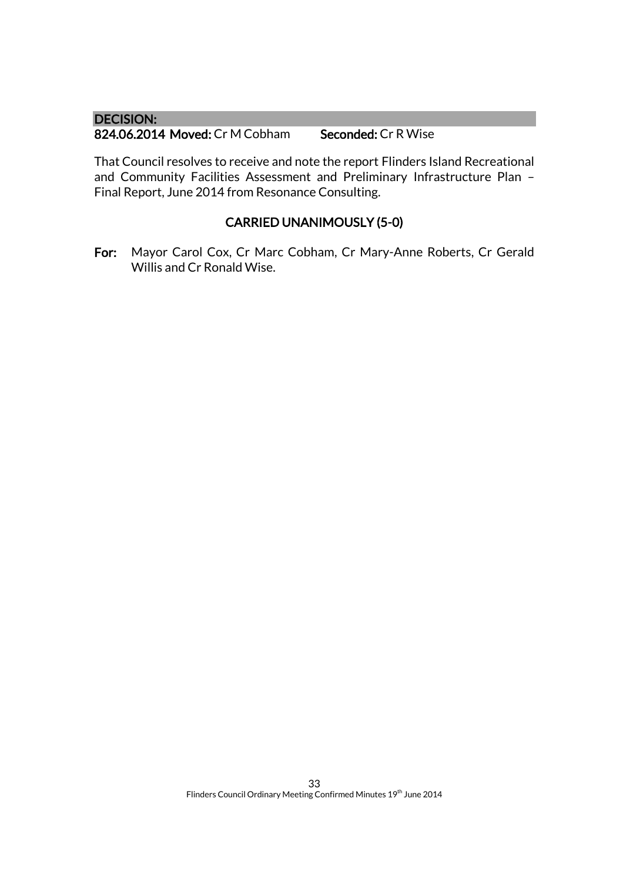**DECISION:**

**824.06.2014 Moved:** Cr M Cobham **Seconded:** Cr R Wise

That Council resolves to receive and note the report Flinders Island Recreational and Community Facilities Assessment and Preliminary Infrastructure Plan – Final Report, June 2014 from Resonance Consulting.

**CARRIED UNANIMOUSLY (5-0)**

**For:** Mayor Carol Cox, Cr Marc Cobham, Cr Mary-Anne Roberts, Cr Gerald Willis and Cr Ronald Wise.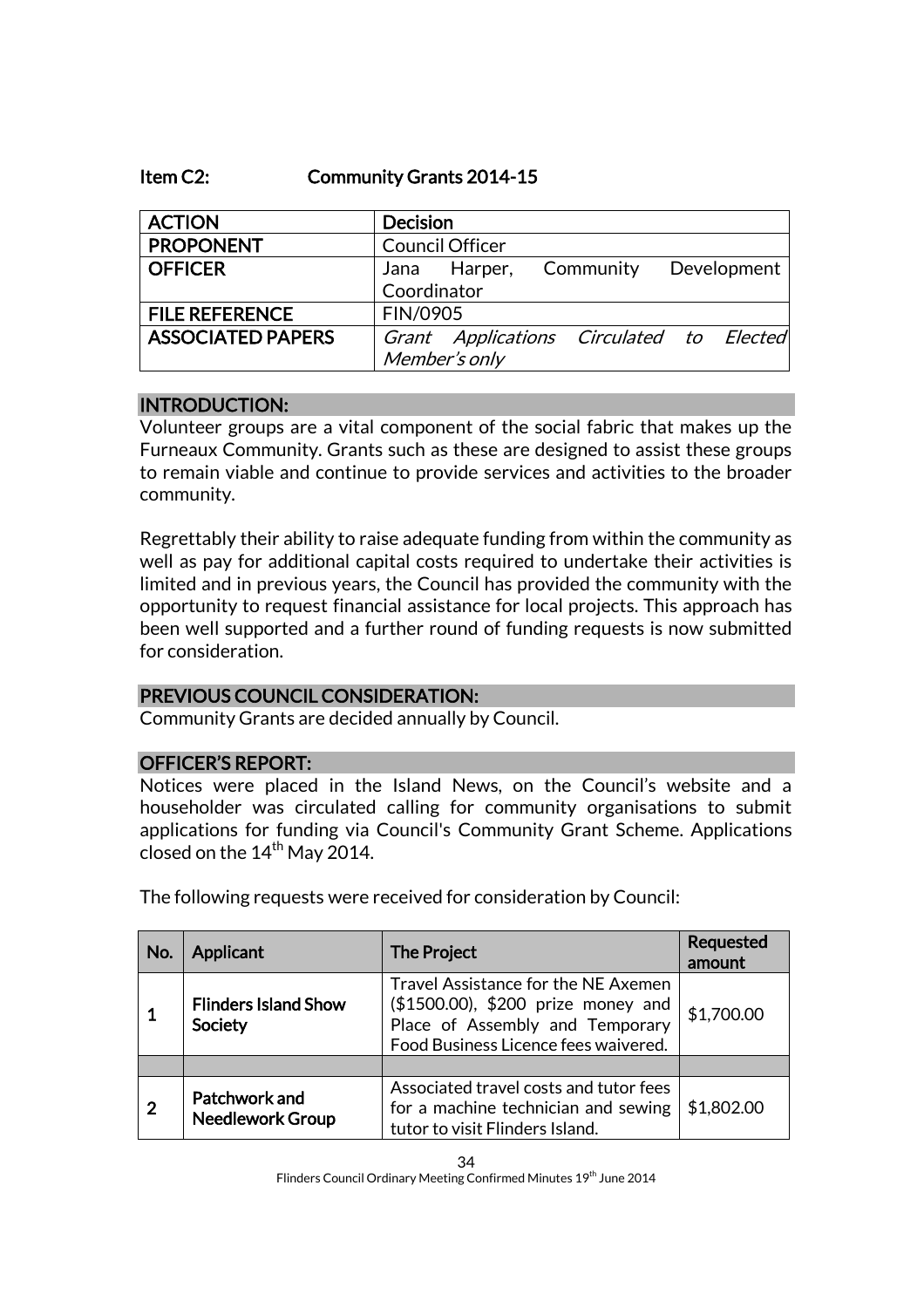## Item C2: Community Grants 2014-15

| ACTION | Decision |
|---|---|
| PROPONENT | Council Officer |
| OFFICER | Jana Harper, Community Development Coordinator |
| FILE REFERENCE | FIN/0905 |
| ASSOCIATED PAPERS | *Grant Applications Circulated to Elected Member's only* |

### INTRODUCTION:

Volunteer groups are a vital component of the social fabric that makes up the Furneaux Community. Grants such as these are designed to assist these groups to remain viable and continue to provide services and activities to the broader community.

Regrettably their ability to raise adequate funding from within the community as well as pay for additional capital costs required to undertake their activities is limited and in previous years, the Council has provided the community with the opportunity to request financial assistance for local projects. This approach has been well supported and a further round of funding requests is now submitted for consideration.

### PREVIOUS COUNCIL CONSIDERATION:

Community Grants are decided annually by Council.

### OFFICER'S REPORT:

Notices were placed in the Island News, on the Council's website and a householder was circulated calling for community organisations to submit applications for funding via Council's Community Grant Scheme. Applications closed on the 14th May 2014.

The following requests were received for consideration by Council:

| No. | Applicant | The Project | Requested amount |
|---|---|---|---|
| 1 | **Flinders Island Show Society** | Travel Assistance for the NE Axemen ($1500.00), $200 prize money and Place of Assembly and Temporary Food Business Licence fees waivered. | $1,700.00 |
| | | | |
| 2 | **Patchwork and Needlework Group** | Associated travel costs and tutor fees for a machine technician and sewing tutor to visit Flinders Island. | $1,802.00 |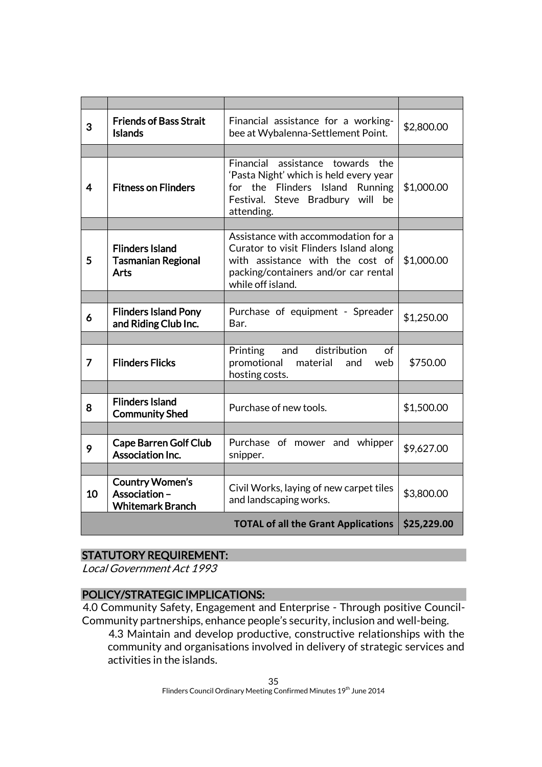| | | | |
|---|---|---|---|
| 3 | **Friends of Bass Strait Islands** | Financial assistance for a working-bee at Wybalenna-Settlement Point. | $2,800.00 |
| | | | |
| 4 | **Fitness on Flinders** | Financial assistance towards the 'Pasta Night' which is held every year for the Flinders Island Running Festival. Steve Bradbury will be attending. | $1,000.00 |
| | | | |
| 5 | **Flinders Island Tasmanian Regional Arts** | Assistance with accommodation for a Curator to visit Flinders Island along with assistance with the cost of packing/containers and/or car rental while off island. | $1,000.00 |
| | | | |
| 6 | **Flinders Island Pony and Riding Club Inc.** | Purchase of equipment - Spreader Bar. | $1,250.00 |
| | | | |
| 7 | **Flinders Flicks** | Printing and distribution of promotional material and web hosting costs. | $750.00 |
| | | | |
| 8 | **Flinders Island Community Shed** | Purchase of new tools. | $1,500.00 |
| | | | |
| 9 | **Cape Barren Golf Club Association Inc.** | Purchase of mower and whipper snipper. | $9,627.00 |
| | | | |
| 10 | **Country Women's Association – Whitemark Branch** | Civil Works, laying of new carpet tiles and landscaping works. | $3,800.00 |
| | | **TOTAL of all the Grant Applications** | **$25,229.00** |

## STATUTORY REQUIREMENT:

*Local Government Act 1993*

## POLICY/STRATEGIC IMPLICATIONS:

4.0 Community Safety, Engagement and Enterprise - Through positive Council-Community partnerships, enhance people's security, inclusion and well-being.

4.3 Maintain and develop productive, constructive relationships with the community and organisations involved in delivery of strategic services and activities in the islands.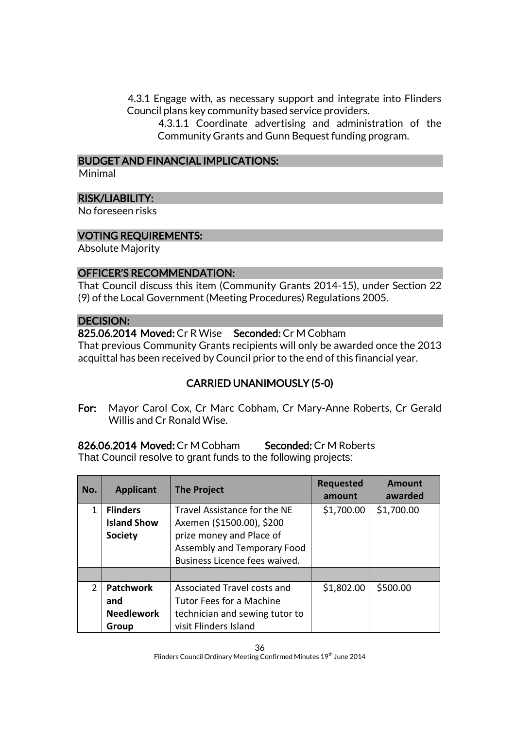4.3.1 Engage with, as necessary support and integrate into Flinders Council plans key community based service providers.

4.3.1.1 Coordinate advertising and administration of the Community Grants and Gunn Bequest funding program.

## BUDGET AND FINANCIAL IMPLICATIONS:

Minimal

## RISK/LIABILITY:

No foreseen risks

## VOTING REQUIREMENTS:

Absolute Majority

## OFFICER'S RECOMMENDATION:

That Council discuss this item (Community Grants 2014-15), under Section 22 (9) of the Local Government (Meeting Procedures) Regulations 2005.

## DECISION:

**825.06.2014 Moved:** Cr R Wise **Seconded:** Cr M Cobham

That previous Community Grants recipients will only be awarded once the 2013 acquittal has been received by Council prior to the end of this financial year.

**CARRIED UNANIMOUSLY (5-0)**

**For:** Mayor Carol Cox, Cr Marc Cobham, Cr Mary-Anne Roberts, Cr Gerald Willis and Cr Ronald Wise.

**826.06.2014 Moved:** Cr M Cobham **Seconded:** Cr M Roberts

That Council resolve to grant funds to the following projects:

| No. | Applicant | The Project | Requested amount | Amount awarded |
|---|---|---|---|---|
| 1 | **Flinders Island Show Society** | Travel Assistance for the NE Axemen ($1500.00), $200 prize money and Place of Assembly and Temporary Food Business Licence fees waived. | $1,700.00 | $1,700.00 |
| | | | | |
| 2 | **Patchwork and Needlework Group** | Associated Travel costs and Tutor Fees for a Machine technician and sewing tutor to visit Flinders Island | $1,802.00 | $500.00 |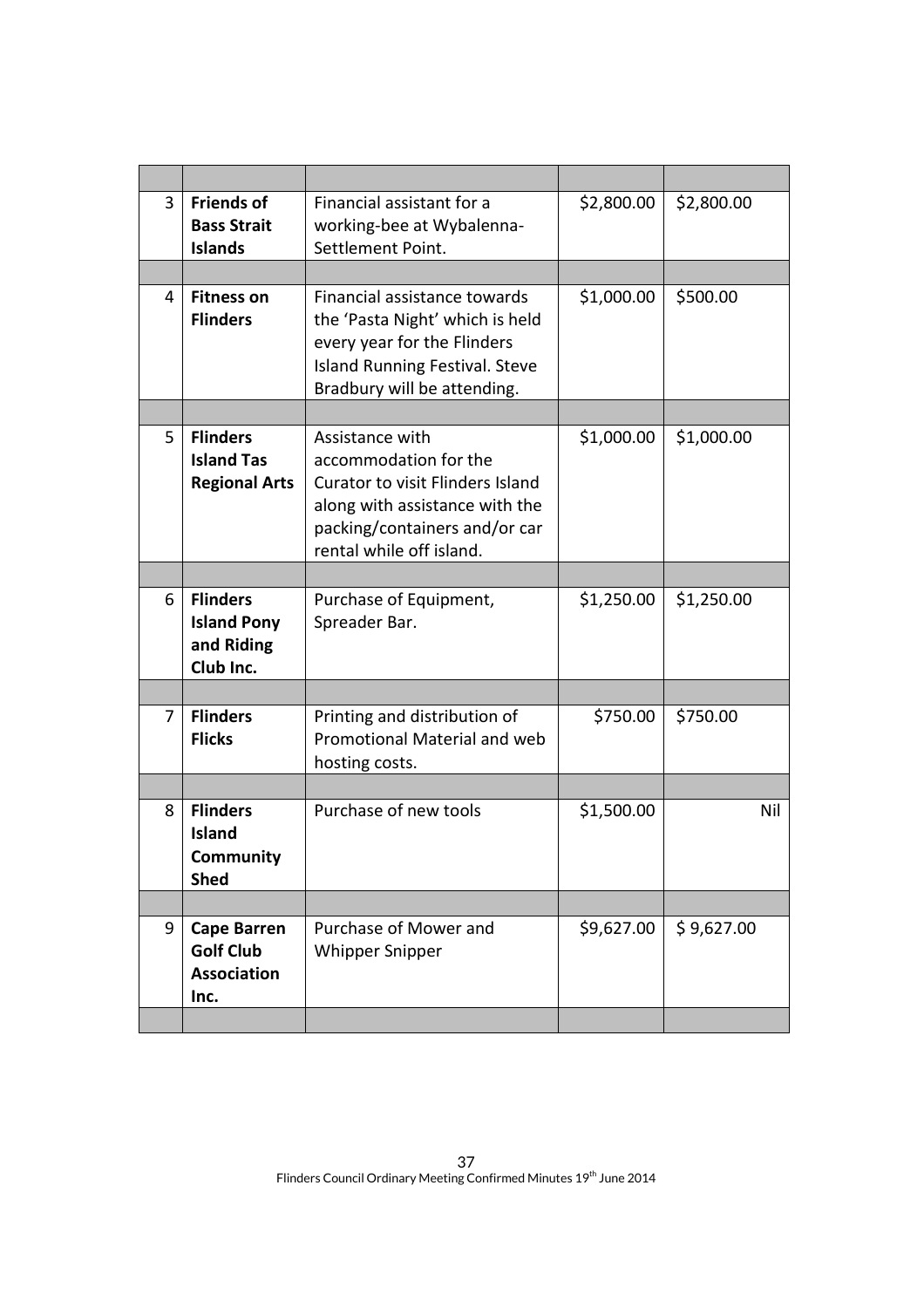| | | | | |
|---|---|---|---|---|
| 3 | **Friends of Bass Strait Islands** | Financial assistant for a working-bee at Wybalenna-Settlement Point. | $2,800.00 | $2,800.00 |
| | | | | |
| 4 | **Fitness on Flinders** | Financial assistance towards the 'Pasta Night' which is held every year for the Flinders Island Running Festival. Steve Bradbury will be attending. | $1,000.00 | $500.00 |
| | | | | |
| 5 | **Flinders Island Tas Regional Arts** | Assistance with accommodation for the Curator to visit Flinders Island along with assistance with the packing/containers and/or car rental while off island. | $1,000.00 | $1,000.00 |
| | | | | |
| 6 | **Flinders Island Pony and Riding Club Inc.** | Purchase of Equipment, Spreader Bar. | $1,250.00 | $1,250.00 |
| | | | | |
| 7 | **Flinders Flicks** | Printing and distribution of Promotional Material and web hosting costs. | $750.00 | $750.00 |
| | | | | |
| 8 | **Flinders Island Community Shed** | Purchase of new tools | $1,500.00 | Nil |
| | | | | |
| 9 | **Cape Barren Golf Club Association Inc.** | Purchase of Mower and Whipper Snipper | $9,627.00 | $ 9,627.00 |
| | | | | |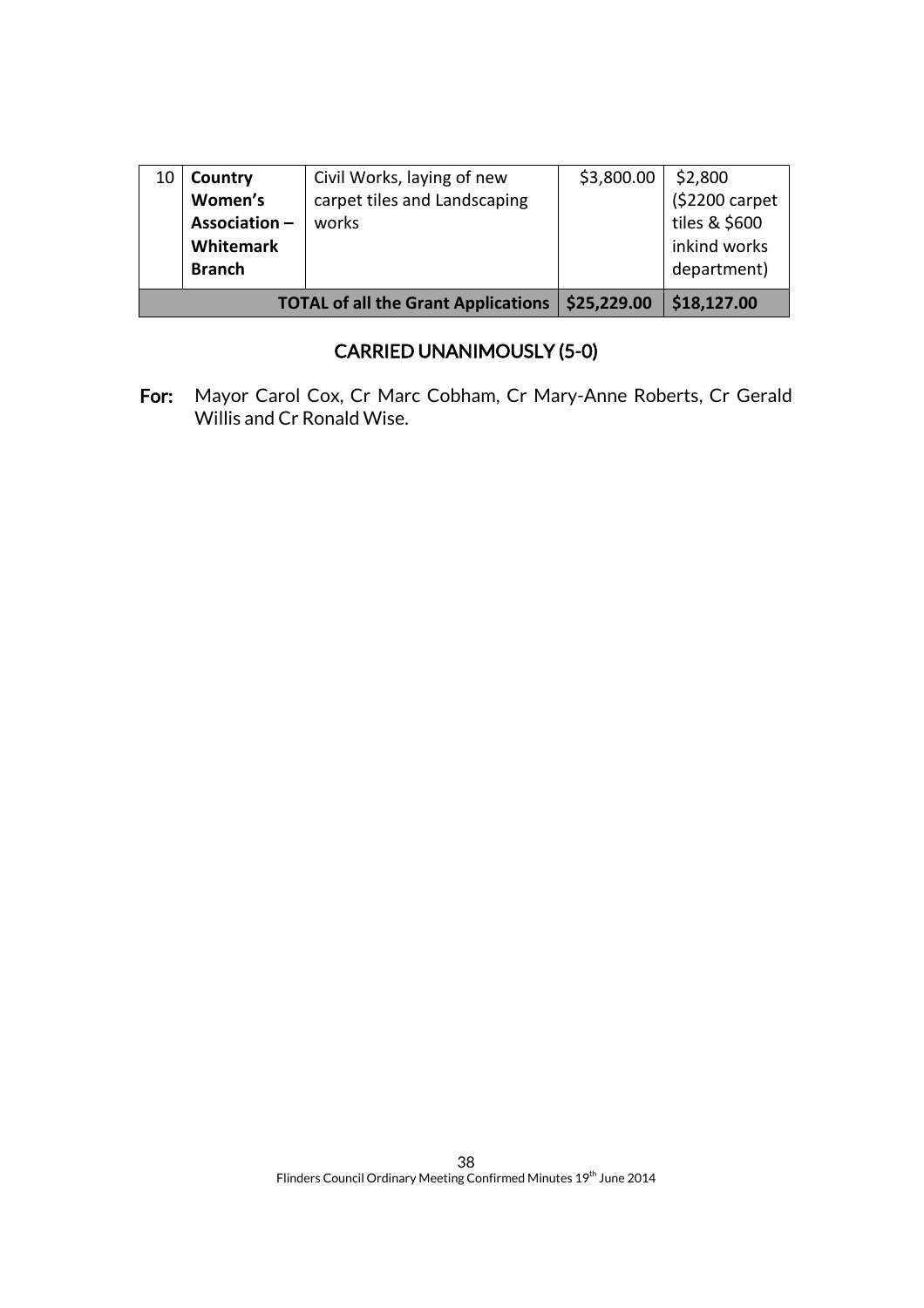| 10 | **Country Women's Association – Whitemark Branch** | Civil Works, laying of new carpet tiles and Landscaping works | $3,800.00 | $2,800 ($2200 carpet tiles & $600 inkind works department) |
|---|---|---|---|---|
| | | **TOTAL of all the Grant Applications** | **$25,229.00** | **$18,127.00** |

**CARRIED UNANIMOUSLY (5-0)**

**For:** Mayor Carol Cox, Cr Marc Cobham, Cr Mary-Anne Roberts, Cr Gerald Willis and Cr Ronald Wise.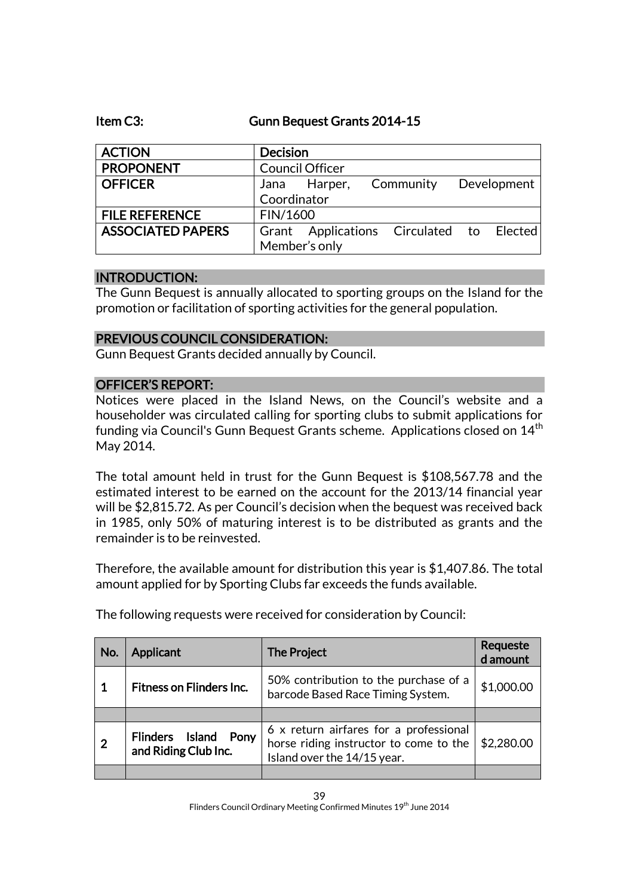**Item C3: Gunn Bequest Grants 2014-15**

| ACTION | Decision |
|---|---|
| PROPONENT | Council Officer |
| OFFICER | Jana Harper, Community Development Coordinator |
| FILE REFERENCE | FIN/1600 |
| ASSOCIATED PAPERS | Grant Applications Circulated to Elected Member's only |

## INTRODUCTION:

The Gunn Bequest is annually allocated to sporting groups on the Island for the promotion or facilitation of sporting activities for the general population.

## PREVIOUS COUNCIL CONSIDERATION:

Gunn Bequest Grants decided annually by Council.

## OFFICER'S REPORT:

Notices were placed in the Island News, on the Council's website and a householder was circulated calling for sporting clubs to submit applications for funding via Council's Gunn Bequest Grants scheme. Applications closed on 14th May 2014.

The total amount held in trust for the Gunn Bequest is $108,567.78 and the estimated interest to be earned on the account for the 2013/14 financial year will be $2,815.72. As per Council's decision when the bequest was received back in 1985, only 50% of maturing interest is to be distributed as grants and the remainder is to be reinvested.

Therefore, the available amount for distribution this year is $1,407.86. The total amount applied for by Sporting Clubs far exceeds the funds available.

The following requests were received for consideration by Council:

| No. | Applicant | The Project | Requested amount |
|---|---|---|---|
| 1 | **Fitness on Flinders Inc.** | 50% contribution to the purchase of a barcode Based Race Timing System. | $1,000.00 |
| | | | |
| 2 | **Flinders Island Pony and Riding Club Inc.** | 6 x return airfares for a professional horse riding instructor to come to the Island over the 14/15 year. | $2,280.00 |
| | | | |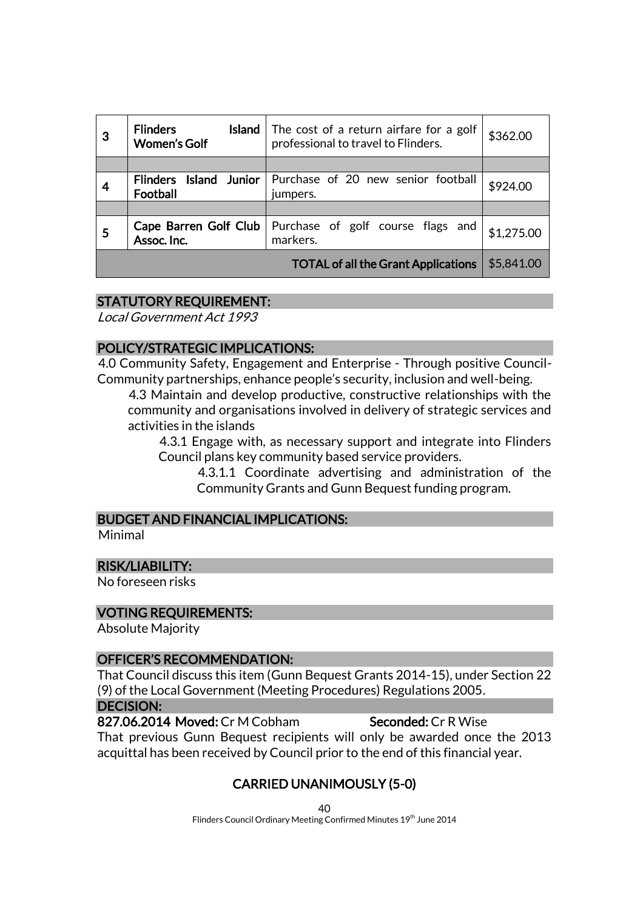| 3 | **Flinders Island Women's Golf** | The cost of a return airfare for a golf professional to travel to Flinders. | $362.00 |
|---|---|---|---|
| | | | |
| 4 | **Flinders Island Junior Football** | Purchase of 20 new senior football jumpers. | $924.00 |
| | | | |
| 5 | **Cape Barren Golf Club Assoc. Inc.** | Purchase of golf course flags and markers. | $1,275.00 |
| | | **TOTAL of all the Grant Applications** | $5,841.00 |

## STATUTORY REQUIREMENT:

*Local Government Act 1993*

## POLICY/STRATEGIC IMPLICATIONS:

4.0 Community Safety, Engagement and Enterprise - Through positive Council-Community partnerships, enhance people's security, inclusion and well-being.

4.3 Maintain and develop productive, constructive relationships with the community and organisations involved in delivery of strategic services and activities in the islands

4.3.1 Engage with, as necessary support and integrate into Flinders Council plans key community based service providers.

4.3.1.1 Coordinate advertising and administration of the Community Grants and Gunn Bequest funding program.

## BUDGET AND FINANCIAL IMPLICATIONS:

Minimal

## RISK/LIABILITY:

No foreseen risks

## VOTING REQUIREMENTS:

Absolute Majority

## OFFICER'S RECOMMENDATION:

That Council discuss this item (Gunn Bequest Grants 2014-15), under Section 22 (9) of the Local Government (Meeting Procedures) Regulations 2005.

## DECISION:

**827.06.2014 Moved:** Cr M Cobham **Seconded:** Cr R Wise

That previous Gunn Bequest recipients will only be awarded once the 2013 acquittal has been received by Council prior to the end of this financial year.

**CARRIED UNANIMOUSLY (5-0)**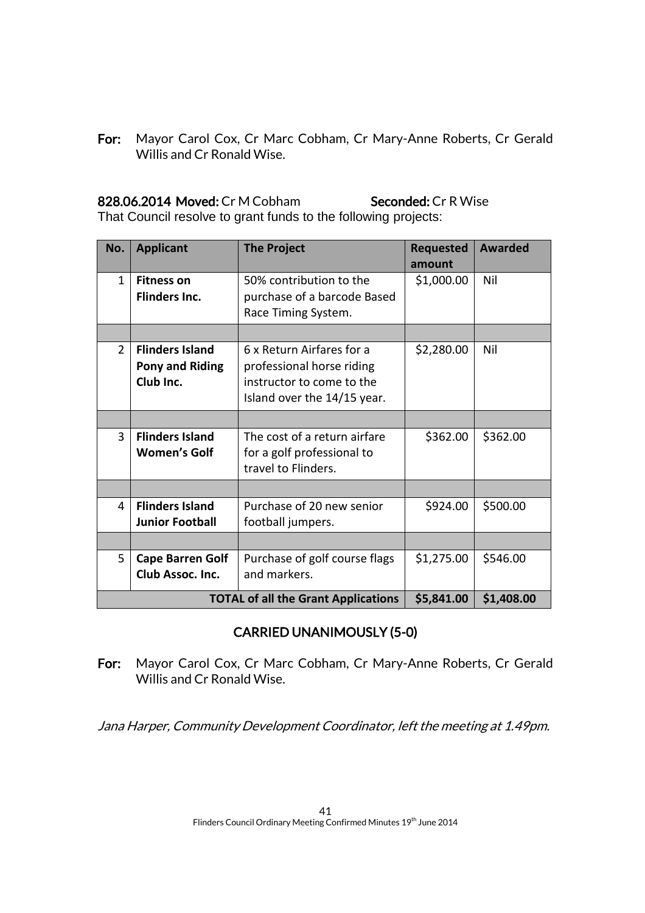**For:** Mayor Carol Cox, Cr Marc Cobham, Cr Mary-Anne Roberts, Cr Gerald Willis and Cr Ronald Wise.

**828.06.2014 Moved:** Cr M Cobham **Seconded:** Cr R Wise

That Council resolve to grant funds to the following projects:

| No. | Applicant | The Project | Requested amount | Awarded |
|---|---|---|---|---|
| 1 | **Fitness on Flinders Inc.** | 50% contribution to the purchase of a barcode Based Race Timing System. | $1,000.00 | Nil |
| | | | | |
| 2 | **Flinders Island Pony and Riding Club Inc.** | 6 x Return Airfares for a professional horse riding instructor to come to the Island over the 14/15 year. | $2,280.00 | Nil |
| | | | | |
| 3 | **Flinders Island Women's Golf** | The cost of a return airfare for a golf professional to travel to Flinders. | $362.00 | $362.00 |
| | | | | |
| 4 | **Flinders Island Junior Football** | Purchase of 20 new senior football jumpers. | $924.00 | $500.00 |
| | | | | |
| 5 | **Cape Barren Golf Club Assoc. Inc.** | Purchase of golf course flags and markers. | $1,275.00 | $546.00 |
| | | **TOTAL of all the Grant Applications** | **$5,841.00** | **$1,408.00** |

**CARRIED UNANIMOUSLY (5-0)**

**For:** Mayor Carol Cox, Cr Marc Cobham, Cr Mary-Anne Roberts, Cr Gerald Willis and Cr Ronald Wise.

*Jana Harper, Community Development Coordinator, left the meeting at 1.49pm.*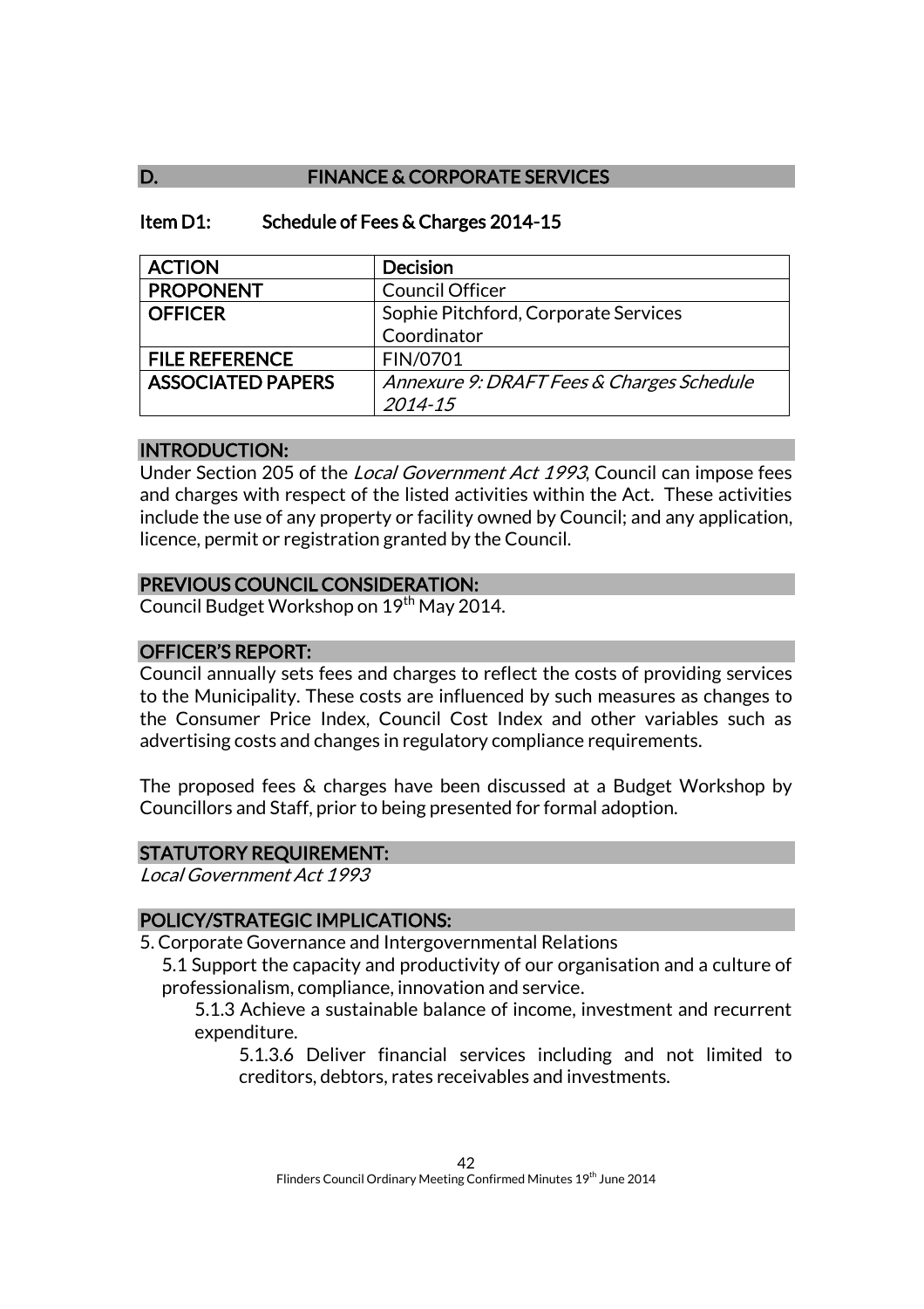## D. FINANCE & CORPORATE SERVICES

### Item D1: Schedule of Fees & Charges 2014-15

| ACTION | Decision |
|---|---|
| PROPONENT | Council Officer |
| OFFICER | Sophie Pitchford, Corporate Services Coordinator |
| FILE REFERENCE | FIN/0701 |
| ASSOCIATED PAPERS | *Annexure 9: DRAFT Fees & Charges Schedule 2014-15* |

#### INTRODUCTION:

Under Section 205 of the *Local Government Act 1993*, Council can impose fees and charges with respect of the listed activities within the Act. These activities include the use of any property or facility owned by Council; and any application, licence, permit or registration granted by the Council.

#### PREVIOUS COUNCIL CONSIDERATION:

Council Budget Workshop on 19th May 2014.

#### OFFICER'S REPORT:

Council annually sets fees and charges to reflect the costs of providing services to the Municipality. These costs are influenced by such measures as changes to the Consumer Price Index, Council Cost Index and other variables such as advertising costs and changes in regulatory compliance requirements.

The proposed fees & charges have been discussed at a Budget Workshop by Councillors and Staff, prior to being presented for formal adoption.

#### STATUTORY REQUIREMENT:

*Local Government Act 1993*

#### POLICY/STRATEGIC IMPLICATIONS:

5. Corporate Governance and Intergovernmental Relations
   - 5.1 Support the capacity and productivity of our organisation and a culture of professionalism, compliance, innovation and service.
     - 5.1.3 Achieve a sustainable balance of income, investment and recurrent expenditure.
       - 5.1.3.6 Deliver financial services including and not limited to creditors, debtors, rates receivables and investments.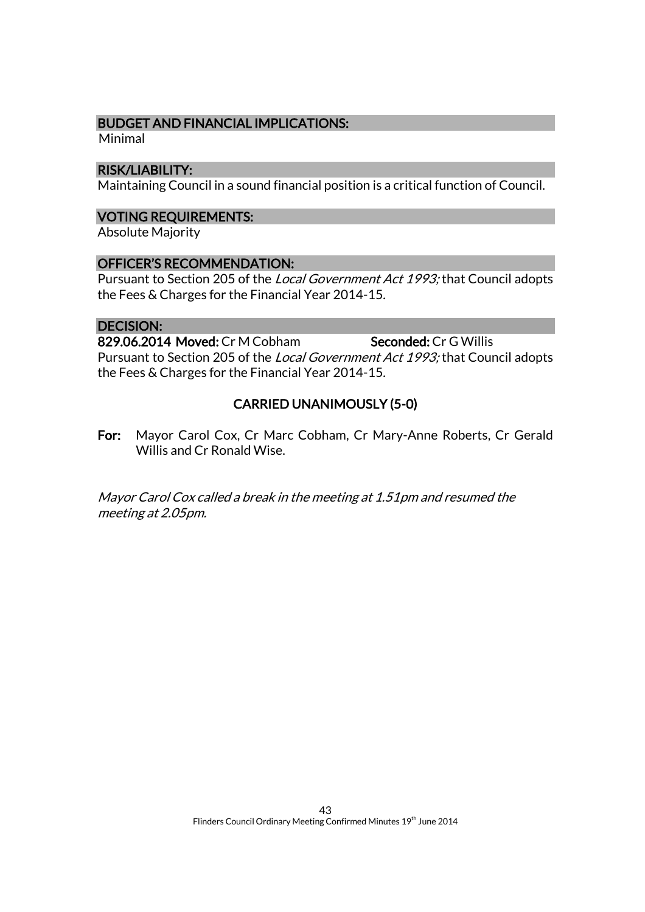## BUDGET AND FINANCIAL IMPLICATIONS:

Minimal

## RISK/LIABILITY:

Maintaining Council in a sound financial position is a critical function of Council.

## VOTING REQUIREMENTS:

Absolute Majority

## OFFICER'S RECOMMENDATION:

Pursuant to Section 205 of the *Local Government Act 1993;* that Council adopts the Fees & Charges for the Financial Year 2014-15.

## DECISION:

**829.06.2014 Moved:** Cr M Cobham **Seconded:** Cr G Willis

Pursuant to Section 205 of the *Local Government Act 1993;* that Council adopts the Fees & Charges for the Financial Year 2014-15.

**CARRIED UNANIMOUSLY (5-0)**

**For:** Mayor Carol Cox, Cr Marc Cobham, Cr Mary-Anne Roberts, Cr Gerald Willis and Cr Ronald Wise.

*Mayor Carol Cox called a break in the meeting at 1.51pm and resumed the meeting at 2.05pm.*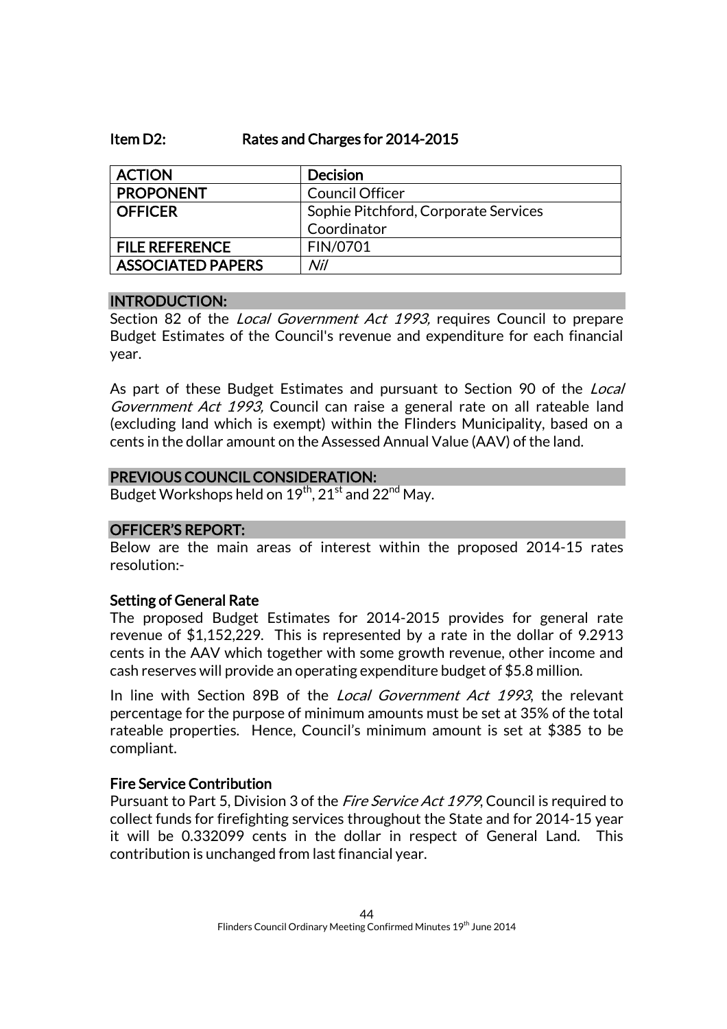## Item D2: Rates and Charges for 2014-2015

| ACTION | Decision |
| --- | --- |
| PROPONENT | Council Officer |
| OFFICER | Sophie Pitchford, Corporate Services Coordinator |
| FILE REFERENCE | FIN/0701 |
| ASSOCIATED PAPERS | *Nil* |

### INTRODUCTION:

Section 82 of the *Local Government Act 1993,* requires Council to prepare Budget Estimates of the Council's revenue and expenditure for each financial year.

As part of these Budget Estimates and pursuant to Section 90 of the *Local Government Act 1993,* Council can raise a general rate on all rateable land (excluding land which is exempt) within the Flinders Municipality, based on a cents in the dollar amount on the Assessed Annual Value (AAV) of the land.

### PREVIOUS COUNCIL CONSIDERATION:

Budget Workshops held on 19th, 21st and 22nd May.

### OFFICER'S REPORT:

Below are the main areas of interest within the proposed 2014-15 rates resolution:-

**Setting of General Rate**

The proposed Budget Estimates for 2014-2015 provides for general rate revenue of $1,152,229. This is represented by a rate in the dollar of 9.2913 cents in the AAV which together with some growth revenue, other income and cash reserves will provide an operating expenditure budget of $5.8 million.

In line with Section 89B of the *Local Government Act 1993*, the relevant percentage for the purpose of minimum amounts must be set at 35% of the total rateable properties. Hence, Council's minimum amount is set at $385 to be compliant.

**Fire Service Contribution**

Pursuant to Part 5, Division 3 of the *Fire Service Act 1979*, Council is required to collect funds for firefighting services throughout the State and for 2014-15 year it will be 0.332099 cents in the dollar in respect of General Land. This contribution is unchanged from last financial year.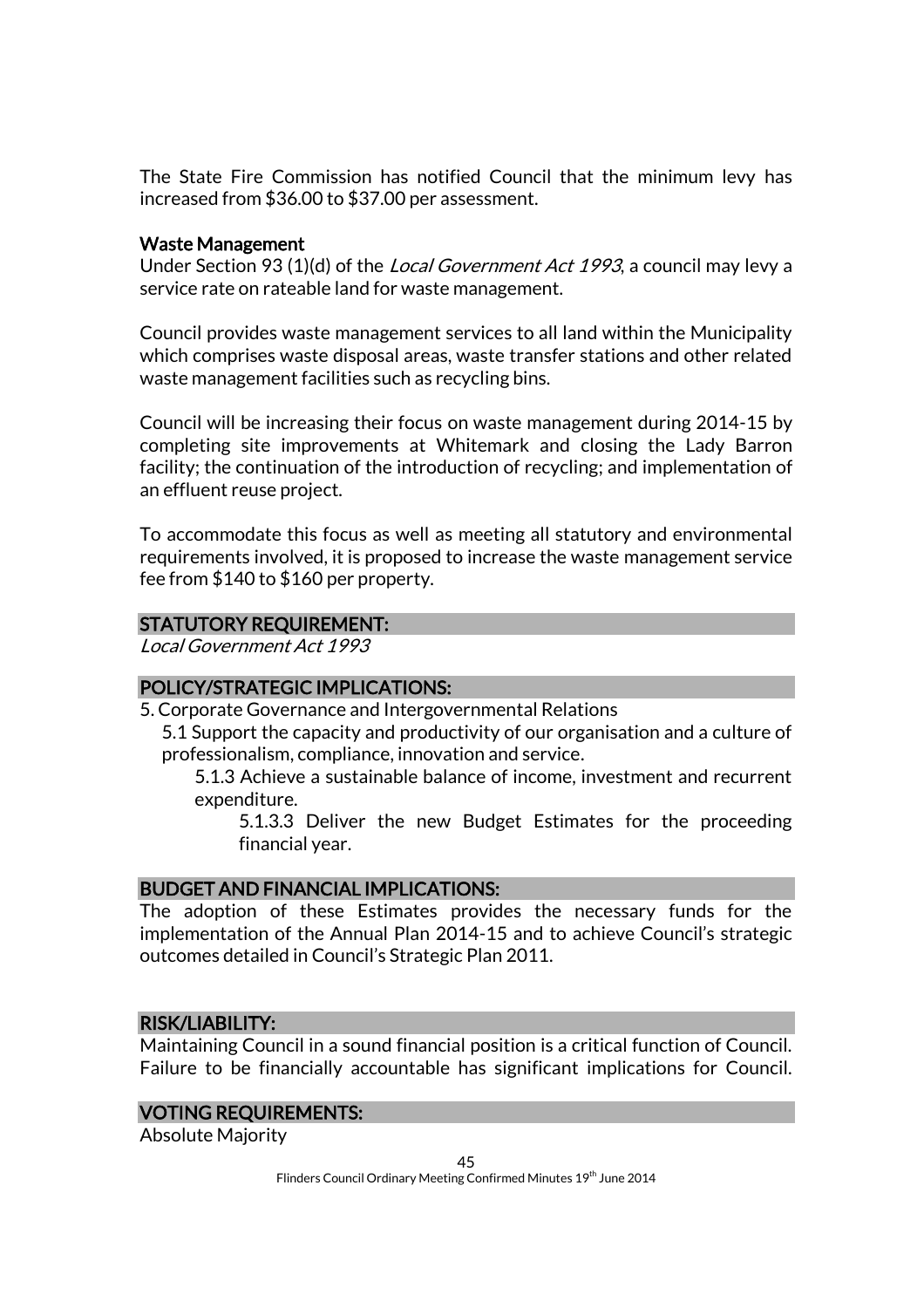The State Fire Commission has notified Council that the minimum levy has increased from $36.00 to $37.00 per assessment.

**Waste Management**

Under Section 93 (1)(d) of the *Local Government Act 1993*, a council may levy a service rate on rateable land for waste management.

Council provides waste management services to all land within the Municipality which comprises waste disposal areas, waste transfer stations and other related waste management facilities such as recycling bins.

Council will be increasing their focus on waste management during 2014-15 by completing site improvements at Whitemark and closing the Lady Barron facility; the continuation of the introduction of recycling; and implementation of an effluent reuse project.

To accommodate this focus as well as meeting all statutory and environmental requirements involved, it is proposed to increase the waste management service fee from $140 to $160 per property.

## STATUTORY REQUIREMENT:

*Local Government Act 1993*

## POLICY/STRATEGIC IMPLICATIONS:

5. Corporate Governance and Intergovernmental Relations
   - 5.1 Support the capacity and productivity of our organisation and a culture of professionalism, compliance, innovation and service.
     - 5.1.3 Achieve a sustainable balance of income, investment and recurrent expenditure.
       - 5.1.3.3 Deliver the new Budget Estimates for the proceeding financial year.

## BUDGET AND FINANCIAL IMPLICATIONS:

The adoption of these Estimates provides the necessary funds for the implementation of the Annual Plan 2014-15 and to achieve Council's strategic outcomes detailed in Council's Strategic Plan 2011.

## RISK/LIABILITY:

Maintaining Council in a sound financial position is a critical function of Council. Failure to be financially accountable has significant implications for Council.

## VOTING REQUIREMENTS:

Absolute Majority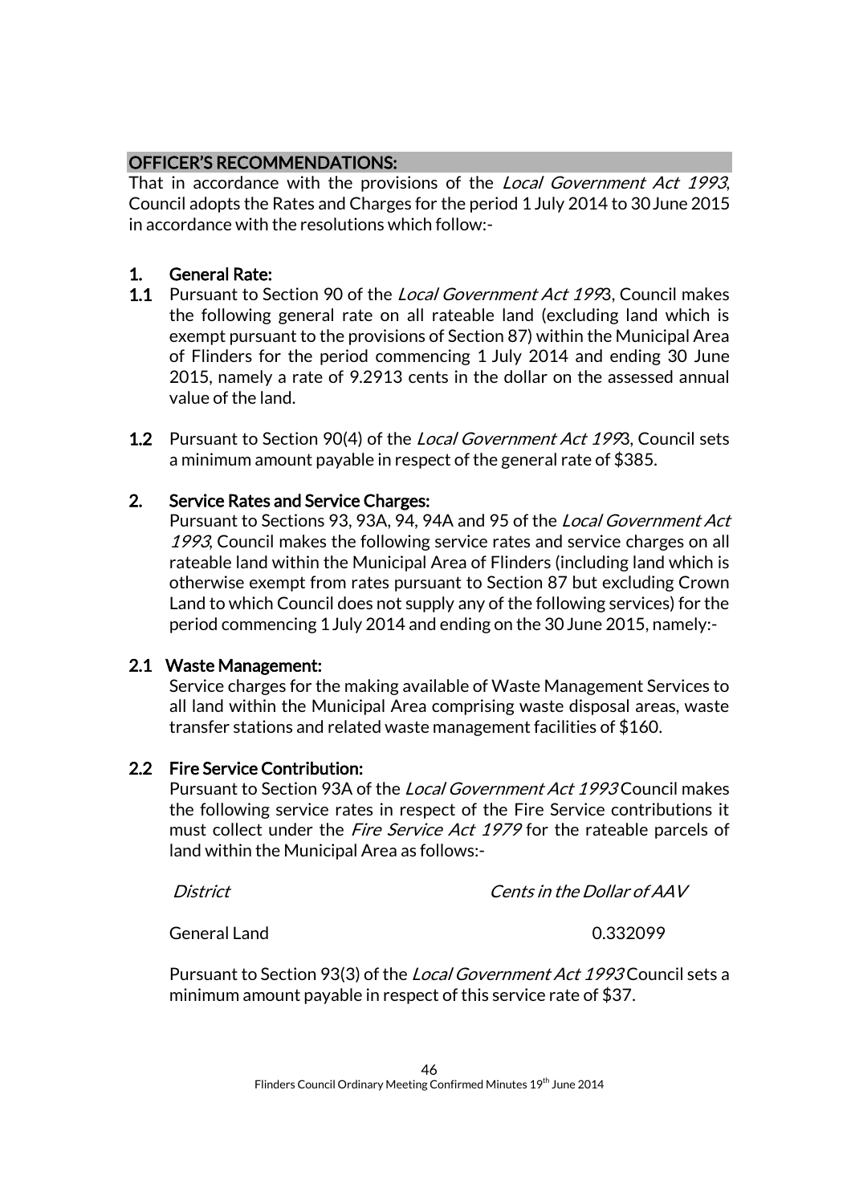## OFFICER'S RECOMMENDATIONS:

That in accordance with the provisions of the *Local Government Act 1993*, Council adopts the Rates and Charges for the period 1 July 2014 to 30 June 2015 in accordance with the resolutions which follow:-

### 1. General Rate:

**1.1** Pursuant to Section 90 of the *Local Government Act 199*3, Council makes the following general rate on all rateable land (excluding land which is exempt pursuant to the provisions of Section 87) within the Municipal Area of Flinders for the period commencing 1 July 2014 and ending 30 June 2015, namely a rate of 9.2913 cents in the dollar on the assessed annual value of the land.

**1.2** Pursuant to Section 90(4) of the *Local Government Act 199*3, Council sets a minimum amount payable in respect of the general rate of $385.

### 2. Service Rates and Service Charges:

Pursuant to Sections 93, 93A, 94, 94A and 95 of the *Local Government Act 1993*, Council makes the following service rates and service charges on all rateable land within the Municipal Area of Flinders (including land which is otherwise exempt from rates pursuant to Section 87 but excluding Crown Land to which Council does not supply any of the following services) for the period commencing 1 July 2014 and ending on the 30 June 2015, namely:-

#### 2.1 Waste Management:

Service charges for the making available of Waste Management Services to all land within the Municipal Area comprising waste disposal areas, waste transfer stations and related waste management facilities of $160.

#### 2.2 Fire Service Contribution:

Pursuant to Section 93A of the *Local Government Act 1993* Council makes the following service rates in respect of the Fire Service contributions it must collect under the *Fire Service Act 1979* for the rateable parcels of land within the Municipal Area as follows:-

| *District* | *Cents in the Dollar of AAV* |
| --- | --- |
| General Land | 0.332099 |

Pursuant to Section 93(3) of the *Local Government Act 1993* Council sets a minimum amount payable in respect of this service rate of $37.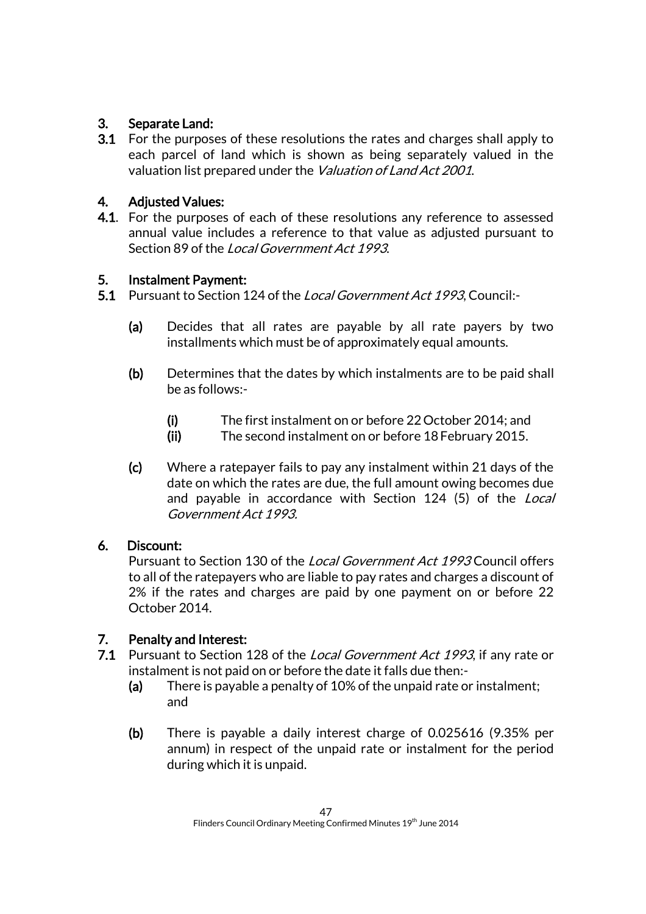**3. Separate Land:**

**3.1** For the purposes of these resolutions the rates and charges shall apply to each parcel of land which is shown as being separately valued in the valuation list prepared under the *Valuation of Land Act 2001*.

**4. Adjusted Values:**

**4.1**. For the purposes of each of these resolutions any reference to assessed annual value includes a reference to that value as adjusted pursuant to Section 89 of the *Local Government Act 1993*.

**5. Instalment Payment:**

**5.1** Pursuant to Section 124 of the *Local Government Act 1993*, Council:-

- **(a)** Decides that all rates are payable by all rate payers by two installments which must be of approximately equal amounts.
- **(b)** Determines that the dates by which instalments are to be paid shall be as follows:-
  - **(i)** The first instalment on or before 22 October 2014; and
  - **(ii)** The second instalment on or before 18 February 2015.
- **(c)** Where a ratepayer fails to pay any instalment within 21 days of the date on which the rates are due, the full amount owing becomes due and payable in accordance with Section 124 (5) of the *Local Government Act 1993*.

**6. Discount:**

Pursuant to Section 130 of the *Local Government Act 1993* Council offers to all of the ratepayers who are liable to pay rates and charges a discount of 2% if the rates and charges are paid by one payment on or before 22 October 2014.

**7. Penalty and Interest:**

**7.1** Pursuant to Section 128 of the *Local Government Act 1993*, if any rate or instalment is not paid on or before the date it falls due then:-

- **(a)** There is payable a penalty of 10% of the unpaid rate or instalment; and
- **(b)** There is payable a daily interest charge of 0.025616 (9.35% per annum) in respect of the unpaid rate or instalment for the period during which it is unpaid.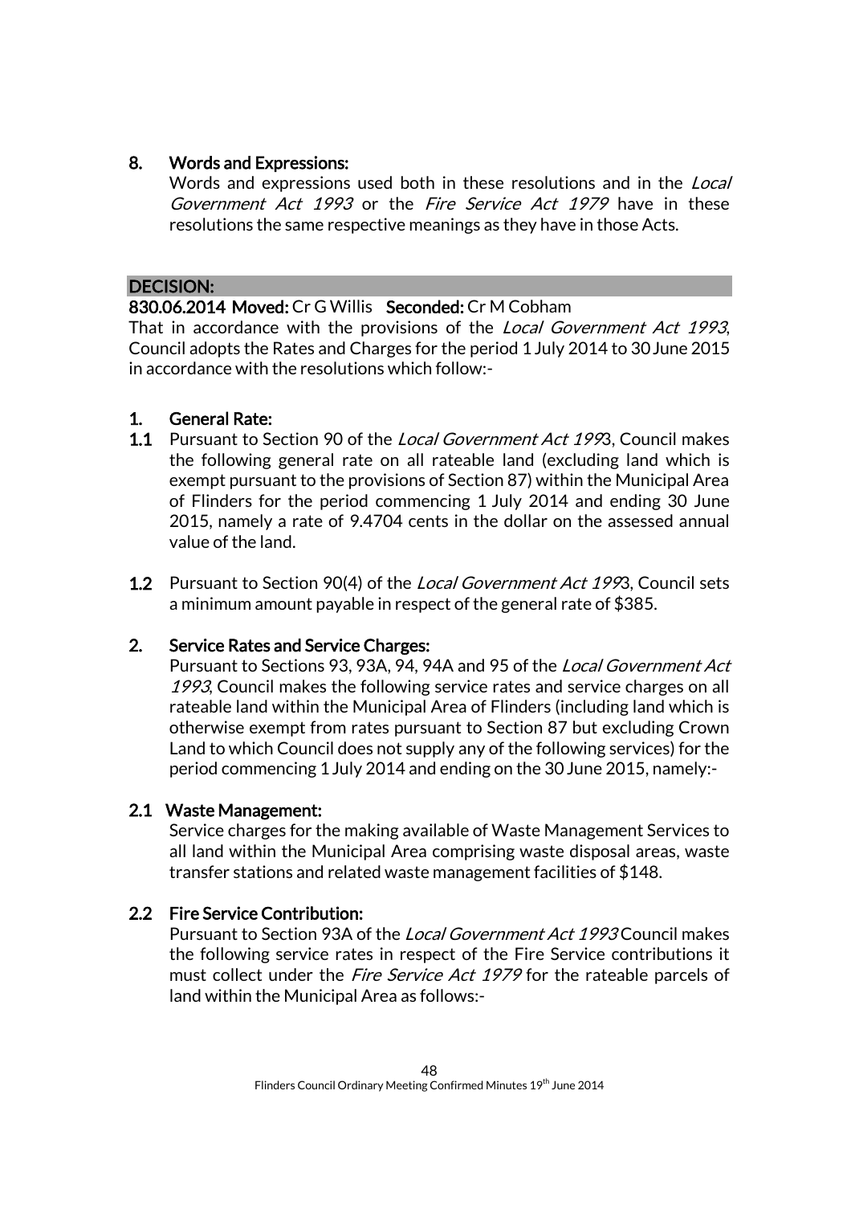## 8. Words and Expressions:

Words and expressions used both in these resolutions and in the *Local Government Act 1993* or the *Fire Service Act 1979* have in these resolutions the same respective meanings as they have in those Acts.

## DECISION:

**830.06.2014 Moved:** Cr G Willis **Seconded:** Cr M Cobham

That in accordance with the provisions of the *Local Government Act 1993*, Council adopts the Rates and Charges for the period 1 July 2014 to 30 June 2015 in accordance with the resolutions which follow:-

## 1. General Rate:

**1.1** Pursuant to Section 90 of the *Local Government Act 199*3, Council makes the following general rate on all rateable land (excluding land which is exempt pursuant to the provisions of Section 87) within the Municipal Area of Flinders for the period commencing 1 July 2014 and ending 30 June 2015, namely a rate of 9.4704 cents in the dollar on the assessed annual value of the land.

**1.2** Pursuant to Section 90(4) of the *Local Government Act 199*3, Council sets a minimum amount payable in respect of the general rate of $385.

## 2. Service Rates and Service Charges:

Pursuant to Sections 93, 93A, 94, 94A and 95 of the *Local Government Act 1993*, Council makes the following service rates and service charges on all rateable land within the Municipal Area of Flinders (including land which is otherwise exempt from rates pursuant to Section 87 but excluding Crown Land to which Council does not supply any of the following services) for the period commencing 1 July 2014 and ending on the 30 June 2015, namely:-

### 2.1 Waste Management:

Service charges for the making available of Waste Management Services to all land within the Municipal Area comprising waste disposal areas, waste transfer stations and related waste management facilities of $148.

### 2.2 Fire Service Contribution:

Pursuant to Section 93A of the *Local Government Act 1993* Council makes the following service rates in respect of the Fire Service contributions it must collect under the *Fire Service Act 1979* for the rateable parcels of land within the Municipal Area as follows:-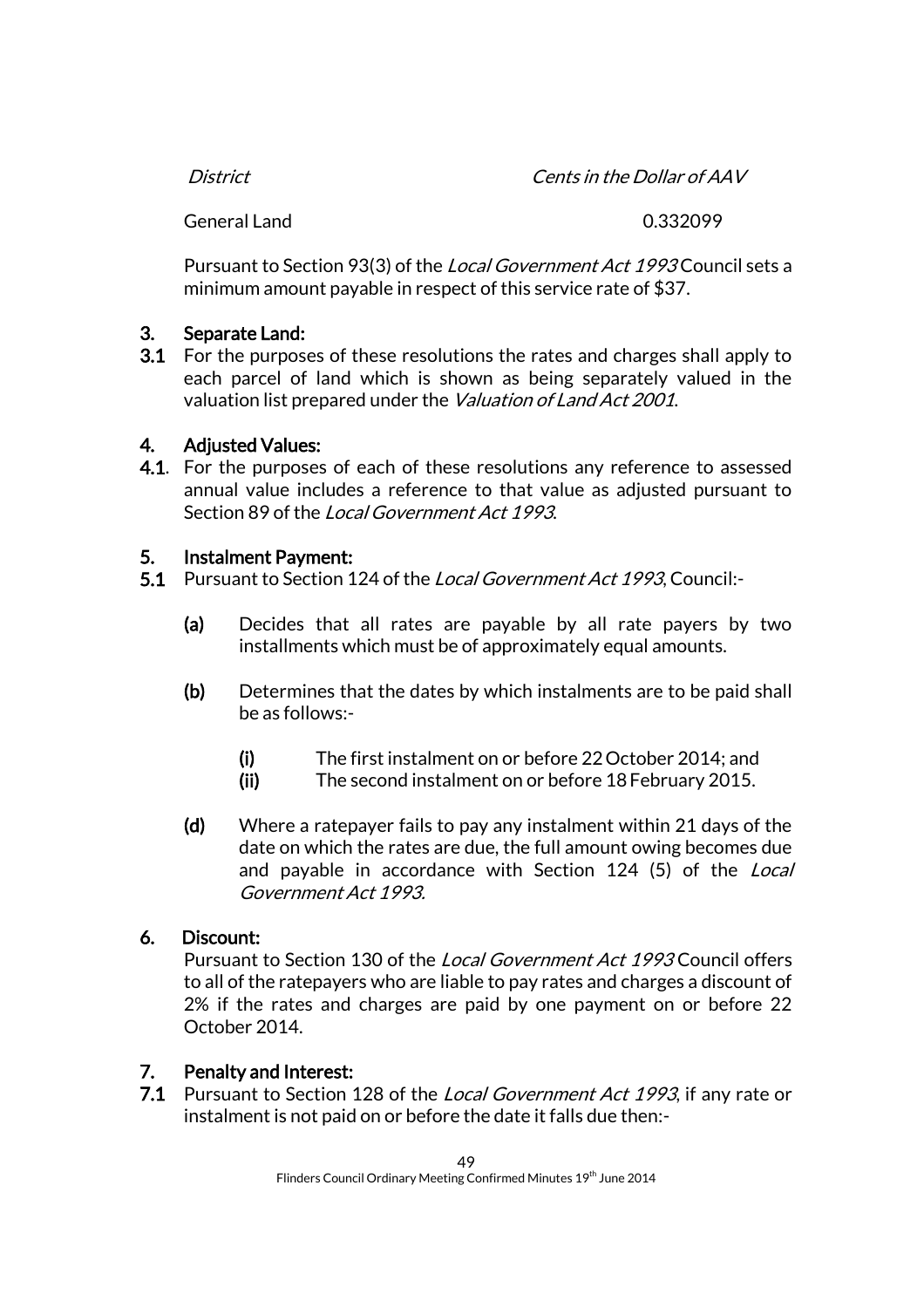| *District* | *Cents in the Dollar of AAV* |
|---|---|
| General Land | 0.332099 |

Pursuant to Section 93(3) of the *Local Government Act 1993* Council sets a minimum amount payable in respect of this service rate of $37.

**3. Separate Land:**

**3.1** For the purposes of these resolutions the rates and charges shall apply to each parcel of land which is shown as being separately valued in the valuation list prepared under the *Valuation of Land Act 2001*.

**4. Adjusted Values:**

**4.1**. For the purposes of each of these resolutions any reference to assessed annual value includes a reference to that value as adjusted pursuant to Section 89 of the *Local Government Act 1993*.

**5. Instalment Payment:**

**5.1** Pursuant to Section 124 of the *Local Government Act 1993*, Council:-

**(a)** Decides that all rates are payable by all rate payers by two installments which must be of approximately equal amounts.

**(b)** Determines that the dates by which instalments are to be paid shall be as follows:-

**(i)** The first instalment on or before 22 October 2014; and

**(ii)** The second instalment on or before 18 February 2015.

**(d)** Where a ratepayer fails to pay any instalment within 21 days of the date on which the rates are due, the full amount owing becomes due and payable in accordance with Section 124 (5) of the *Local Government Act 1993*.

**6. Discount:**

Pursuant to Section 130 of the *Local Government Act 1993* Council offers to all of the ratepayers who are liable to pay rates and charges a discount of 2% if the rates and charges are paid by one payment on or before 22 October 2014.

**7. Penalty and Interest:**

**7.1** Pursuant to Section 128 of the *Local Government Act 1993*, if any rate or instalment is not paid on or before the date it falls due then:-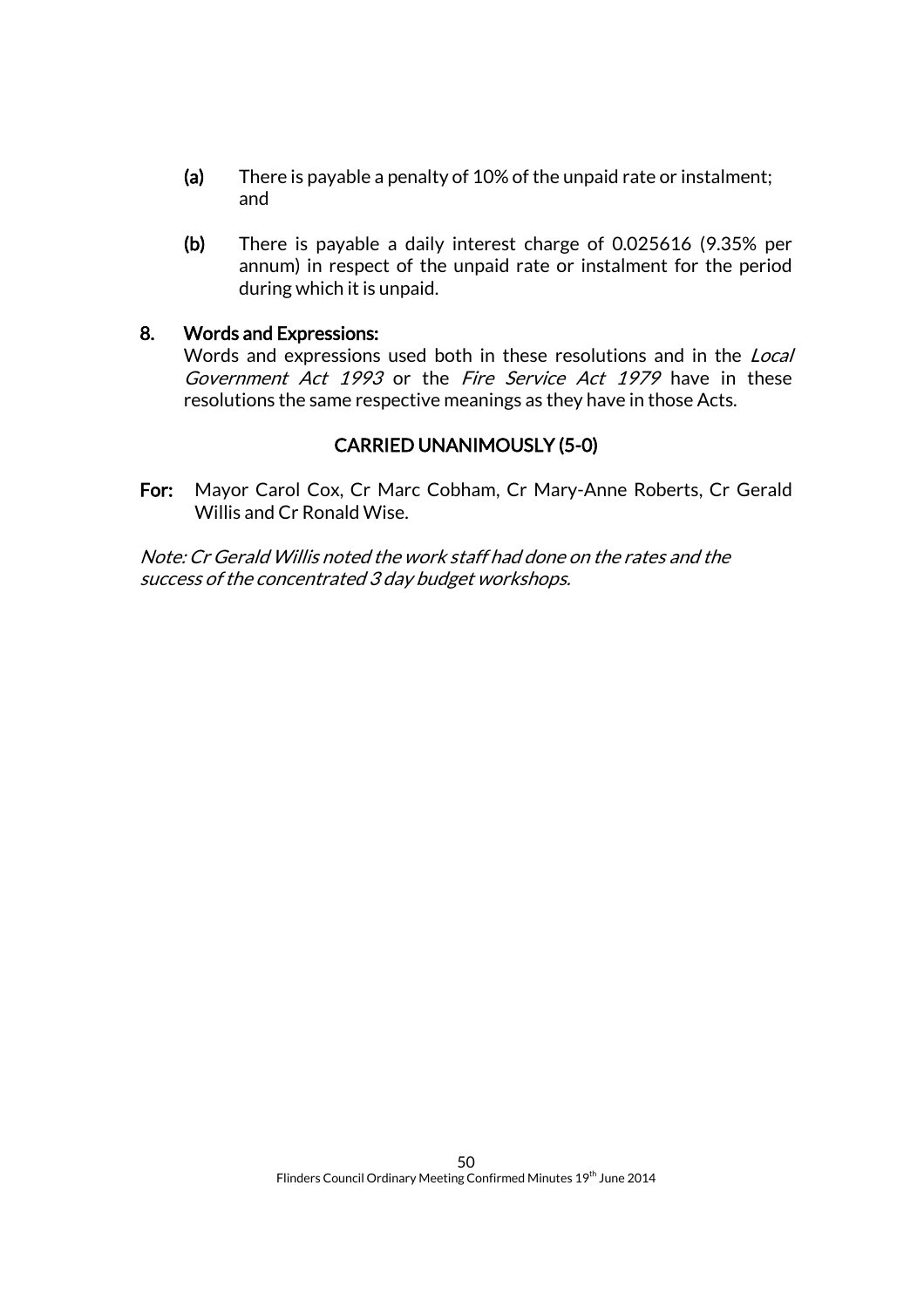**(a)** There is payable a penalty of 10% of the unpaid rate or instalment; and

**(b)** There is payable a daily interest charge of 0.025616 (9.35% per annum) in respect of the unpaid rate or instalment for the period during which it is unpaid.

**8. Words and Expressions:**

Words and expressions used both in these resolutions and in the *Local Government Act 1993* or the *Fire Service Act 1979* have in these resolutions the same respective meanings as they have in those Acts.

**CARRIED UNANIMOUSLY (5-0)**

**For:** Mayor Carol Cox, Cr Marc Cobham, Cr Mary-Anne Roberts, Cr Gerald Willis and Cr Ronald Wise.

*Note: Cr Gerald Willis noted the work staff had done on the rates and the success of the concentrated 3 day budget workshops.*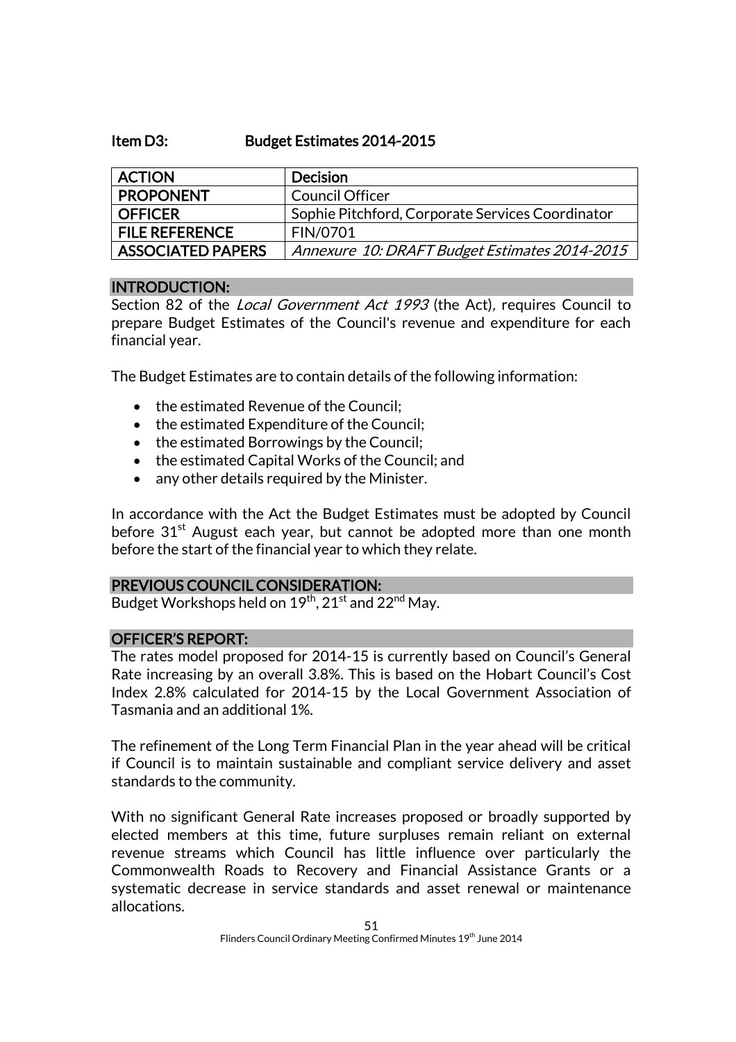## Item D3: Budget Estimates 2014-2015

| ACTION | Decision |
|---|---|
| PROPONENT | Council Officer |
| OFFICER | Sophie Pitchford, Corporate Services Coordinator |
| FILE REFERENCE | FIN/0701 |
| ASSOCIATED PAPERS | *Annexure 10: DRAFT Budget Estimates 2014-2015* |

### INTRODUCTION:

Section 82 of the *Local Government Act 1993* (the Act), requires Council to prepare Budget Estimates of the Council's revenue and expenditure for each financial year.

The Budget Estimates are to contain details of the following information:

- the estimated Revenue of the Council;
- the estimated Expenditure of the Council;
- the estimated Borrowings by the Council;
- the estimated Capital Works of the Council; and
- any other details required by the Minister.

In accordance with the Act the Budget Estimates must be adopted by Council before 31st August each year, but cannot be adopted more than one month before the start of the financial year to which they relate.

### PREVIOUS COUNCIL CONSIDERATION:

Budget Workshops held on 19th, 21st and 22nd May.

### OFFICER'S REPORT:

The rates model proposed for 2014-15 is currently based on Council's General Rate increasing by an overall 3.8%. This is based on the Hobart Council's Cost Index 2.8% calculated for 2014-15 by the Local Government Association of Tasmania and an additional 1%.

The refinement of the Long Term Financial Plan in the year ahead will be critical if Council is to maintain sustainable and compliant service delivery and asset standards to the community.

With no significant General Rate increases proposed or broadly supported by elected members at this time, future surpluses remain reliant on external revenue streams which Council has little influence over particularly the Commonwealth Roads to Recovery and Financial Assistance Grants or a systematic decrease in service standards and asset renewal or maintenance allocations.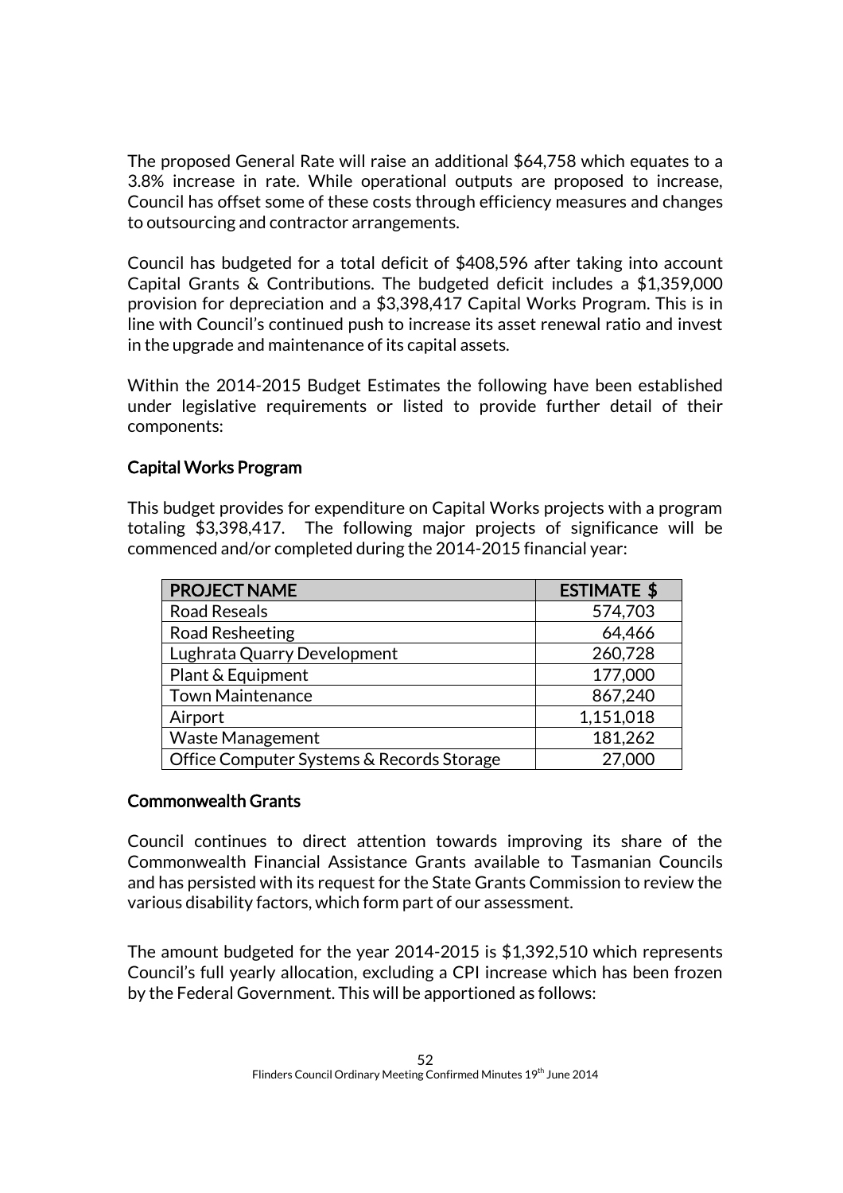The proposed General Rate will raise an additional $64,758 which equates to a 3.8% increase in rate. While operational outputs are proposed to increase, Council has offset some of these costs through efficiency measures and changes to outsourcing and contractor arrangements.

Council has budgeted for a total deficit of $408,596 after taking into account Capital Grants & Contributions. The budgeted deficit includes a $1,359,000 provision for depreciation and a $3,398,417 Capital Works Program. This is in line with Council's continued push to increase its asset renewal ratio and invest in the upgrade and maintenance of its capital assets.

Within the 2014-2015 Budget Estimates the following have been established under legislative requirements or listed to provide further detail of their components:

**Capital Works Program**

This budget provides for expenditure on Capital Works projects with a program totaling $3,398,417. The following major projects of significance will be commenced and/or completed during the 2014-2015 financial year:

| PROJECT NAME | ESTIMATE $ |
|---|---:|
| Road Reseals | 574,703 |
| Road Resheeting | 64,466 |
| Lughrata Quarry Development | 260,728 |
| Plant & Equipment | 177,000 |
| Town Maintenance | 867,240 |
| Airport | 1,151,018 |
| Waste Management | 181,262 |
| Office Computer Systems & Records Storage | 27,000 |

**Commonwealth Grants**

Council continues to direct attention towards improving its share of the Commonwealth Financial Assistance Grants available to Tasmanian Councils and has persisted with its request for the State Grants Commission to review the various disability factors, which form part of our assessment.

The amount budgeted for the year 2014-2015 is $1,392,510 which represents Council's full yearly allocation, excluding a CPI increase which has been frozen by the Federal Government. This will be apportioned as follows: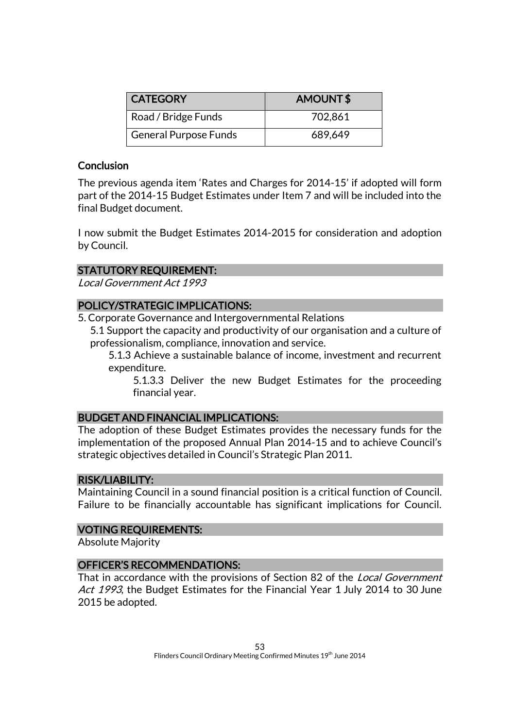| CATEGORY | AMOUNT $ |
|---|---|
| Road / Bridge Funds | 702,861 |
| General Purpose Funds | 689,649 |

### Conclusion

The previous agenda item 'Rates and Charges for 2014-15' if adopted will form part of the 2014-15 Budget Estimates under Item 7 and will be included into the final Budget document.

I now submit the Budget Estimates 2014-2015 for consideration and adoption by Council.

## STATUTORY REQUIREMENT:

*Local Government Act 1993*

## POLICY/STRATEGIC IMPLICATIONS:

5. Corporate Governance and Intergovernmental Relations
   - 5.1 Support the capacity and productivity of our organisation and a culture of professionalism, compliance, innovation and service.
     - 5.1.3 Achieve a sustainable balance of income, investment and recurrent expenditure.
       - 5.1.3.3 Deliver the new Budget Estimates for the proceeding financial year.

## BUDGET AND FINANCIAL IMPLICATIONS:

The adoption of these Budget Estimates provides the necessary funds for the implementation of the proposed Annual Plan 2014-15 and to achieve Council's strategic objectives detailed in Council's Strategic Plan 2011.

## RISK/LIABILITY:

Maintaining Council in a sound financial position is a critical function of Council. Failure to be financially accountable has significant implications for Council.

## VOTING REQUIREMENTS:

Absolute Majority

## OFFICER'S RECOMMENDATIONS:

That in accordance with the provisions of Section 82 of the *Local Government Act 1993*, the Budget Estimates for the Financial Year 1 July 2014 to 30 June 2015 be adopted.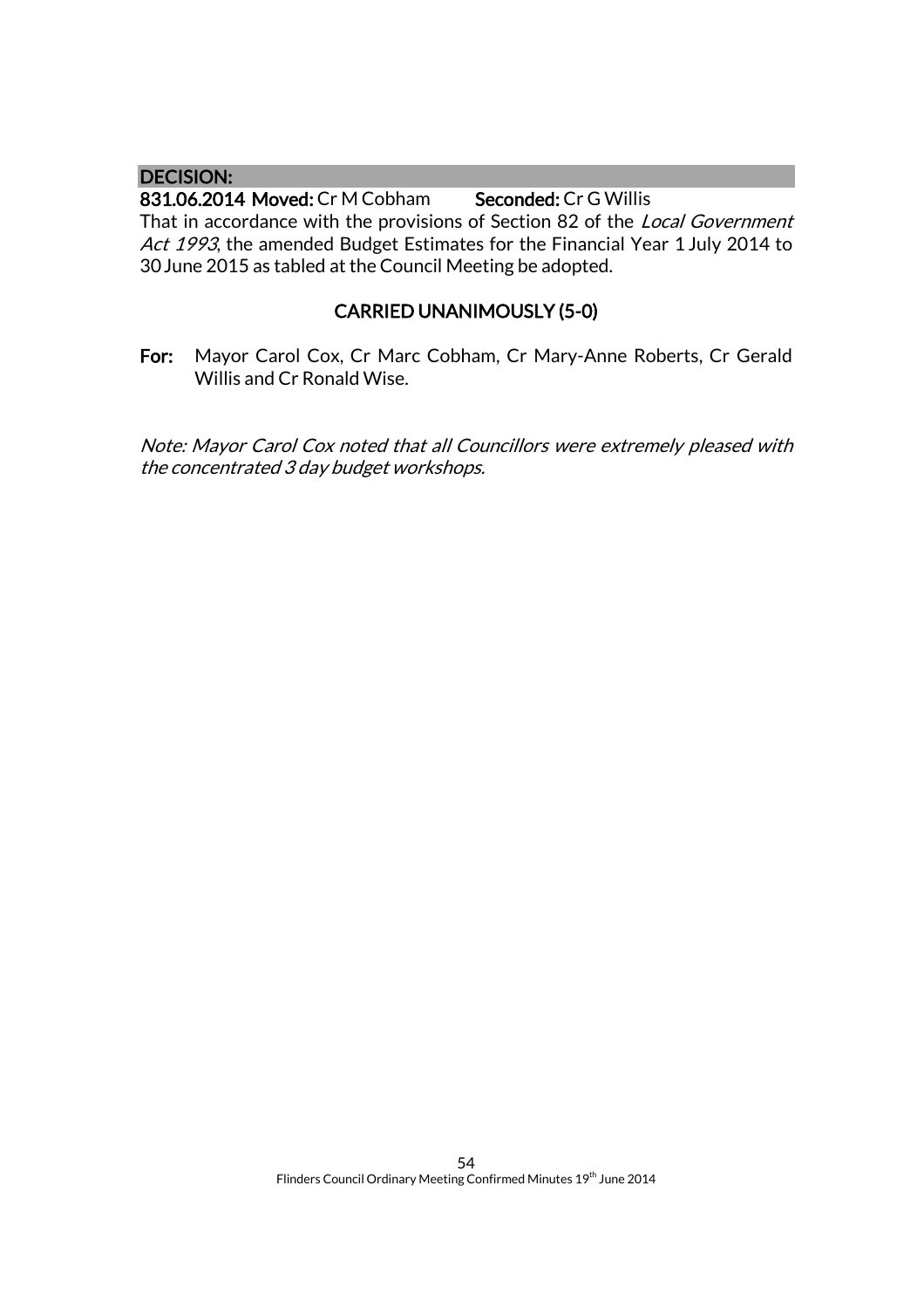**DECISION:**

**831.06.2014 Moved:** Cr M Cobham **Seconded:** Cr G Willis

That in accordance with the provisions of Section 82 of the *Local Government Act 1993*, the amended Budget Estimates for the Financial Year 1 July 2014 to 30 June 2015 as tabled at the Council Meeting be adopted.

**CARRIED UNANIMOUSLY (5-0)**

**For:** Mayor Carol Cox, Cr Marc Cobham, Cr Mary-Anne Roberts, Cr Gerald Willis and Cr Ronald Wise.

*Note: Mayor Carol Cox noted that all Councillors were extremely pleased with the concentrated 3 day budget workshops.*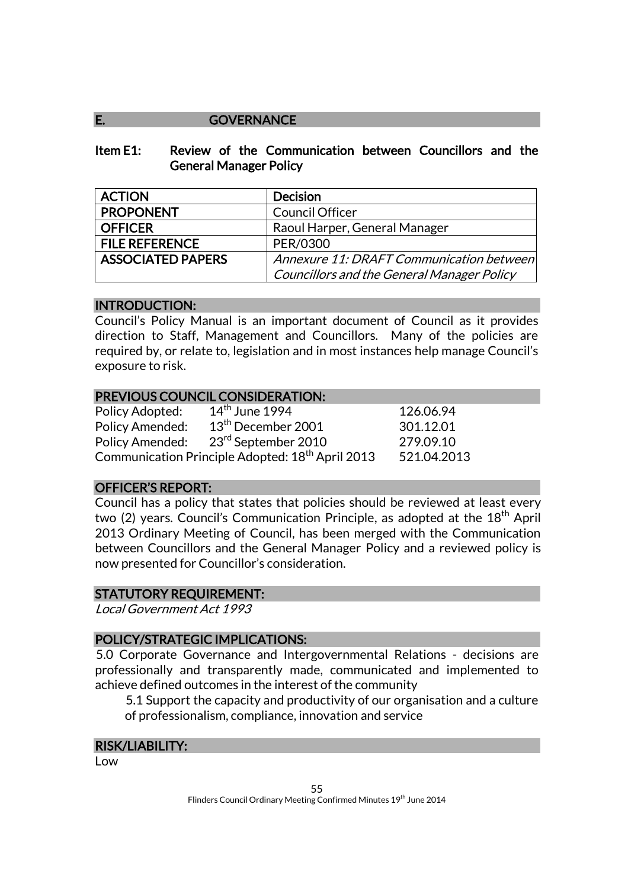## E. GOVERNANCE

### Item E1: Review of the Communication between Councillors and the General Manager Policy

| ACTION | Decision |
|---|---|
| PROPONENT | Council Officer |
| OFFICER | Raoul Harper, General Manager |
| FILE REFERENCE | PER/0300 |
| ASSOCIATED PAPERS | *Annexure 11: DRAFT Communication between Councillors and the General Manager Policy* |

#### INTRODUCTION:

Council's Policy Manual is an important document of Council as it provides direction to Staff, Management and Councillors. Many of the policies are required by, or relate to, legislation and in most instances help manage Council's exposure to risk.

#### PREVIOUS COUNCIL CONSIDERATION:

| | | |
|---|---|---|
| Policy Adopted: | 14th June 1994 | 126.06.94 |
| Policy Amended: | 13th December 2001 | 301.12.01 |
| Policy Amended: | 23rd September 2010 | 279.09.10 |
| Communication Principle Adopted: 18th April 2013 | | 521.04.2013 |

#### OFFICER'S REPORT:

Council has a policy that states that policies should be reviewed at least every two (2) years. Council's Communication Principle, as adopted at the 18th April 2013 Ordinary Meeting of Council, has been merged with the Communication between Councillors and the General Manager Policy and a reviewed policy is now presented for Councillor's consideration.

#### STATUTORY REQUIREMENT:

*Local Government Act 1993*

#### POLICY/STRATEGIC IMPLICATIONS:

5.0 Corporate Governance and Intergovernmental Relations - decisions are professionally and transparently made, communicated and implemented to achieve defined outcomes in the interest of the community

5.1 Support the capacity and productivity of our organisation and a culture of professionalism, compliance, innovation and service

#### RISK/LIABILITY:

Low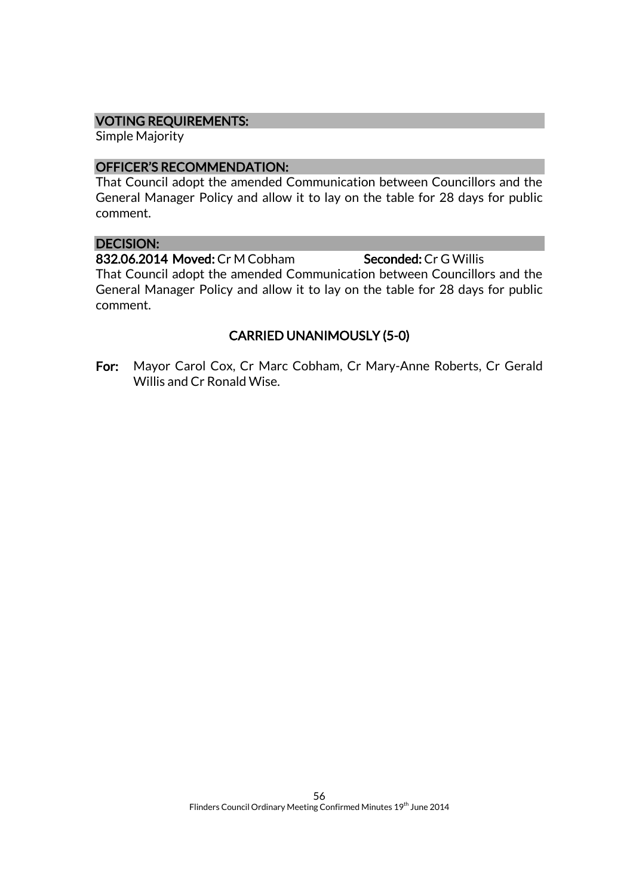### VOTING REQUIREMENTS:

Simple Majority

### OFFICER'S RECOMMENDATION:

That Council adopt the amended Communication between Councillors and the General Manager Policy and allow it to lay on the table for 28 days for public comment.

### DECISION:

**832.06.2014 Moved:** Cr M Cobham **Seconded:** Cr G Willis

That Council adopt the amended Communication between Councillors and the General Manager Policy and allow it to lay on the table for 28 days for public comment.

**CARRIED UNANIMOUSLY (5-0)**

**For:** Mayor Carol Cox, Cr Marc Cobham, Cr Mary-Anne Roberts, Cr Gerald Willis and Cr Ronald Wise.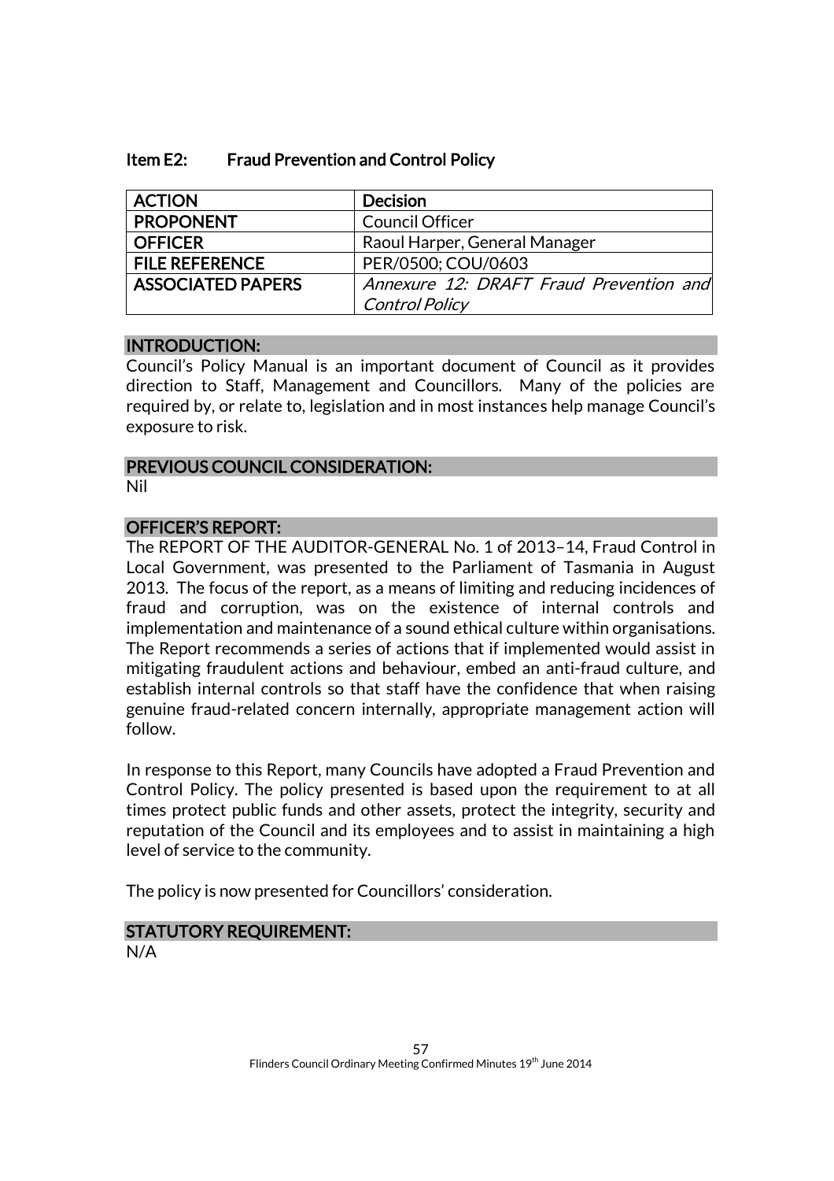## Item E2: Fraud Prevention and Control Policy

| ACTION | Decision |
|---|---|
| PROPONENT | Council Officer |
| OFFICER | Raoul Harper, General Manager |
| FILE REFERENCE | PER/0500; COU/0603 |
| ASSOCIATED PAPERS | *Annexure 12: DRAFT Fraud Prevention and Control Policy* |

### INTRODUCTION:

Council's Policy Manual is an important document of Council as it provides direction to Staff, Management and Councillors. Many of the policies are required by, or relate to, legislation and in most instances help manage Council's exposure to risk.

### PREVIOUS COUNCIL CONSIDERATION:

Nil

### OFFICER'S REPORT:

The REPORT OF THE AUDITOR-GENERAL No. 1 of 2013–14, Fraud Control in Local Government, was presented to the Parliament of Tasmania in August 2013. The focus of the report, as a means of limiting and reducing incidences of fraud and corruption, was on the existence of internal controls and implementation and maintenance of a sound ethical culture within organisations. The Report recommends a series of actions that if implemented would assist in mitigating fraudulent actions and behaviour, embed an anti-fraud culture, and establish internal controls so that staff have the confidence that when raising genuine fraud-related concern internally, appropriate management action will follow.

In response to this Report, many Councils have adopted a Fraud Prevention and Control Policy. The policy presented is based upon the requirement to at all times protect public funds and other assets, protect the integrity, security and reputation of the Council and its employees and to assist in maintaining a high level of service to the community.

The policy is now presented for Councillors' consideration.

### STATUTORY REQUIREMENT:

N/A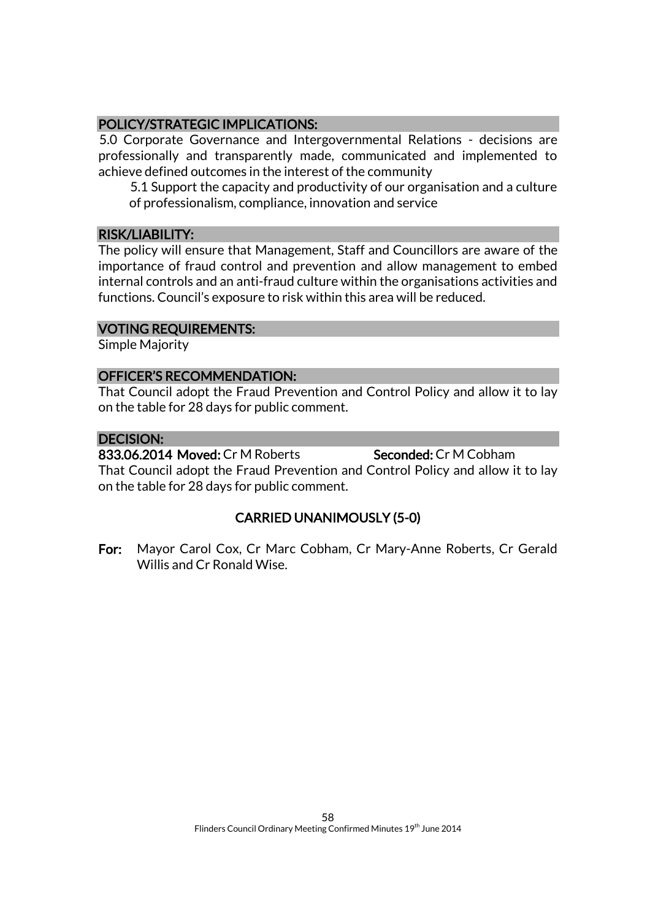## POLICY/STRATEGIC IMPLICATIONS:

5.0 Corporate Governance and Intergovernmental Relations - decisions are professionally and transparently made, communicated and implemented to achieve defined outcomes in the interest of the community

> 5.1 Support the capacity and productivity of our organisation and a culture of professionalism, compliance, innovation and service

## RISK/LIABILITY:

The policy will ensure that Management, Staff and Councillors are aware of the importance of fraud control and prevention and allow management to embed internal controls and an anti-fraud culture within the organisations activities and functions. Council's exposure to risk within this area will be reduced.

## VOTING REQUIREMENTS:

Simple Majority

## OFFICER'S RECOMMENDATION:

That Council adopt the Fraud Prevention and Control Policy and allow it to lay on the table for 28 days for public comment.

## DECISION:

**833.06.2014 Moved:** Cr M Roberts **Seconded:** Cr M Cobham

That Council adopt the Fraud Prevention and Control Policy and allow it to lay on the table for 28 days for public comment.

**CARRIED UNANIMOUSLY (5-0)**

**For:** Mayor Carol Cox, Cr Marc Cobham, Cr Mary-Anne Roberts, Cr Gerald Willis and Cr Ronald Wise.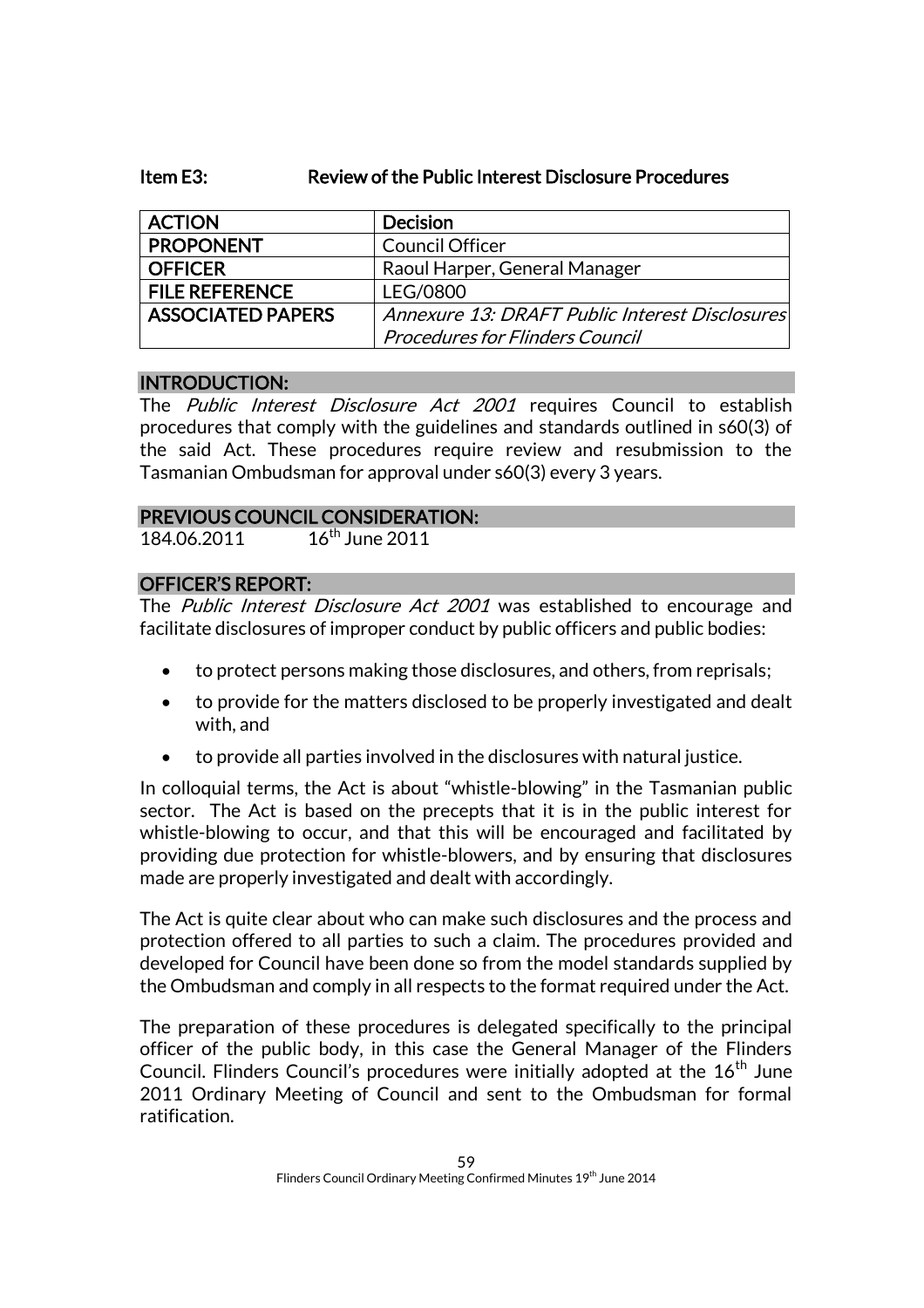## Item E3: Review of the Public Interest Disclosure Procedures

| ACTION | Decision |
|---|---|
| PROPONENT | Council Officer |
| OFFICER | Raoul Harper, General Manager |
| FILE REFERENCE | LEG/0800 |
| ASSOCIATED PAPERS | *Annexure 13: DRAFT Public Interest Disclosures Procedures for Flinders Council* |

### INTRODUCTION:

The *Public Interest Disclosure Act 2001* requires Council to establish procedures that comply with the guidelines and standards outlined in s60(3) of the said Act. These procedures require review and resubmission to the Tasmanian Ombudsman for approval under s60(3) every 3 years.

### PREVIOUS COUNCIL CONSIDERATION:

184.06.2011    16th June 2011

### OFFICER'S REPORT:

The *Public Interest Disclosure Act 2001* was established to encourage and facilitate disclosures of improper conduct by public officers and public bodies:

- to protect persons making those disclosures, and others, from reprisals;
- to provide for the matters disclosed to be properly investigated and dealt with, and
- to provide all parties involved in the disclosures with natural justice.

In colloquial terms, the Act is about "whistle-blowing" in the Tasmanian public sector. The Act is based on the precepts that it is in the public interest for whistle-blowing to occur, and that this will be encouraged and facilitated by providing due protection for whistle-blowers, and by ensuring that disclosures made are properly investigated and dealt with accordingly.

The Act is quite clear about who can make such disclosures and the process and protection offered to all parties to such a claim. The procedures provided and developed for Council have been done so from the model standards supplied by the Ombudsman and comply in all respects to the format required under the Act.

The preparation of these procedures is delegated specifically to the principal officer of the public body, in this case the General Manager of the Flinders Council. Flinders Council's procedures were initially adopted at the 16th June 2011 Ordinary Meeting of Council and sent to the Ombudsman for formal ratification.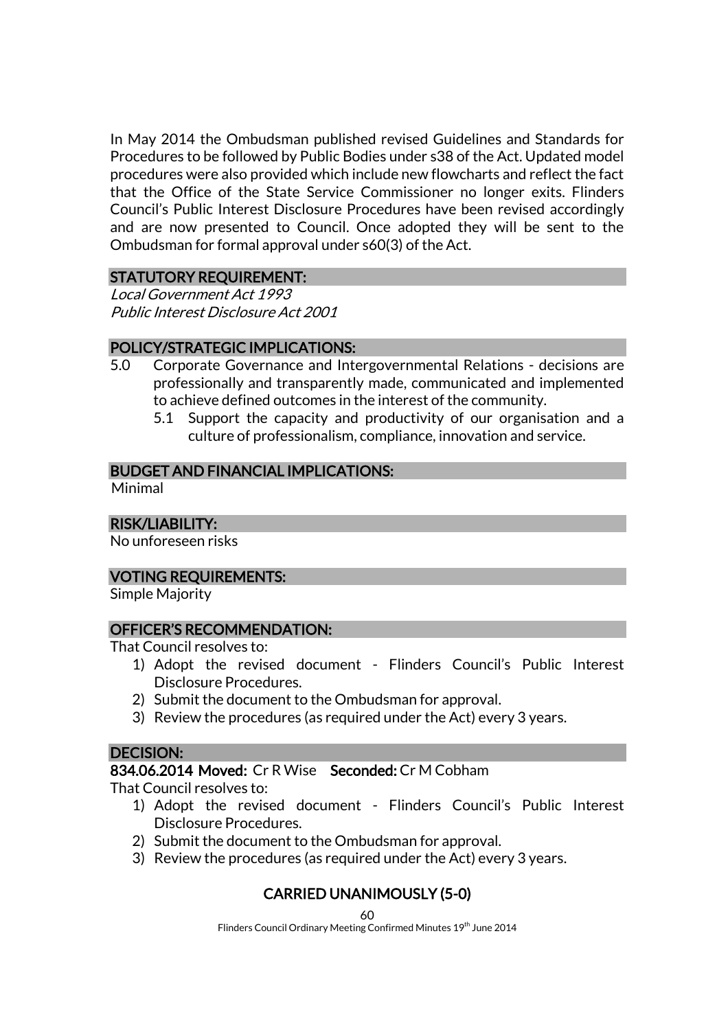In May 2014 the Ombudsman published revised Guidelines and Standards for Procedures to be followed by Public Bodies under s38 of the Act. Updated model procedures were also provided which include new flowcharts and reflect the fact that the Office of the State Service Commissioner no longer exits. Flinders Council's Public Interest Disclosure Procedures have been revised accordingly and are now presented to Council. Once adopted they will be sent to the Ombudsman for formal approval under s60(3) of the Act.

## STATUTORY REQUIREMENT:

*Local Government Act 1993*
*Public Interest Disclosure Act 2001*

## POLICY/STRATEGIC IMPLICATIONS:

5.0 Corporate Governance and Intergovernmental Relations - decisions are professionally and transparently made, communicated and implemented to achieve defined outcomes in the interest of the community.

- 5.1 Support the capacity and productivity of our organisation and a culture of professionalism, compliance, innovation and service.

## BUDGET AND FINANCIAL IMPLICATIONS:

Minimal

## RISK/LIABILITY:

No unforeseen risks

## VOTING REQUIREMENTS:

Simple Majority

## OFFICER'S RECOMMENDATION:

That Council resolves to:

1) Adopt the revised document - Flinders Council's Public Interest Disclosure Procedures.
2) Submit the document to the Ombudsman for approval.
3) Review the procedures (as required under the Act) every 3 years.

## DECISION:

**834.06.2014 Moved:** Cr R Wise **Seconded:** Cr M Cobham

That Council resolves to:

1) Adopt the revised document - Flinders Council's Public Interest Disclosure Procedures.
2) Submit the document to the Ombudsman for approval.
3) Review the procedures (as required under the Act) every 3 years.

**CARRIED UNANIMOUSLY (5-0)**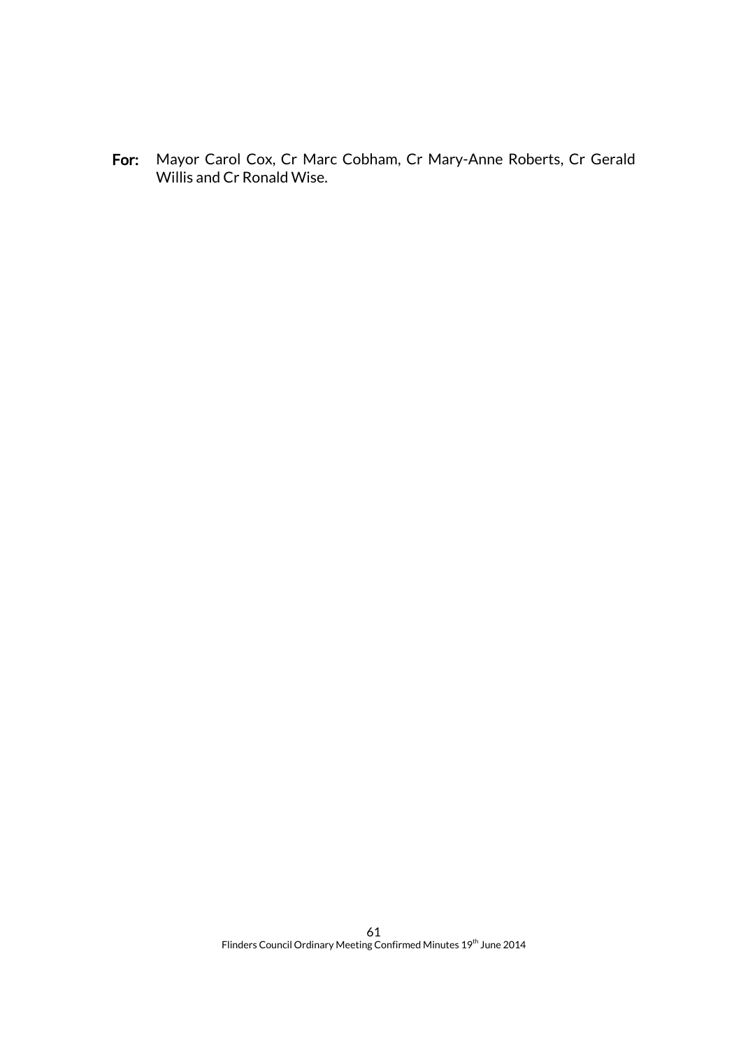**For:** Mayor Carol Cox, Cr Marc Cobham, Cr Mary-Anne Roberts, Cr Gerald Willis and Cr Ronald Wise.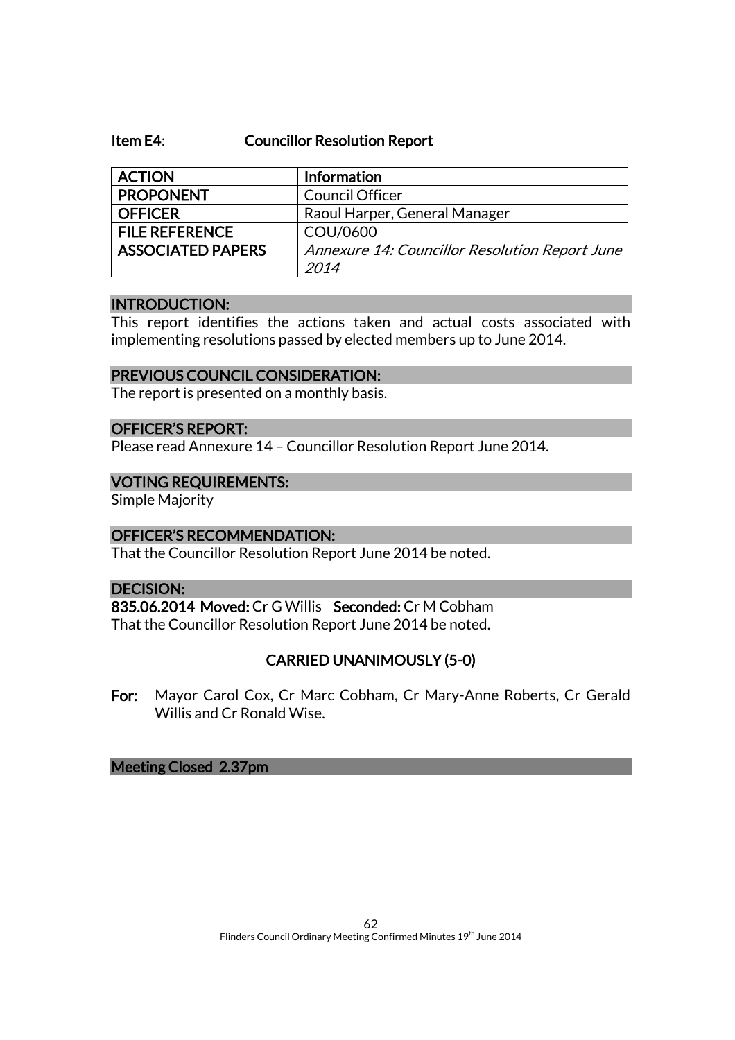### Item E4: Councillor Resolution Report

| | |
|---|---|
| **ACTION** | **Information** |
| **PROPONENT** | Council Officer |
| **OFFICER** | Raoul Harper, General Manager |
| **FILE REFERENCE** | COU/0600 |
| **ASSOCIATED PAPERS** | *Annexure 14: Councillor Resolution Report June 2014* |

#### INTRODUCTION:

This report identifies the actions taken and actual costs associated with implementing resolutions passed by elected members up to June 2014.

#### PREVIOUS COUNCIL CONSIDERATION:

The report is presented on a monthly basis.

#### OFFICER'S REPORT:

Please read Annexure 14 – Councillor Resolution Report June 2014.

#### VOTING REQUIREMENTS:

Simple Majority

#### OFFICER'S RECOMMENDATION:

That the Councillor Resolution Report June 2014 be noted.

#### DECISION:

**835.06.2014 Moved:** Cr G Willis **Seconded:** Cr M Cobham

That the Councillor Resolution Report June 2014 be noted.

**CARRIED UNANIMOUSLY (5-0)**

**For:** Mayor Carol Cox, Cr Marc Cobham, Cr Mary-Anne Roberts, Cr Gerald Willis and Cr Ronald Wise.

#### Meeting Closed 2.37pm